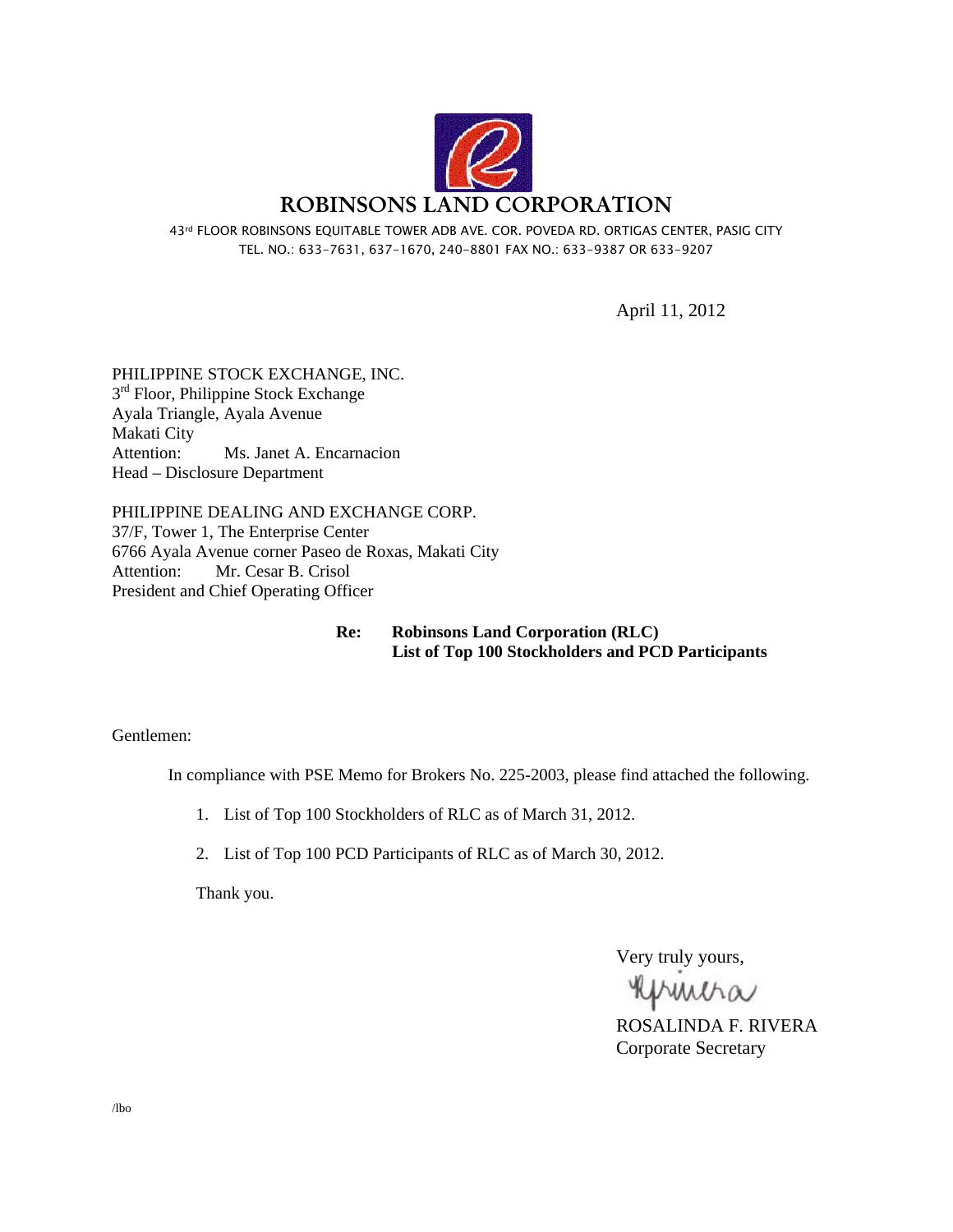# ROBINSONS LAND CORPORATION

43rd FLOOR ROBINSONS EQUITABLE TOWER ADB AVE. COR. POVEDA RD. ORTIGAS CENTER, PASIG CITY
TEL. NO.: 633-7631, 637-1670, 240-8801 FAX NO.: 633-9387 OR 633-9207

April 11, 2012

PHILIPPINE STOCK EXCHANGE, INC.
3rd Floor, Philippine Stock Exchange
Ayala Triangle, Ayala Avenue
Makati City
Attention: Ms. Janet A. Encarnacion
Head – Disclosure Department

PHILIPPINE DEALING AND EXCHANGE CORP.
37/F, Tower 1, The Enterprise Center
6766 Ayala Avenue corner Paseo de Roxas, Makati City
Attention: Mr. Cesar B. Crisol
President and Chief Operating Officer

**Re: Robinsons Land Corporation (RLC)**
**List of Top 100 Stockholders and PCD Participants**

Gentlemen:

In compliance with PSE Memo for Brokers No. 225-2003, please find attached the following.

1. List of Top 100 Stockholders of RLC as of March 31, 2012.
2. List of Top 100 PCD Participants of RLC as of March 30, 2012.

Thank you.

Very truly yours,

ROSALINDA F. RIVERA
Corporate Secretary

/lbo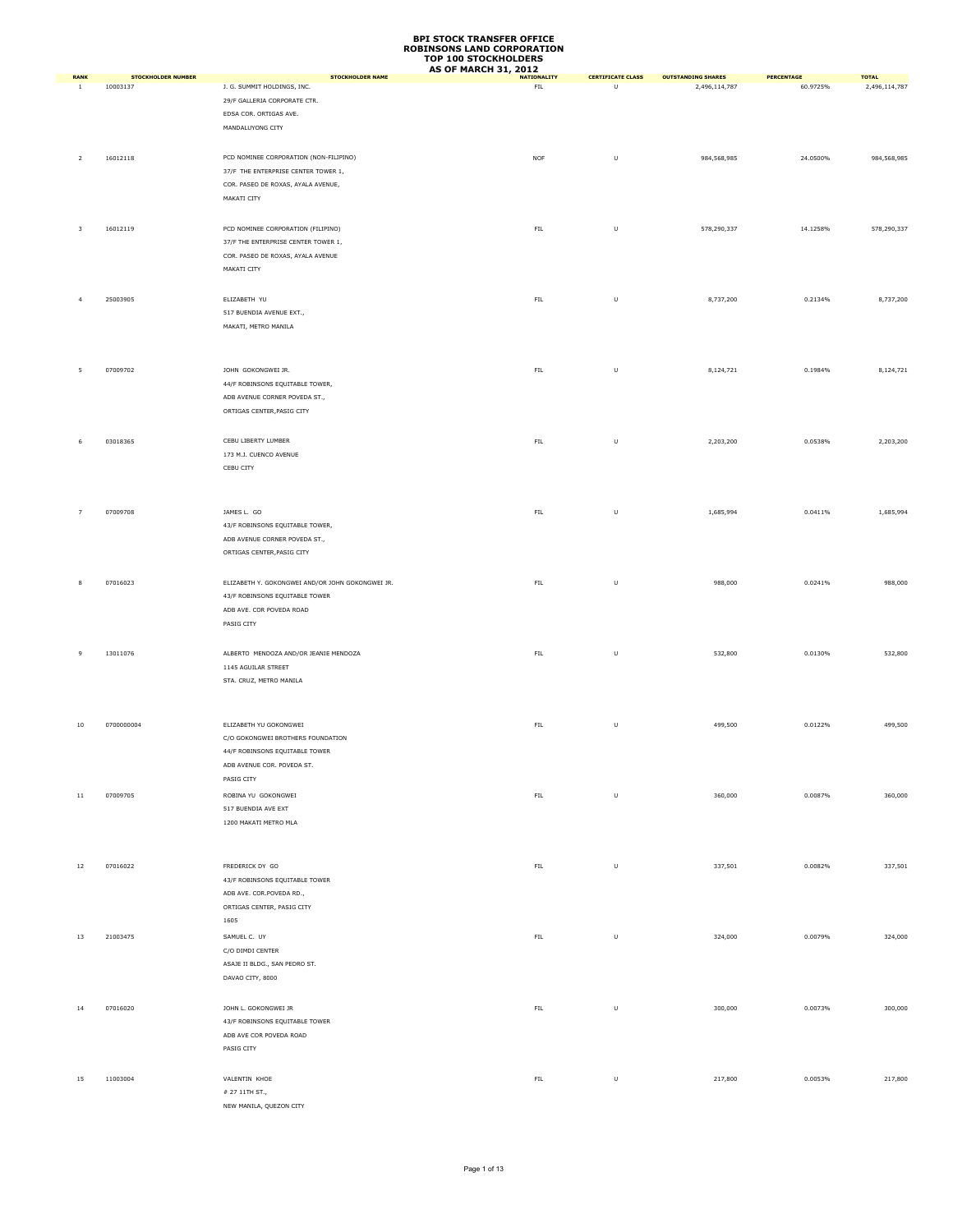# BPI STOCK TRANSFER OFFICE
# ROBINSONS LAND CORPORATION
# TOP 100 STOCKHOLDERS
# AS OF MARCH 31, 2012

| RANK | STOCKHOLDER NUMBER | STOCKHOLDER NAME | NATIONALITY | CERTIFICATE CLASS | OUTSTANDING SHARES | PERCENTAGE | TOTAL |
|---|---|---|---|---|---|---|---|
| 1 | 10003137 | J. G. SUMMIT HOLDINGS, INC.<br>29/F GALLERIA CORPORATE CTR.<br>EDSA COR. ORTIGAS AVE.<br>MANDALUYONG CITY | FIL | U | 2,496,114,787 | 60.9725% | 2,496,114,787 |
| 2 | 16012118 | PCD NOMINEE CORPORATION (NON-FILIPINO)<br>37/F THE ENTERPRISE CENTER TOWER 1,<br>COR. PASEO DE ROXAS, AYALA AVENUE,<br>MAKATI CITY | NOF | U | 984,568,985 | 24.0500% | 984,568,985 |
| 3 | 16012119 | PCD NOMINEE CORPORATION (FILIPINO)<br>37/F THE ENTERPRISE CENTER TOWER 1,<br>COR. PASEO DE ROXAS, AYALA AVENUE<br>MAKATI CITY | FIL | U | 578,290,337 | 14.1258% | 578,290,337 |
| 4 | 25003905 | ELIZABETH YU<br>517 BUENDIA AVENUE EXT.,<br>MAKATI, METRO MANILA | FIL | U | 8,737,200 | 0.2134% | 8,737,200 |
| 5 | 07009702 | JOHN GOKONGWEI JR.<br>44/F ROBINSONS EQUITABLE TOWER,<br>ADB AVENUE CORNER POVEDA ST.,<br>ORTIGAS CENTER,PASIG CITY | FIL | U | 8,124,721 | 0.1984% | 8,124,721 |
| 6 | 03018365 | CEBU LIBERTY LUMBER<br>173 M.J. CUENCO AVENUE<br>CEBU CITY | FIL | U | 2,203,200 | 0.0538% | 2,203,200 |
| 7 | 07009708 | JAMES L. GO<br>43/F ROBINSONS EQUITABLE TOWER,<br>ADB AVENUE CORNER POVEDA ST.,<br>ORTIGAS CENTER,PASIG CITY | FIL | U | 1,685,994 | 0.0411% | 1,685,994 |
| 8 | 07016023 | ELIZABETH Y. GOKONGWEI AND/OR JOHN GOKONGWEI JR.<br>43/F ROBINSONS EQUITABLE TOWER<br>ADB AVE. COR POVEDA ROAD<br>PASIG CITY | FIL | U | 988,000 | 0.0241% | 988,000 |
| 9 | 13011076 | ALBERTO MENDOZA AND/OR JEANIE MENDOZA<br>1145 AGUILAR STREET<br>STA. CRUZ, METRO MANILA | FIL | U | 532,800 | 0.0130% | 532,800 |
| 10 | 0700000004 | ELIZABETH YU GOKONGWEI<br>C/O GOKONGWEI BROTHERS FOUNDATION<br>44/F ROBINSONS EQUITABLE TOWER<br>ADB AVENUE COR. POVEDA ST.<br>PASIG CITY | FIL | U | 499,500 | 0.0122% | 499,500 |
| 11 | 07009705 | ROBINA YU GOKONGWEI<br>517 BUENDIA AVE EXT<br>1200 MAKATI METRO MLA | FIL | U | 360,000 | 0.0087% | 360,000 |
| 12 | 07016022 | FREDERICK DY GO<br>43/F ROBINSONS EQUITABLE TOWER<br>ADB AVE. COR.POVEDA RD.,<br>ORTIGAS CENTER, PASIG CITY<br>1605 | FIL | U | 337,501 | 0.0082% | 337,501 |
| 13 | 21003475 | SAMUEL C. UY<br>C/O DIMDI CENTER<br>ASAJE II BLDG., SAN PEDRO ST.<br>DAVAO CITY, 8000 | FIL | U | 324,000 | 0.0079% | 324,000 |
| 14 | 07016020 | JOHN L. GOKONGWEI JR<br>43/F ROBINSONS EQUITABLE TOWER<br>ADB AVE COR POVEDA ROAD<br>PASIG CITY | FIL | U | 300,000 | 0.0073% | 300,000 |
| 15 | 11003004 | VALENTIN KHOE<br># 27 11TH ST.,<br>NEW MANILA, QUEZON CITY | FIL | U | 217,800 | 0.0053% | 217,800 |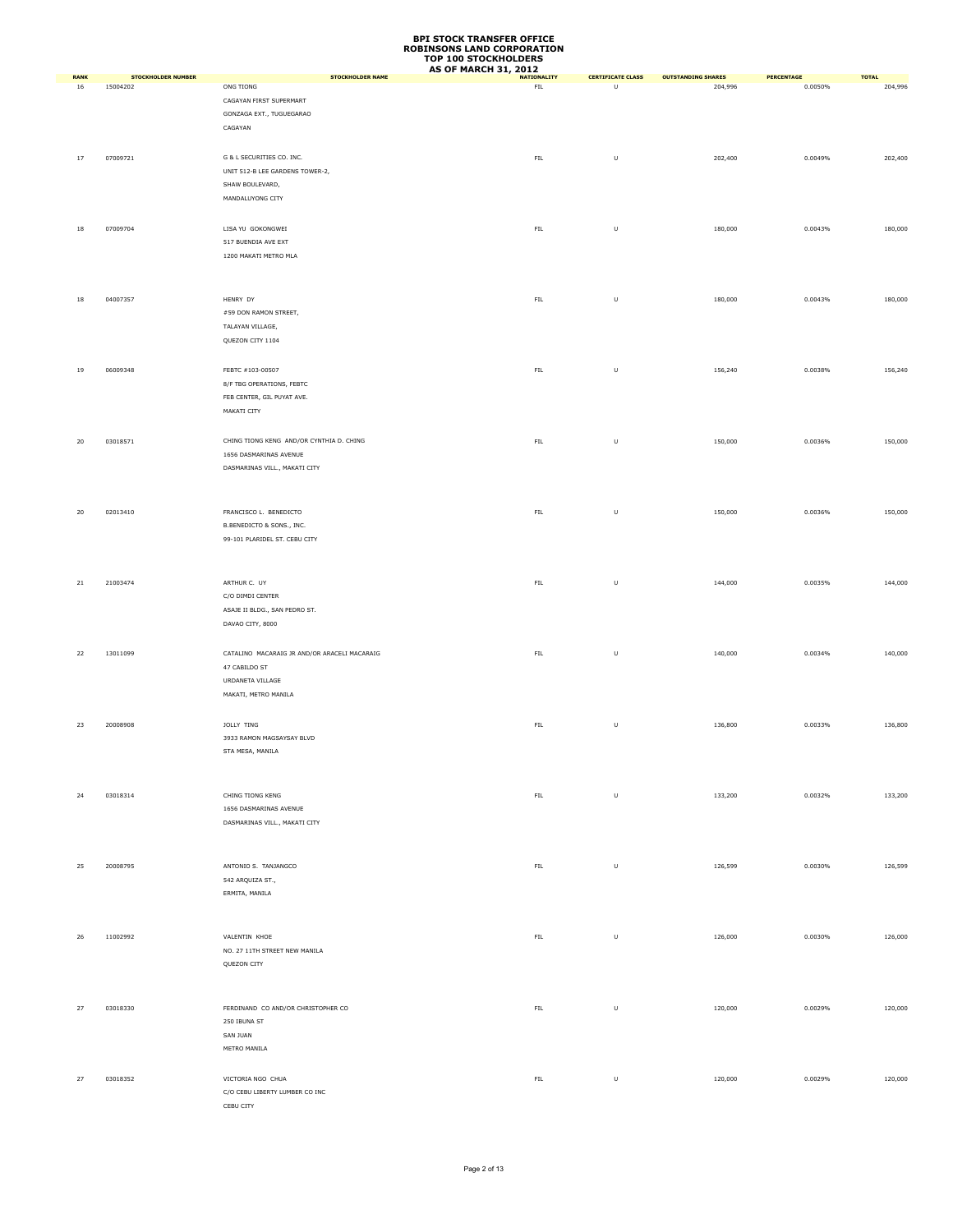# BPI STOCK TRANSFER OFFICE
# ROBINSONS LAND CORPORATION
# TOP 100 STOCKHOLDERS
# AS OF MARCH 31, 2012

| RANK | STOCKHOLDER NUMBER | STOCKHOLDER NAME | NATIONALITY | CERTIFICATE CLASS | OUTSTANDING SHARES | PERCENTAGE | TOTAL |
|---|---|---|---|---|---|---|---|
| 16 | 15004202 | ONG TIONG<br>CAGAYAN FIRST SUPERMART<br>GONZAGA EXT., TUGUEGARAO<br>CAGAYAN | FIL | U | 204,996 | 0.0050% | 204,996 |
| 17 | 07009721 | G & L SECURITIES CO. INC.<br>UNIT 512-B LEE GARDENS TOWER-2,<br>SHAW BOULEVARD,<br>MANDALUYONG CITY | FIL | U | 202,400 | 0.0049% | 202,400 |
| 18 | 07009704 | LISA YU GOKONGWEI<br>517 BUENDIA AVE EXT<br>1200 MAKATI METRO MLA | FIL | U | 180,000 | 0.0043% | 180,000 |
| 18 | 04007357 | HENRY DY<br>#59 DON RAMON STREET,<br>TALAYAN VILLAGE,<br>QUEZON CITY 1104 | FIL | U | 180,000 | 0.0043% | 180,000 |
| 19 | 06009348 | FEBTC #103-00507<br>8/F TBG OPERATIONS, FEBTC<br>FEB CENTER, GIL PUYAT AVE.<br>MAKATI CITY | FIL | U | 156,240 | 0.0038% | 156,240 |
| 20 | 03018571 | CHING TIONG KENG AND/OR CYNTHIA D. CHING<br>1656 DASMARINAS AVENUE<br>DASMARINAS VILL., MAKATI CITY | FIL | U | 150,000 | 0.0036% | 150,000 |
| 20 | 02013410 | FRANCISCO L. BENEDICTO<br>B.BENEDICTO & SONS., INC.<br>99-101 PLARIDEL ST. CEBU CITY | FIL | U | 150,000 | 0.0036% | 150,000 |
| 21 | 21003474 | ARTHUR C. UY<br>C/O DIMDI CENTER<br>ASAJE II BLDG., SAN PEDRO ST.<br>DAVAO CITY, 8000 | FIL | U | 144,000 | 0.0035% | 144,000 |
| 22 | 13011099 | CATALINO MACARAIG JR AND/OR ARACELI MACARAIG<br>47 CABILDO ST<br>URDANETA VILLAGE<br>MAKATI, METRO MANILA | FIL | U | 140,000 | 0.0034% | 140,000 |
| 23 | 20008908 | JOLLY TING<br>3933 RAMON MAGSAYSAY BLVD<br>STA MESA, MANILA | FIL | U | 136,800 | 0.0033% | 136,800 |
| 24 | 03018314 | CHING TIONG KENG<br>1656 DASMARINAS AVENUE<br>DASMARINAS VILL., MAKATI CITY | FIL | U | 133,200 | 0.0032% | 133,200 |
| 25 | 20008795 | ANTONIO S. TANJANGCO<br>542 ARQUIZA ST.,<br>ERMITA, MANILA | FIL | U | 126,599 | 0.0030% | 126,599 |
| 26 | 11002992 | VALENTIN KHOE<br>NO. 27 11TH STREET NEW MANILA<br>QUEZON CITY | FIL | U | 126,000 | 0.0030% | 126,000 |
| 27 | 03018330 | FERDINAND CO AND/OR CHRISTOPHER CO<br>250 IBUNA ST<br>SAN JUAN<br>METRO MANILA | FIL | U | 120,000 | 0.0029% | 120,000 |
| 27 | 03018352 | VICTORIA NGO CHUA<br>C/O CEBU LIBERTY LUMBER CO INC<br>CEBU CITY | FIL | U | 120,000 | 0.0029% | 120,000 |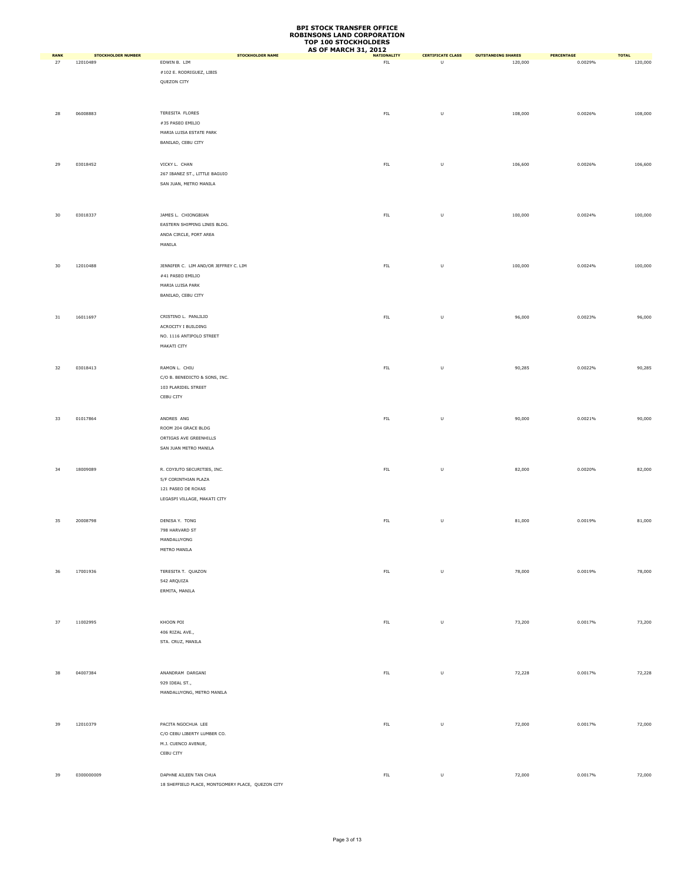# BPI STOCK TRANSFER OFFICE
# ROBINSONS LAND CORPORATION
# TOP 100 STOCKHOLDERS
# AS OF MARCH 31, 2012

| RANK | STOCKHOLDER NUMBER | STOCKHOLDER NAME | NATIONALITY | CERTIFICATE CLASS | OUTSTANDING SHARES | PERCENTAGE | TOTAL |
|---|---|---|---|---|---|---|---|
| 27 | 12010489 | EDWIN B. LIM<br>#102 E. RODRIGUEZ, LIBIS<br>QUEZON CITY | FIL | U | 120,000 | 0.0029% | 120,000 |
| 28 | 06008883 | TERESITA FLORES<br>#35 PASEO EMILIO<br>MARIA LUISA ESTATE PARK<br>BANILAD, CEBU CITY | FIL | U | 108,000 | 0.0026% | 108,000 |
| 29 | 03018452 | VICKY L. CHAN<br>267 IBANEZ ST., LITTLE BAGUIO<br>SAN JUAN, METRO MANILA | FIL | U | 106,600 | 0.0026% | 106,600 |
| 30 | 03018337 | JAMES L. CHIONGBIAN<br>EASTERN SHIPPING LINES BLDG.<br>ANDA CIRCLE, PORT AREA<br>MANILA | FIL | U | 100,000 | 0.0024% | 100,000 |
| 30 | 12010488 | JENNIFER C. LIM AND/OR JEFFREY C. LIM<br>#41 PASEO EMILIO<br>MARIA LUISA PARK<br>BANILAD, CEBU CITY | FIL | U | 100,000 | 0.0024% | 100,000 |
| 31 | 16011697 | CRISTINO L. PANLILIO<br>ACROCITY I BUILDING<br>NO. 1116 ANTIPOLO STREET<br>MAKATI CITY | FIL | U | 96,000 | 0.0023% | 96,000 |
| 32 | 03018413 | RAMON L. CHIU<br>C/O B. BENEDICTO & SONS, INC.<br>103 PLARIDEL STREET<br>CEBU CITY | FIL | U | 90,285 | 0.0022% | 90,285 |
| 33 | 01017864 | ANDRES ANG<br>ROOM 204 GRACE BLDG<br>ORTIGAS AVE GREENHILLS<br>SAN JUAN METRO MANILA | FIL | U | 90,000 | 0.0021% | 90,000 |
| 34 | 18009089 | R. COYIUTO SECURITIES, INC.<br>5/F CORINTHIAN PLAZA<br>121 PASEO DE ROXAS<br>LEGASPI VILLAGE, MAKATI CITY | FIL | U | 82,000 | 0.0020% | 82,000 |
| 35 | 20008798 | DENISA Y. TONG<br>798 HARVARD ST<br>MANDALUYONG<br>METRO MANILA | FIL | U | 81,000 | 0.0019% | 81,000 |
| 36 | 17001936 | TERESITA T. QUAZON<br>542 ARQUIZA<br>ERMITA, MANILA | FIL | U | 78,000 | 0.0019% | 78,000 |
| 37 | 11002995 | KHOON POI<br>406 RIZAL AVE.,<br>STA. CRUZ, MANILA | FIL | U | 73,200 | 0.0017% | 73,200 |
| 38 | 04007384 | ANANDRAM DARGANI<br>929 IDEAL ST.,<br>MANDALUYONG, METRO MANILA | FIL | U | 72,228 | 0.0017% | 72,228 |
| 39 | 12010379 | PACITA NGOCHUA LEE<br>C/O CEBU LIBERTY LUMBER CO.<br>M.J. CUENCO AVENUE,<br>CEBU CITY | FIL | U | 72,000 | 0.0017% | 72,000 |
| 39 | 0300000009 | DAPHNE AILEEN TAN CHUA<br>18 SHEFFIELD PLACE, MONTGOMERY PLACE, QUEZON CITY | FIL | U | 72,000 | 0.0017% | 72,000 |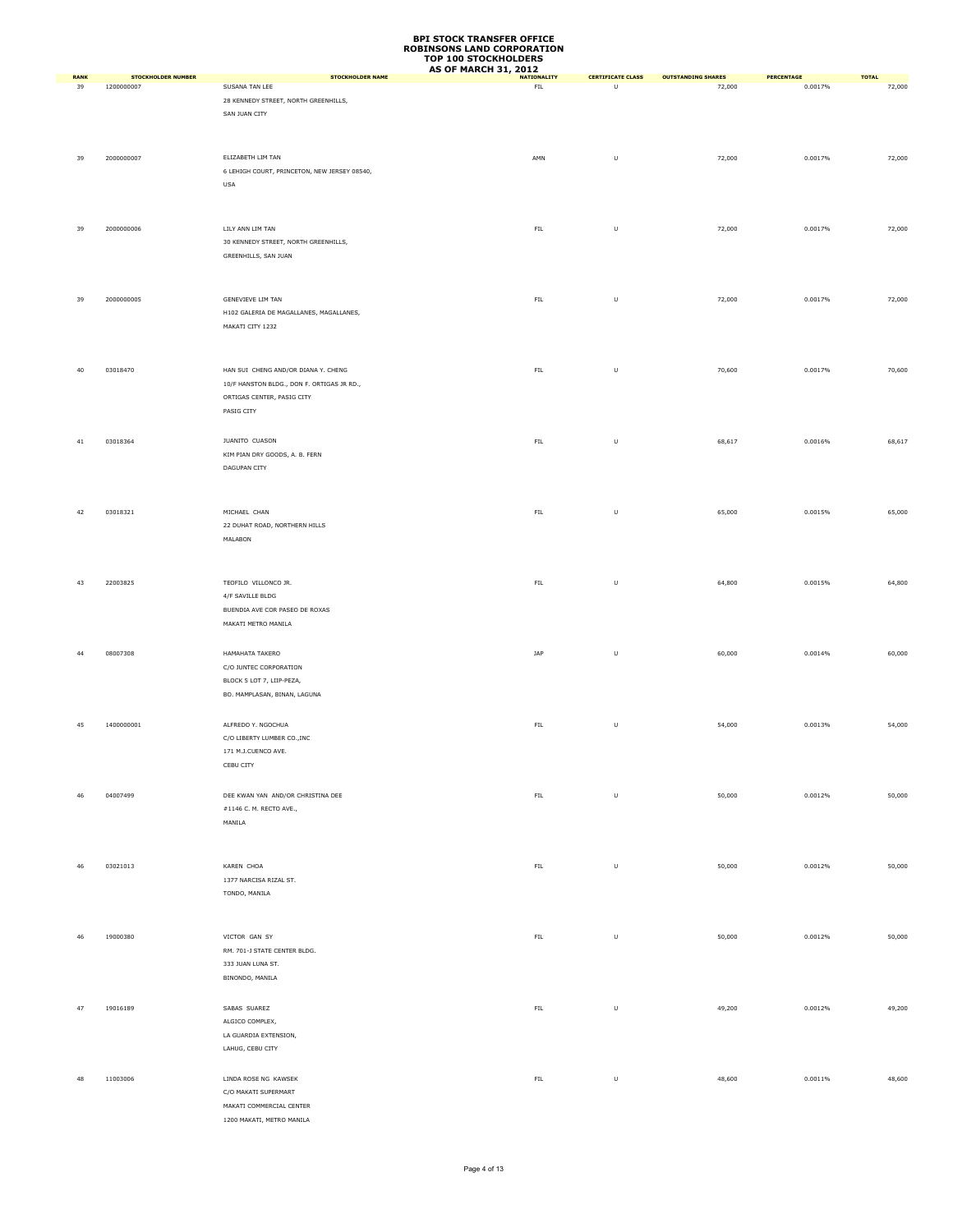# BPI STOCK TRANSFER OFFICE
# ROBINSONS LAND CORPORATION
# TOP 100 STOCKHOLDERS
# AS OF MARCH 31, 2012

| RANK | STOCKHOLDER NUMBER | STOCKHOLDER NAME | NATIONALITY | CERTIFICATE CLASS | OUTSTANDING SHARES | PERCENTAGE | TOTAL |
|---|---|---|---|---|---|---|---|
| 39 | 1200000007 | SUSANA TAN LEE<br>28 KENNEDY STREET, NORTH GREENHILLS,<br>SAN JUAN CITY | FIL | U | 72,000 | 0.0017% | 72,000 |
| 39 | 2000000007 | ELIZABETH LIM TAN<br>6 LEHIGH COURT, PRINCETON, NEW JERSEY 08540,<br>USA | AMN | U | 72,000 | 0.0017% | 72,000 |
| 39 | 2000000006 | LILY ANN LIM TAN<br>30 KENNEDY STREET, NORTH GREENHILLS,<br>GREENHILLS, SAN JUAN | FIL | U | 72,000 | 0.0017% | 72,000 |
| 39 | 2000000005 | GENEVIEVE LIM TAN<br>H102 GALERIA DE MAGALLANES, MAGALLANES,<br>MAKATI CITY 1232 | FIL | U | 72,000 | 0.0017% | 72,000 |
| 40 | 03018470 | HAN SUI CHENG AND/OR DIANA Y. CHENG<br>10/F HANSTON BLDG., DON F. ORTIGAS JR RD.,<br>ORTIGAS CENTER, PASIG CITY<br>PASIG CITY | FIL | U | 70,600 | 0.0017% | 70,600 |
| 41 | 03018364 | JUANITO CUASON<br>KIM PIAN DRY GOODS, A. B. FERN<br>DAGUPAN CITY | FIL | U | 68,617 | 0.0016% | 68,617 |
| 42 | 03018321 | MICHAEL CHAN<br>22 DUHAT ROAD, NORTHERN HILLS<br>MALABON | FIL | U | 65,000 | 0.0015% | 65,000 |
| 43 | 22003825 | TEOFILO VILLONCO JR.<br>4/F SAVILLE BLDG<br>BUENDIA AVE COR PASEO DE ROXAS<br>MAKATI METRO MANILA | FIL | U | 64,800 | 0.0015% | 64,800 |
| 44 | 08007308 | HAMAHATA TAKERO<br>C/O JUNTEC CORPORATION<br>BLOCK 5 LOT 7, LIIP-PEZA,<br>BO. MAMPLASAN, BINAN, LAGUNA | JAP | U | 60,000 | 0.0014% | 60,000 |
| 45 | 1400000001 | ALFREDO Y. NGOCHUA<br>C/O LIBERTY LUMBER CO.,INC<br>171 M.J.CUENCO AVE.<br>CEBU CITY | FIL | U | 54,000 | 0.0013% | 54,000 |
| 46 | 04007499 | DEE KWAN YAN AND/OR CHRISTINA DEE<br>#1146 C. M. RECTO AVE.,<br>MANILA | FIL | U | 50,000 | 0.0012% | 50,000 |
| 46 | 03021013 | KAREN CHOA<br>1377 NARCISA RIZAL ST.<br>TONDO, MANILA | FIL | U | 50,000 | 0.0012% | 50,000 |
| 46 | 19000380 | VICTOR GAN SY<br>RM. 701-J STATE CENTER BLDG.<br>333 JUAN LUNA ST.<br>BINONDO, MANILA | FIL | U | 50,000 | 0.0012% | 50,000 |
| 47 | 19016189 | SABAS SUAREZ<br>ALGICO COMPLEX,<br>LA GUARDIA EXTENSION,<br>LAHUG, CEBU CITY | FIL | U | 49,200 | 0.0012% | 49,200 |
| 48 | 11003006 | LINDA ROSE NG KAWSEK<br>C/O MAKATI SUPERMART<br>MAKATI COMMERCIAL CENTER<br>1200 MAKATI, METRO MANILA | FIL | U | 48,600 | 0.0011% | 48,600 |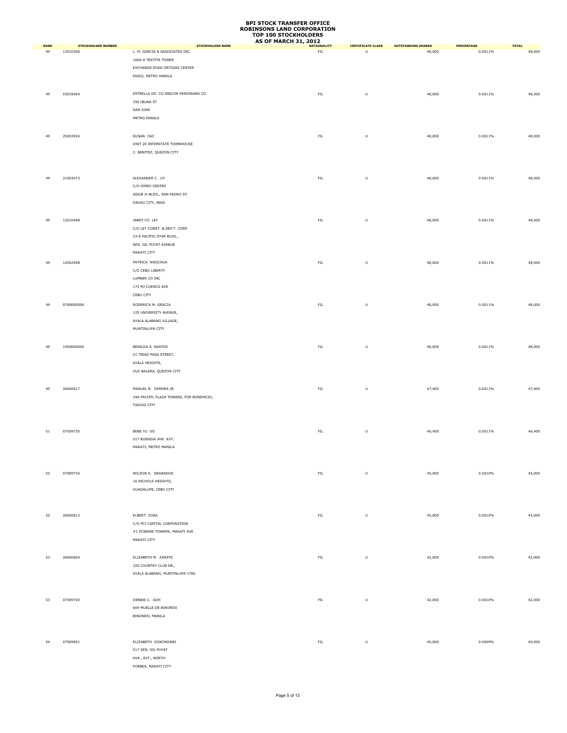# BPI STOCK TRANSFER OFFICE
# ROBINSONS LAND CORPORATION
# TOP 100 STOCKHOLDERS
# AS OF MARCH 31, 2012

| RANK | STOCKHOLDER NUMBER | STOCKHOLDER NAME | NATIONALITY | CERTIFICATE CLASS | OUTSTANDING SHARES | PERCENTAGE | TOTAL |
|---|---|---|---|---|---|---|---|
| 49 | 12010306 | L. M. GARCIA & ASSOCIATES INC.<br>1606-A TEKTITE TOWER<br>EXCHANGE ROAD ORTIGAS CENTER<br>PASIG, METRO MANILA | FIL | U | 48,000 | 0.0011% | 48,000 |
| 49 | 03018404 | ESTRELLA GO CO AND/OR FERDINAND CO<br>250 IBUNA ST<br>SAN JUAN<br>METRO MANILA | FIL | U | 48,000 | 0.0011% | 48,000 |
| 49 | 25003924 | SUSAN YAO<br>UNIT 20 INTERSTATE TOWNHOUSE<br>C. BENITEZ, QUEZON CITY | FIL | U | 48,000 | 0.0011% | 48,000 |
| 49 | 21003473 | ALEXANDER C. UY<br>C/O DIMDI CENTER<br>ASAJE II BLDG., SAN PEDRO ST.<br>DAVAO CITY, 8000 | FIL | U | 48,000 | 0.0011% | 48,000 |
| 49 | 12010498 | JANET CO LEY<br>C/O LEY CONST. & DEV'T. CORP.<br>23-E PACIFIC STAR BLDG.,<br>SEN. GIL PUYAT AVENUE<br>MAKATI CITY | FIL | U | 48,000 | 0.0011% | 48,000 |
| 49 | 14002598 | PATRICK NGOCHUA<br>C/O CEBU LIBERTY<br>LUMBER CO INC<br>173 MJ CUENCO AVE<br>CEBU CITY | FIL | U | 48,000 | 0.0011% | 48,000 |
| 49 | 0700000006 | RODERICK M. GRACIA<br>125 UNIVERSITY AVENUE,<br>AYALA ALABANG VILLAGE,<br>MUNTINLUPA CITY | FIL | U | 48,000 | 0.0011% | 48,000 |
| 49 | 1900000004 | BENILDA S. SANTOS<br>21 TIRAD PASS STREET,<br>AYALA HEIGHTS,<br>OLD BALARA, QUEZON CITY | FIL | U | 48,000 | 0.0011% | 48,000 |
| 50 | 26000617 | MANUEL B. ZAMORA JR.<br>34A PACIFIC PLAZA TOWERS, FOR BONIFACIO,<br>TAGUIG CITY | FIL | U | 47,400 | 0.0011% | 47,400 |
| 51 | 07009735 | BEBE YU GO<br>517 BUENDIA AVE. EXT.<br>MAKATI, METRO MANILA | FIL | U | 46,400 | 0.0011% | 46,400 |
| 52 | 07009734 | WILSON K. GRANADOS<br>16 NICHOLS HEIGHTS,<br>GUADALUPE, CEBU CITY | FIL | U | 45,000 | 0.0010% | 45,000 |
| 52 | 26000613 | ELBERT ZOSA<br>C/O PCI CAPITAL CORPORATION<br>#1 PCIBANK TOWERS, MAKATI AVE<br>MAKATI CITY | FIL | U | 45,000 | 0.0010% | 45,000 |
| 53 | 26000604 | ELIZABETH M. ZARATE<br>320 COUNTRY CLUB DR.,<br>AYALA ALABANG, MUNTINLUPA 1780 | FIL | U | 42,000 | 0.0010% | 42,000 |
| 53 | 07009720 | DEBBIE C. GOH<br>669 MUELLE DE BINONDO<br>BINONDO, MANILA | FIL | U | 42,000 | 0.0010% | 42,000 |
| 54 | 07009851 | ELIZABETH GOKONGWEI<br>517 SEN. GIL PUYAT<br>AVE., EXT., NORTH<br>FORBES, MAKATI CITY | FIL | U | 40,000 | 0.0009% | 40,000 |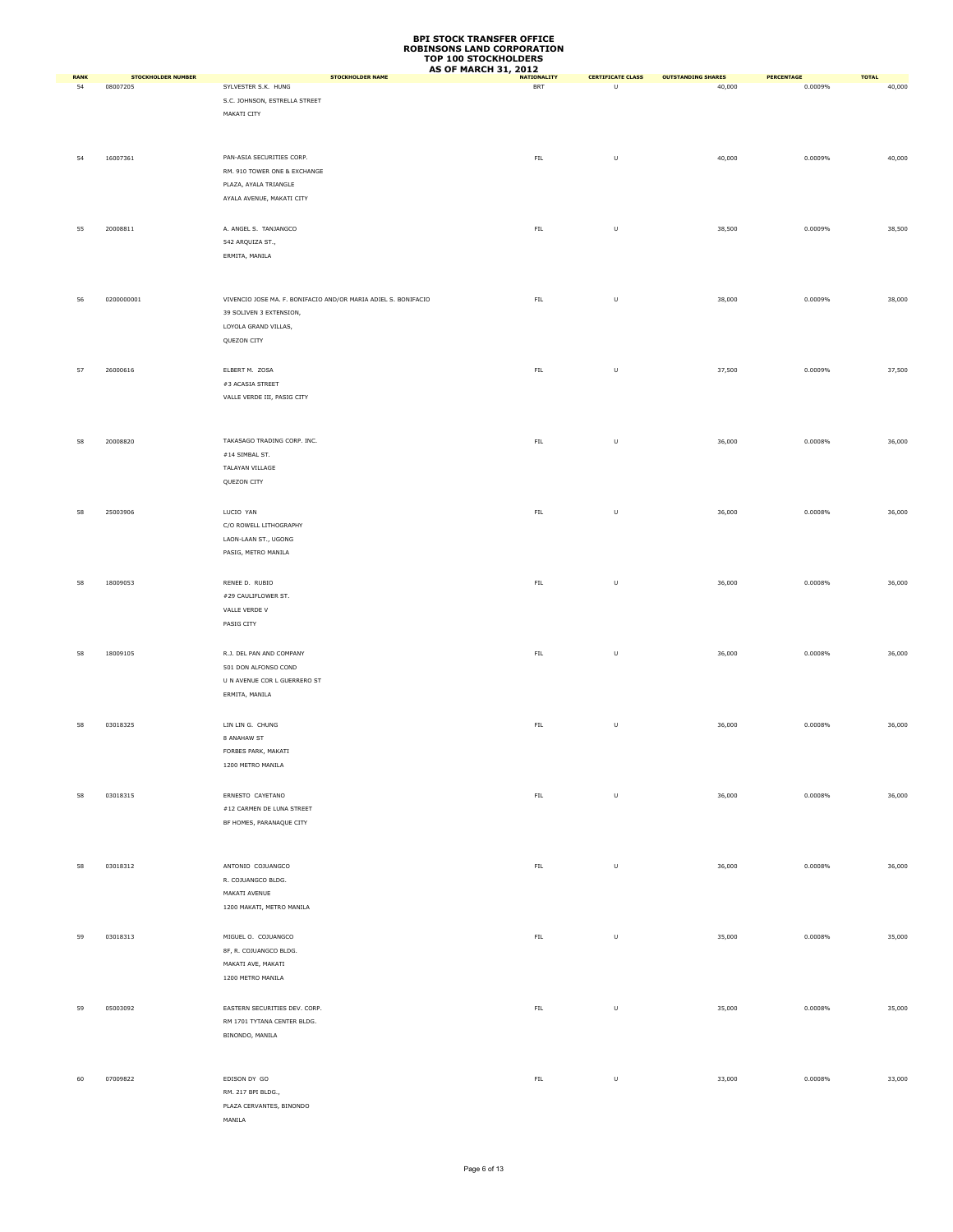# BPI STOCK TRANSFER OFFICE
# ROBINSONS LAND CORPORATION
# TOP 100 STOCKHOLDERS
# AS OF MARCH 31, 2012

| RANK | STOCKHOLDER NUMBER | STOCKHOLDER NAME | NATIONALITY | CERTIFICATE CLASS | OUTSTANDING SHARES | PERCENTAGE | TOTAL |
|---|---|---|---|---|---|---|---|
| 54 | 08007205 | SYLVESTER S.K. HUNG<br>S.C. JOHNSON, ESTRELLA STREET<br>MAKATI CITY | BRT | U | 40,000 | 0.0009% | 40,000 |
| 54 | 16007361 | PAN-ASIA SECURITIES CORP.<br>RM. 910 TOWER ONE & EXCHANGE<br>PLAZA, AYALA TRIANGLE<br>AYALA AVENUE, MAKATI CITY | FIL | U | 40,000 | 0.0009% | 40,000 |
| 55 | 20008811 | A. ANGEL S. TANJANGCO<br>542 ARQUIZA ST.,<br>ERMITA, MANILA | FIL | U | 38,500 | 0.0009% | 38,500 |
| 56 | 0200000001 | VIVENCIO JOSE MA. F. BONIFACIO AND/OR MARIA ADIEL S. BONIFACIO<br>39 SOLIVEN 3 EXTENSION,<br>LOYOLA GRAND VILLAS,<br>QUEZON CITY | FIL | U | 38,000 | 0.0009% | 38,000 |
| 57 | 26000616 | ELBERT M. ZOSA<br>#3 ACASIA STREET<br>VALLE VERDE III, PASIG CITY | FIL | U | 37,500 | 0.0009% | 37,500 |
| 58 | 20008820 | TAKASAGO TRADING CORP. INC.<br>#14 SIMBAL ST.<br>TALAYAN VILLAGE<br>QUEZON CITY | FIL | U | 36,000 | 0.0008% | 36,000 |
| 58 | 25003906 | LUCIO YAN<br>C/O ROWELL LITHOGRAPHY<br>LAON-LAAN ST., UGONG<br>PASIG, METRO MANILA | FIL | U | 36,000 | 0.0008% | 36,000 |
| 58 | 18009053 | RENEE D. RUBIO<br>#29 CAULIFLOWER ST.<br>VALLE VERDE V<br>PASIG CITY | FIL | U | 36,000 | 0.0008% | 36,000 |
| 58 | 18009105 | R.J. DEL PAN AND COMPANY<br>501 DON ALFONSO COND<br>U N AVENUE COR L GUERRERO ST<br>ERMITA, MANILA | FIL | U | 36,000 | 0.0008% | 36,000 |
| 58 | 03018325 | LIN LIN G. CHUNG<br>8 ANAHAW ST<br>FORBES PARK, MAKATI<br>1200 METRO MANILA | FIL | U | 36,000 | 0.0008% | 36,000 |
| 58 | 03018315 | ERNESTO CAYETANO<br>#12 CARMEN DE LUNA STREET<br>BF HOMES, PARANAQUE CITY | FIL | U | 36,000 | 0.0008% | 36,000 |
| 58 | 03018312 | ANTONIO COJUANGCO<br>R. COJUANGCO BLDG.<br>MAKATI AVENUE<br>1200 MAKATI, METRO MANILA | FIL | U | 36,000 | 0.0008% | 36,000 |
| 59 | 03018313 | MIGUEL O. COJUANGCO<br>8F, R. COJUANGCO BLDG.<br>MAKATI AVE, MAKATI<br>1200 METRO MANILA | FIL | U | 35,000 | 0.0008% | 35,000 |
| 59 | 05003092 | EASTERN SECURITIES DEV. CORP.<br>RM 1701 TYTANA CENTER BLDG.<br>BINONDO, MANILA | FIL | U | 35,000 | 0.0008% | 35,000 |
| 60 | 07009822 | EDISON DY GO<br>RM. 217 BPI BLDG.,<br>PLAZA CERVANTES, BINONDO<br>MANILA | FIL | U | 33,000 | 0.0008% | 33,000 |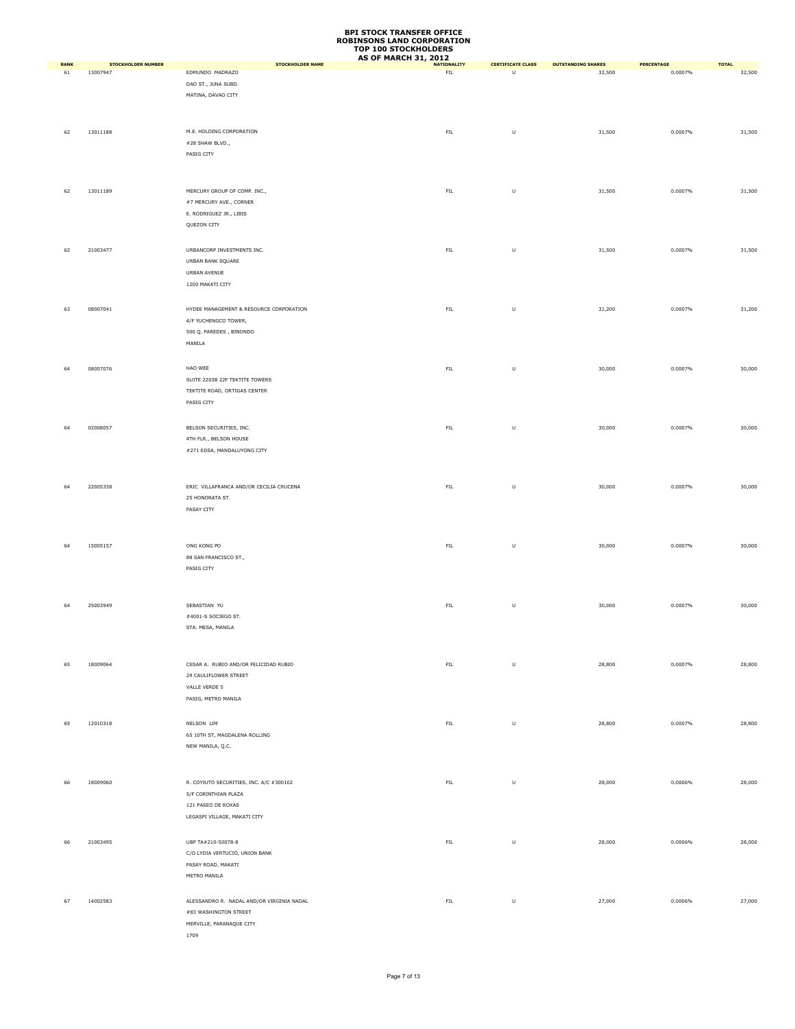# BPI STOCK TRANSFER OFFICE
# ROBINSONS LAND CORPORATION
# TOP 100 STOCKHOLDERS
# AS OF MARCH 31, 2012

| RANK | STOCKHOLDER NUMBER | STOCKHOLDER NAME | NATIONALITY | CERTIFICATE CLASS | OUTSTANDING SHARES | PERCENTAGE | TOTAL |
|---|---|---|---|---|---|---|---|
| 61 | 13007947 | EDMUNDO MADRAZO<br>DAO ST., JUNA SUBD.<br>MATINA, DAVAO CITY | FIL | U | 32,500 | 0.0007% | 32,500 |
| 62 | 13011188 | M.E. HOLDING CORPORATION<br>#28 SHAW BLVD.,<br>PASIG CITY | FIL | U | 31,500 | 0.0007% | 31,500 |
| 62 | 13011189 | MERCURY GROUP OF COMP. INC.,<br>#7 MERCURY AVE., CORNER<br>E. RODRIGUEZ JR., LIBIS<br>QUEZON CITY | FIL | U | 31,500 | 0.0007% | 31,500 |
| 62 | 21003477 | URBANCORP INVESTMENTS INC.<br>URBAN BANK SQUARE<br>URBAN AVENUE<br>1200 MAKATI CITY | FIL | U | 31,500 | 0.0007% | 31,500 |
| 63 | 08007041 | HYDEE MANAGEMENT & RESOURCE CORPORATION<br>4/F YUCHENGCO TOWER,<br>500 Q. PAREDES , BINONDO<br>MANILA | FIL | U | 31,200 | 0.0007% | 31,200 |
| 64 | 08007076 | HAO WEE<br>SUITE 2203B 22F TEKTITE TOWERS<br>TEKTITE ROAD, ORTIGAS CENTER<br>PASIG CITY | FIL | U | 30,000 | 0.0007% | 30,000 |
| 64 | 02008057 | BELSON SECURITIES, INC.<br>4TH FLR., BELSON HOUSE<br>#271 EDSA, MANDALUYONG CITY | FIL | U | 30,000 | 0.0007% | 30,000 |
| 64 | 22005338 | ERIC VILLAFRANCA AND/OR CECILIA CRUCENA<br>25 HONORATA ST.<br>PASAY CITY | FIL | U | 30,000 | 0.0007% | 30,000 |
| 64 | 15005157 | ONG KONG PO<br>88 SAN FRANCISCO ST.,<br>PASIG CITY | FIL | U | 30,000 | 0.0007% | 30,000 |
| 64 | 25003949 | SEBASTIAN YU<br>#4001-S SOCIEGO ST.<br>STA. MESA, MANILA | FIL | U | 30,000 | 0.0007% | 30,000 |
| 65 | 18009064 | CESAR A. RUBIO AND/OR FELICIDAD RUBIO<br>29 CAULIFLOWER STREET<br>VALLE VERDE 5<br>PASIG, METRO MANILA | FIL | U | 28,800 | 0.0007% | 28,800 |
| 65 | 12010318 | NELSON LIM<br>65 10TH ST, MAGDALENA ROLLING<br>NEW MANILA, Q.C. | FIL | U | 28,800 | 0.0007% | 28,800 |
| 66 | 18009060 | R. COYIUTO SECURITIES, INC. A/C #300102<br>5/F CORINTHIAN PLAZA<br>121 PASEO DE ROXAS<br>LEGASPI VILLAGE, MAKATI CITY | FIL | U | 28,000 | 0.0006% | 28,000 |
| 66 | 21003495 | UBP TA#210-50078-8<br>C/O LYDIA VERTUCIO, UNION BANK<br>PASAY ROAD, MAKATI<br>METRO MANILA | FIL | U | 28,000 | 0.0006% | 28,000 |
| 67 | 14002583 | ALESSANDRO R. NADAL AND/OR VIRGINIA NADAL<br>#83 WASHINGTON STREET<br>MERVILLE, PARANAQUE CITY<br>1709 | FIL | U | 27,000 | 0.0006% | 27,000 |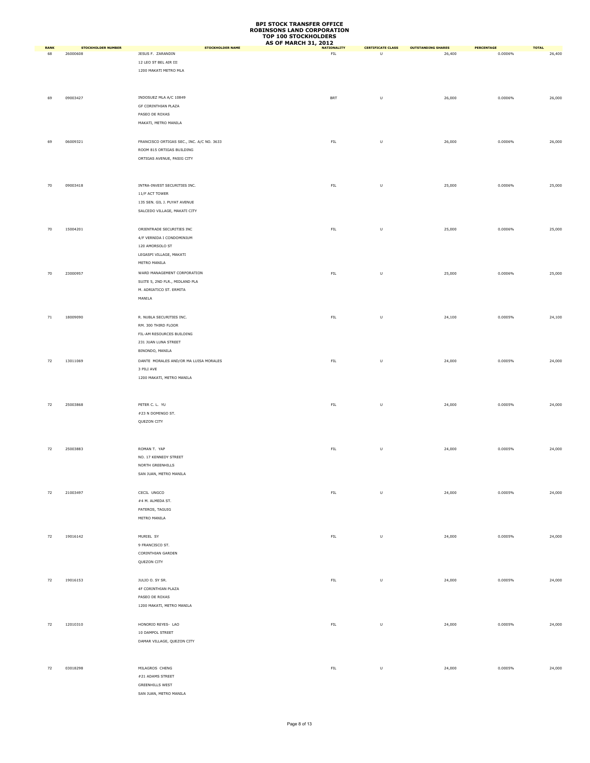# BPI STOCK TRANSFER OFFICE
# ROBINSONS LAND CORPORATION
# TOP 100 STOCKHOLDERS
# AS OF MARCH 31, 2012

| RANK | STOCKHOLDER NUMBER | STOCKHOLDER NAME | NATIONALITY | CERTIFICATE CLASS | OUTSTANDING SHARES | PERCENTAGE | TOTAL |
|---|---|---|---|---|---|---|---|
| 68 | 26000608 | JESUS F. ZARANDIN<br>12 LEO ST BEL AIR III<br>1200 MAKATI METRO MLA | FIL | U | 26,400 | 0.0006% | 26,400 |
| 69 | 09003427 | INDOSUEZ MLA A/C 10849<br>GF CORINTHIAN PLAZA<br>PASEO DE ROXAS<br>MAKATI, METRO MANILA | BRT | U | 26,000 | 0.0006% | 26,000 |
| 69 | 06009321 | FRANCISCO ORTIGAS SEC., INC. A/C NO. 3633<br>ROOM 815 ORTIGAS BUILDING<br>ORTIGAS AVENUE, PASIG CITY | FIL | U | 26,000 | 0.0006% | 26,000 |
| 70 | 09003418 | INTRA-INVEST SECURITIES INC.<br>11/F ACT TOWER<br>135 SEN. GIL J. PUYAT AVENUE<br>SALCEDO VILLAGE, MAKATI CITY | FIL | U | 25,000 | 0.0006% | 25,000 |
| 70 | 15004201 | ORIENTRADE SECURITIES INC<br>4/F VERNIDA I CONDOMINIUM<br>120 AMORSOLO ST<br>LEGASPI VILLAGE, MAKATI<br>METRO MANILA | FIL | U | 25,000 | 0.0006% | 25,000 |
| 70 | 23000957 | WARD MANAGEMENT CORPORATION<br>SUITE 5, 2ND FLR., MIDLAND PLA<br>M. ADRIATICO ST. ERMITA<br>MANILA | FIL | U | 25,000 | 0.0006% | 25,000 |
| 71 | 18009090 | R. NUBLA SECURITIES INC.<br>RM. 300 THIRD FLOOR<br>FIL-AM RESOURCES BUILDING<br>231 JUAN LUNA STREET<br>BINONDO, MANILA | FIL | U | 24,100 | 0.0005% | 24,100 |
| 72 | 13011069 | DANTE MORALES AND/OR MA LUISA MORALES<br>3 PILI AVE<br>1200 MAKATI, METRO MANILA | FIL | U | 24,000 | 0.0005% | 24,000 |
| 72 | 25003868 | PETER C. L. YU<br>#23 N DOMINGO ST.<br>QUEZON CITY | FIL | U | 24,000 | 0.0005% | 24,000 |
| 72 | 25003883 | ROMAN T. YAP<br>NO. 17 KENNEDY STREET<br>NORTH GREENHILLS<br>SAN JUAN, METRO MANILA | FIL | U | 24,000 | 0.0005% | 24,000 |
| 72 | 21003497 | CECIL UNGCO<br>#4 M. ALMEDA ST.<br>PATEROS, TAGUIG<br>METRO MANILA | FIL | U | 24,000 | 0.0005% | 24,000 |
| 72 | 19016142 | MURIEL SY<br>9 FRANCISCO ST.<br>CORINTHIAN GARDEN<br>QUEZON CITY | FIL | U | 24,000 | 0.0005% | 24,000 |
| 72 | 19016153 | JULIO O. SY SR.<br>4F CORINTHIAN PLAZA<br>PASEO DE ROXAS<br>1200 MAKATI, METRO MANILA | FIL | U | 24,000 | 0.0005% | 24,000 |
| 72 | 12010310 | HONORIO REYES- LAO<br>10 DAMPOL STREET<br>DAMAR VILLAGE, QUEZON CITY | FIL | U | 24,000 | 0.0005% | 24,000 |
| 72 | 03018298 | MILAGROS CHENG<br>#21 ADAMS STREET<br>GREENHILLS WEST<br>SAN JUAN, METRO MANILA | FIL | U | 24,000 | 0.0005% | 24,000 |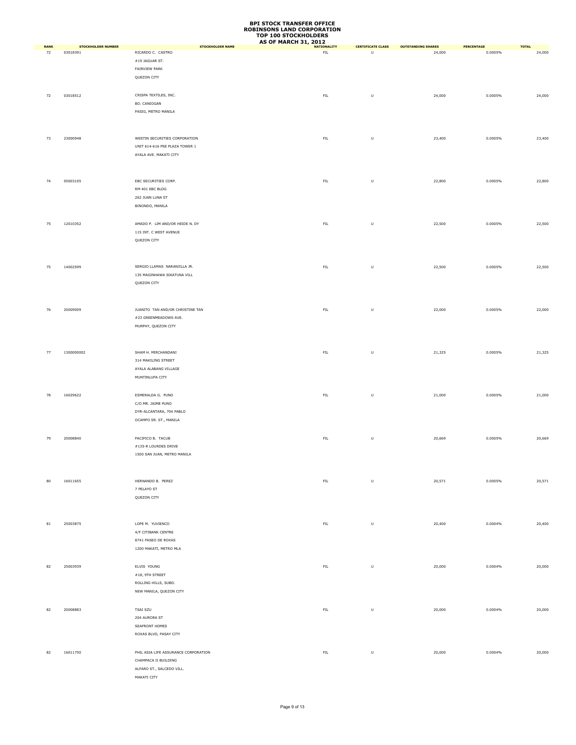# BPI STOCK TRANSFER OFFICE
# ROBINSONS LAND CORPORATION
# TOP 100 STOCKHOLDERS
# AS OF MARCH 31, 2012

| RANK | STOCKHOLDER NUMBER | STOCKHOLDER NAME | NATIONALITY | CERTIFICATE CLASS | OUTSTANDING SHARES | PERCENTAGE | TOTAL |
|---|---|---|---|---|---|---|---|
| 72 | 03018391 | RICARDO C. CASTRO<br>#19 JAGUAR ST.<br>FAIRVIEW PARK<br>QUEZON CITY | FIL | U | 24,000 | 0.0005% | 24,000 |
| 72 | 03018512 | CRISPA TEXTILES, INC.<br>BO. CANIOGAN<br>PASIG, METRO MANILA | FIL | U | 24,000 | 0.0005% | 24,000 |
| 73 | 23000948 | WESTIN SECURITIES CORPORATION<br>UNIT 614-616 PSE PLAZA TOWER 1<br>AYALA AVE. MAKATI CITY | FIL | U | 23,400 | 0.0005% | 23,400 |
| 74 | 05003105 | EBC SECURITIES CORP.<br>RM 401 EBC BLDG<br>262 JUAN LUNA ST<br>BINONDO, MANILA | FIL | U | 22,800 | 0.0005% | 22,800 |
| 75 | 12010352 | AMADO P. LIM AND/OR HEIDE N. DY<br>115 INT. C WEST AVENUE<br>QUEZON CITY | FIL | U | 22,500 | 0.0005% | 22,500 |
| 75 | 14002599 | SERGIO LLAMAS NARANJILLA JR.<br>135 MAGINHAWA SIKATUNA VILL<br>QUEZON CITY | FIL | U | 22,500 | 0.0005% | 22,500 |
| 76 | 20009009 | JUANITO TAN AND/OR CHRISTINE TAN<br>#23 GREENMEADOWS AVE.<br>MURPHY, QUEZON CITY | FIL | U | 22,000 | 0.0005% | 22,000 |
| 77 | 1300000002 | SHAM H. MIRCHANDANI<br>314 MAKILING STREET<br>AYALA ALABANG VILLAGE<br>MUNTINLUPA CITY | FIL | U | 21,325 | 0.0005% | 21,325 |
| 78 | 16029622 | ESMERALDA G. PUNO<br>C/O MR. JAIME PUNO<br>DYR-ALCANTARA, 704 PABLO<br>OCAMPO SR. ST., MANILA | FIL | U | 21,000 | 0.0005% | 21,000 |
| 79 | 20008840 | PACIFICO B. TACUB<br>#135-R LOURDES DRIVE<br>1500 SAN JUAN, METRO MANILA | FIL | U | 20,669 | 0.0005% | 20,669 |
| 80 | 16011655 | HERNANDO B. PEREZ<br>7 PELAYO ST<br>QUEZON CITY | FIL | U | 20,571 | 0.0005% | 20,571 |
| 81 | 25003875 | LOPE M. YUVIENCO<br>4/F CITIBANK CENTRE<br>8741 PASEO DE ROXAS<br>1200 MAKATI, METRO MLA | FIL | U | 20,400 | 0.0004% | 20,400 |
| 82 | 25003939 | ELVIS YOUNG<br>#18, 9TH STREET<br>ROLLING HILLS, SUBD.<br>NEW MANILA, QUEZON CITY | FIL | U | 20,000 | 0.0004% | 20,000 |
| 82 | 20008883 | TSAI SZU<br>204 AURORA ST<br>SEAFRONT HOMES<br>ROXAS BLVD, PASAY CITY | FIL | U | 20,000 | 0.0004% | 20,000 |
| 82 | 16011750 | PHIL ASIA LIFE ASSURANCE CORPORATION<br>CHAMPACA II BUILDING<br>ALFARO ST., SALCEDO VILL.<br>MAKATI CITY | FIL | U | 20,000 | 0.0004% | 20,000 |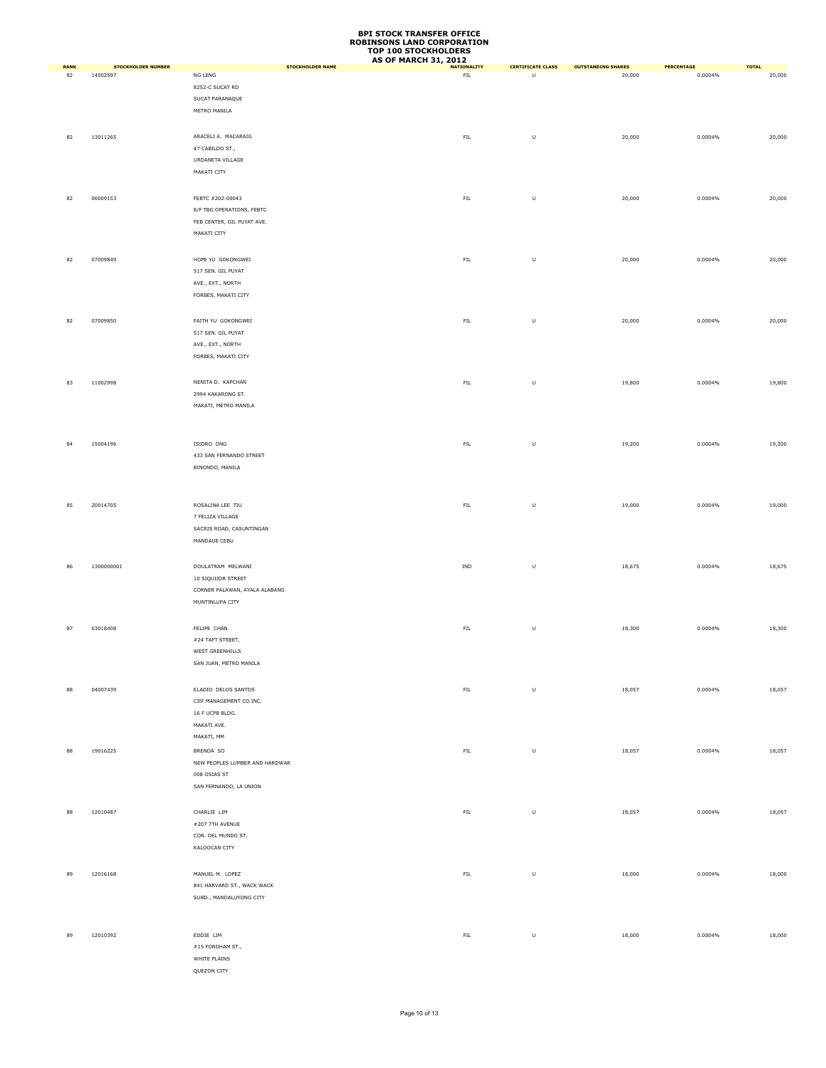# BPI STOCK TRANSFER OFFICE
# ROBINSONS LAND CORPORATION
# TOP 100 STOCKHOLDERS
# AS OF MARCH 31, 2012

| RANK | STOCKHOLDER NUMBER | STOCKHOLDER NAME | NATIONALITY | CERTIFICATE CLASS | OUTSTANDING SHARES | PERCENTAGE | TOTAL |
|---|---|---|---|---|---|---|---|
| 82 | 14002597 | NG LENG<br>8252-C SUCAT RD<br>SUCAT PARANAQUE<br>METRO MANILA | FIL | U | 20,000 | 0.0004% | 20,000 |
| 82 | 13011265 | ARACELI A. MACARAIG<br>47 CABILDO ST.,<br>URDANETA VILLAGE<br>MAKATI CITY | FIL | U | 20,000 | 0.0004% | 20,000 |
| 82 | 06009153 | FEBTC #202-00043<br>8/F TBG OPERATIONS, FEBTC<br>FEB CENTER, GIL PUYAT AVE.<br>MAKATI CITY | FIL | U | 20,000 | 0.0004% | 20,000 |
| 82 | 07009849 | HOPE YU GOKONGWEI<br>517 SEN. GIL PUYAT<br>AVE., EXT., NORTH<br>FORBES, MAKATI CITY | FIL | U | 20,000 | 0.0004% | 20,000 |
| 82 | 07009850 | FAITH YU GOKONGWEI<br>517 SEN. GIL PUYAT<br>AVE., EXT., NORTH<br>FORBES, MAKATI CITY | FIL | U | 20,000 | 0.0004% | 20,000 |
| 83 | 11002998 | NENITA D. KAPCHAN<br>2994 KAKARONG ST.<br>MAKATI, METRO MANILA | FIL | U | 19,800 | 0.0004% | 19,800 |
| 84 | 15004196 | ISIDRO ONG<br>433 SAN FERNANDO STREET<br>BINONDO, MANILA | FIL | U | 19,200 | 0.0004% | 19,200 |
| 85 | 20014705 | ROSALINA LEE TIU<br>7 FELIZA VILLAGE<br>SACRIS ROAD, CASUNTINGAN<br>MANDAUE CEBU | FIL | U | 19,000 | 0.0004% | 19,000 |
| 86 | 1300000001 | DOULATRAM MELWANI<br>10 SIQUIJOR STREET<br>CORNER PALAWAN, AYALA ALABANG<br>MUNTINLUPA CITY | IND | U | 18,675 | 0.0004% | 18,675 |
| 87 | 03018408 | FELIPE CHAN<br>#24 TAFT STREET,<br>WEST GREENHILLS<br>SAN JUAN, METRO MANILA | FIL | U | 18,300 | 0.0004% | 18,300 |
| 88 | 04007439 | ELADIO DELOS SANTOS<br>CIIF MANAGEMENT CO INC.<br>16 F UCPB BLDG.<br>MAKATI AVE.<br>MAKATI, MM | FIL | U | 18,057 | 0.0004% | 18,057 |
| 88 | 19016225 | BRENDA SO<br>NEW PEOPLES LUMBER AND HARDWAR<br>008 OSIAS ST<br>SAN FERNANDO, LA UNION | FIL | U | 18,057 | 0.0004% | 18,057 |
| 88 | 12010487 | CHARLIE LIM<br>#207 7TH AVENUE<br>COR. DEL MUNDO ST.<br>KALOOCAN CITY | FIL | U | 18,057 | 0.0004% | 18,057 |
| 89 | 12016168 | MANUEL M. LOPEZ<br>841 HARVARD ST., WACK WACK<br>SUBD., MANDALUYONG CITY | FIL | U | 18,000 | 0.0004% | 18,000 |
| 89 | 12010392 | EDDIE LIM<br>#15 FORDHAM ST.,<br>WHITE PLAINS<br>QUEZON CITY | FIL | U | 18,000 | 0.0004% | 18,000 |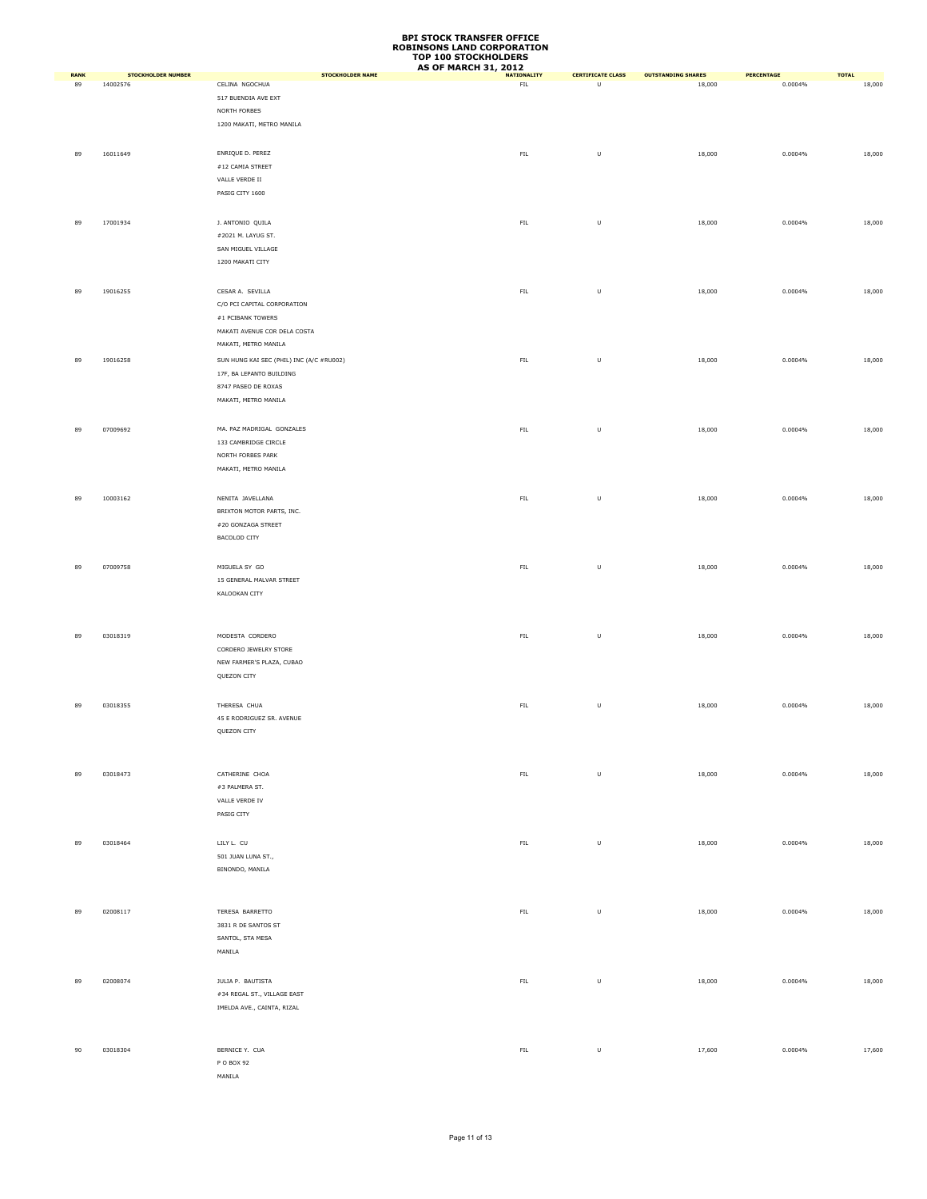# BPI STOCK TRANSFER OFFICE
# ROBINSONS LAND CORPORATION
# TOP 100 STOCKHOLDERS
# AS OF MARCH 31, 2012

| RANK | STOCKHOLDER NUMBER | STOCKHOLDER NAME | NATIONALITY | CERTIFICATE CLASS | OUTSTANDING SHARES | PERCENTAGE | TOTAL |
|---|---|---|---|---|---|---|---|
| 89 | 14002576 | CELINA NGOCHUA<br>517 BUENDIA AVE EXT<br>NORTH FORBES<br>1200 MAKATI, METRO MANILA | FIL | U | 18,000 | 0.0004% | 18,000 |
| 89 | 16011649 | ENRIQUE D. PEREZ<br>#12 CAMIA STREET<br>VALLE VERDE II<br>PASIG CITY 1600 | FIL | U | 18,000 | 0.0004% | 18,000 |
| 89 | 17001934 | J. ANTONIO QUILA<br>#2021 M. LAYUG ST.<br>SAN MIGUEL VILLAGE<br>1200 MAKATI CITY | FIL | U | 18,000 | 0.0004% | 18,000 |
| 89 | 19016255 | CESAR A. SEVILLA<br>C/O PCI CAPITAL CORPORATION<br>#1 PCIBANK TOWERS<br>MAKATI AVENUE COR DELA COSTA<br>MAKATI, METRO MANILA | FIL | U | 18,000 | 0.0004% | 18,000 |
| 89 | 19016258 | SUN HUNG KAI SEC (PHIL) INC (A/C #RU002)<br>17F, BA LEPANTO BUILDING<br>8747 PASEO DE ROXAS<br>MAKATI, METRO MANILA | FIL | U | 18,000 | 0.0004% | 18,000 |
| 89 | 07009692 | MA. PAZ MADRIGAL GONZALES<br>133 CAMBRIDGE CIRCLE<br>NORTH FORBES PARK<br>MAKATI, METRO MANILA | FIL | U | 18,000 | 0.0004% | 18,000 |
| 89 | 10003162 | NENITA JAVELLANA<br>BRIXTON MOTOR PARTS, INC.<br>#20 GONZAGA STREET<br>BACOLOD CITY | FIL | U | 18,000 | 0.0004% | 18,000 |
| 89 | 07009758 | MIGUELA SY GO<br>15 GENERAL MALVAR STREET<br>KALOOKAN CITY | FIL | U | 18,000 | 0.0004% | 18,000 |
| 89 | 03018319 | MODESTA CORDERO<br>CORDERO JEWELRY STORE<br>NEW FARMER'S PLAZA, CUBAO<br>QUEZON CITY | FIL | U | 18,000 | 0.0004% | 18,000 |
| 89 | 03018355 | THERESA CHUA<br>45 E RODRIGUEZ SR. AVENUE<br>QUEZON CITY | FIL | U | 18,000 | 0.0004% | 18,000 |
| 89 | 03018473 | CATHERINE CHOA<br>#3 PALMERA ST.<br>VALLE VERDE IV<br>PASIG CITY | FIL | U | 18,000 | 0.0004% | 18,000 |
| 89 | 03018464 | LILY L. CU<br>501 JUAN LUNA ST.,<br>BINONDO, MANILA | FIL | U | 18,000 | 0.0004% | 18,000 |
| 89 | 02008117 | TERESA BARRETTO<br>3831 R DE SANTOS ST<br>SANTOL, STA MESA<br>MANILA | FIL | U | 18,000 | 0.0004% | 18,000 |
| 89 | 02008074 | JULIA P. BAUTISTA<br>#34 REGAL ST., VILLAGE EAST<br>IMELDA AVE., CAINTA, RIZAL | FIL | U | 18,000 | 0.0004% | 18,000 |
| 90 | 03018304 | BERNICE Y. CUA<br>P O BOX 92<br>MANILA | FIL | U | 17,600 | 0.0004% | 17,600 |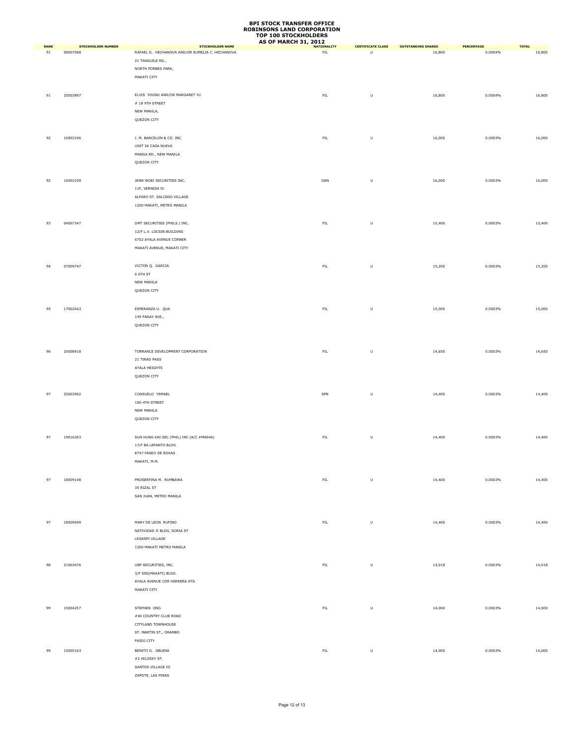# BPI STOCK TRANSFER OFFICE
# ROBINSONS LAND CORPORATION
# TOP 100 STOCKHOLDERS
# AS OF MARCH 31, 2012

| RANK | STOCKHOLDER NUMBER | STOCKHOLDER NAME | NATIONALITY | CERTIFICATE CLASS | OUTSTANDING SHARES | PERCENTAGE | TOTAL |
|---|---|---|---|---|---|---|---|
| 91 | 08007068 | RAFAEL G. HECHANOVA AND/OR EUMELIA C. HECHANOVA<br>21 TANGUILE RD.,<br>NORTH FORBES PARK,<br>MAKATI CITY | FIL | U | 16,800 | 0.0004% | 16,800 |
| 91 | 25003897 | ELVIS YOUNG AND/OR MARGARET YU<br># 18 9TH STREET<br>NEW MANILA,<br>QUEZON CITY | FIL | U | 16,800 | 0.0004% | 16,800 |
| 92 | 10003106 | J. M. BARCELON & CO. INC.<br>UNIT 34 CASA NUEVA<br>MANGA RD., NEW MANILA<br>QUEZON CITY | FIL | U | 16,000 | 0.0003% | 16,000 |
| 92 | 10003109 | JENN WOEI SECURITIES INC.<br>11F, VERNIDA IV<br>ALFARO ST. SALCEDO VILLAGE<br>1200 MAKATI, METRO MANILA | OAN | U | 16,000 | 0.0003% | 16,000 |
| 93 | 04007347 | DMT SECURITIES (PHILS.) INC.<br>12/F L.V. LOCSIN BUILDING<br>6752 AYALA AVENUE CORNER<br>MAKATI AVENUE, MAKATI CITY | FIL | U | 15,400 | 0.0003% | 15,400 |
| 94 | 07009747 | VICTOR Q. GARCIA<br>6 6TH ST<br>NEW MANILA<br>QUEZON CITY | FIL | U | 15,200 | 0.0003% | 15,200 |
| 95 | 17002043 | ESPERANZA U. QUA<br>149 PANAY AVE.,<br>QUEZON CITY | FIL | U | 15,000 | 0.0003% | 15,000 |
| 96 | 20008918 | TORRANCE DEVELOPMENT CORPORATION<br>21 TIRAD PASS<br>AYALA HEIGHTS<br>QUEZON CITY | FIL | U | 14,650 | 0.0003% | 14,650 |
| 97 | 25003902 | CONSUELO YSMAEL<br>100-4TH STREET<br>NEW MANILA<br>QUEZON CITY | SPN | U | 14,400 | 0.0003% | 14,400 |
| 97 | 19016303 | SUN HUNG KAI SEC (PHIL) INC (A/C #MA046)<br>17/F BA LEPANTO BLDG<br>8747 PASEO DE ROXAS<br>MAKATI, M.M. | FIL | U | 14,400 | 0.0003% | 14,400 |
| 97 | 18009148 | PROSERFINA M. RUMBAWA<br>35 RIZAL ST<br>SAN JUAN, METRO MANILA | FIL | U | 14,400 | 0.0003% | 14,400 |
| 97 | 18009049 | MARY DE LEON RUFINO<br>NATIVIDAD II BLDG, SORIA ST<br>LEGASPI VILLAGE<br>1200 MAKATI METRO MANILA | FIL | U | 14,400 | 0.0003% | 14,400 |
| 98 | 21003476 | UBP SECURITIES, INC.<br>3/F SSS(MAKATI) BLDG.<br>AYALA AVENUE COR HERRERA STS.<br>MAKATI CITY | FIL | U | 14,018 | 0.0003% | 14,018 |
| 99 | 15004257 | STEPHEN ONG<br>#40 COUNTRY CLUB ROAD<br>CITYLAND TOWNHOUSE<br>ST. MARTIN ST., ORAMBO<br>PASIG CITY | FIL | U | 14,000 | 0.0003% | 14,000 |
| 99 | 15005163 | BENITO G. OBLENA<br>#2 HILOSKY ST.<br>SANTOS VILLAGE III<br>ZAPOTE, LAS PINAS | FIL | U | 14,000 | 0.0003% | 14,000 |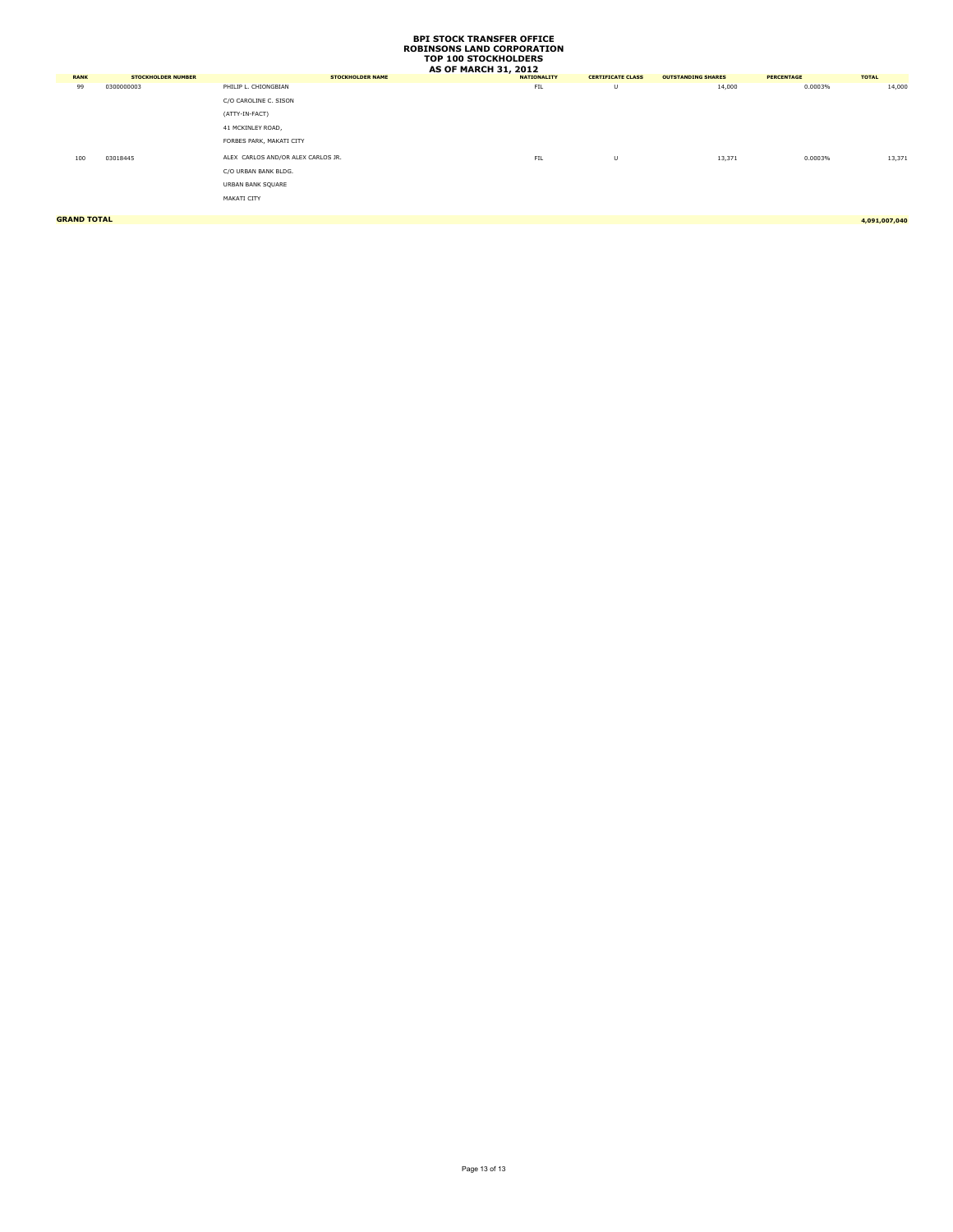# BPI STOCK TRANSFER OFFICE
# ROBINSONS LAND CORPORATION
# TOP 100 STOCKHOLDERS
# AS OF MARCH 31, 2012

| RANK | STOCKHOLDER NUMBER | STOCKHOLDER NAME | NATIONALITY | CERTIFICATE CLASS | OUTSTANDING SHARES | PERCENTAGE | TOTAL |
|---|---|---|---|---|---|---|---|
| 99 | 0300000003 | PHILIP L. CHIONGBIAN<br>C/O CAROLINE C. SISON<br>(ATTY-IN-FACT)<br>41 MCKINLEY ROAD,<br>FORBES PARK, MAKATI CITY | FIL | U | 14,000 | 0.0003% | 14,000 |
| 100 | 03018445 | ALEX CARLOS AND/OR ALEX CARLOS JR.<br>C/O URBAN BANK BLDG.<br>URBAN BANK SQUARE<br>MAKATI CITY | FIL | U | 13,371 | 0.0003% | 13,371 |
| **GRAND TOTAL** | | | | | | | **4,091,007,040** |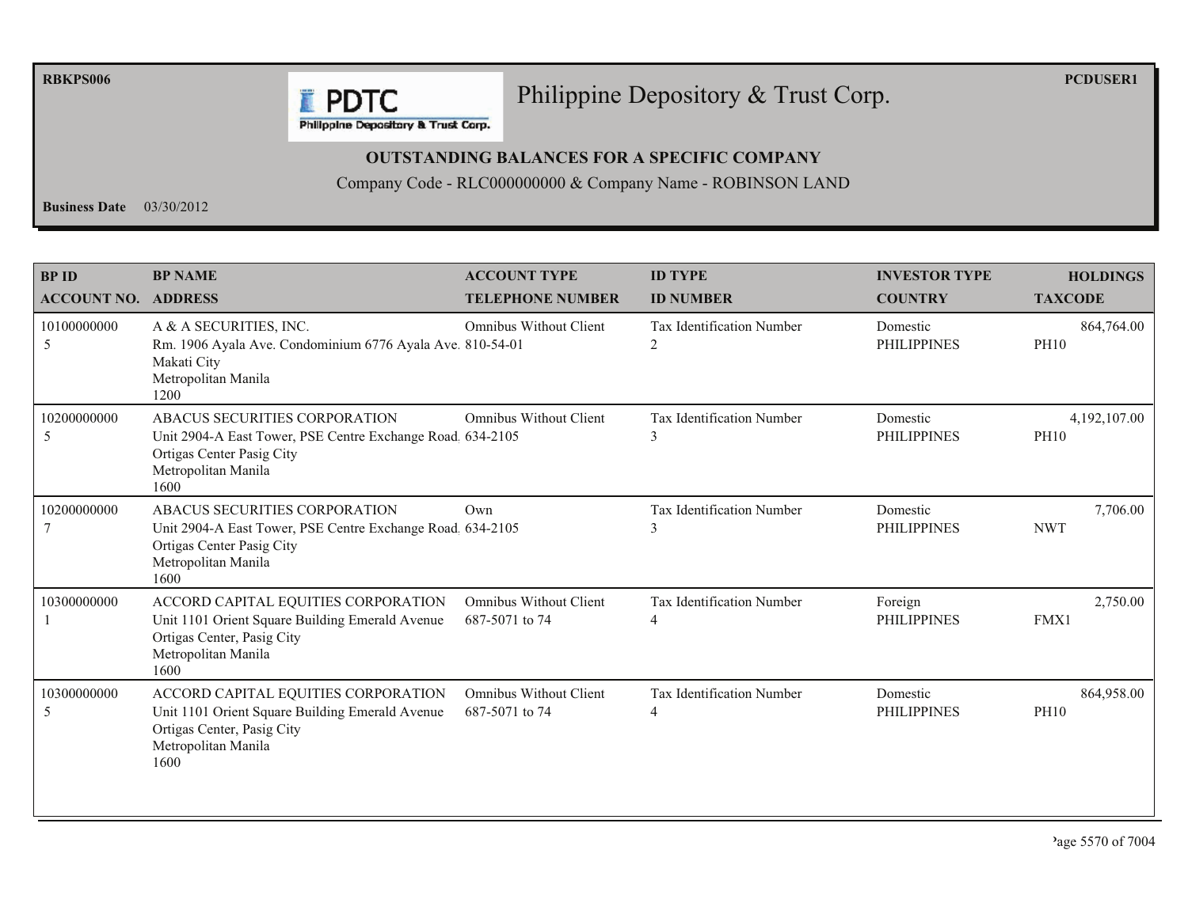RBKPS006

PCDUSER1

# Philippine Depository & Trust Corp.

## OUTSTANDING BALANCES FOR A SPECIFIC COMPANY

Company Code - RLC000000000 & Company Name - ROBINSON LAND

**Business Date** 03/30/2012

| BP ID / ACCOUNT NO. | BP NAME / ADDRESS | ACCOUNT TYPE / TELEPHONE NUMBER | ID TYPE / ID NUMBER | INVESTOR TYPE / COUNTRY | HOLDINGS / TAXCODE |
|---|---|---|---|---|---|
| 10100000000 5 | A & A SECURITIES, INC. Rm. 1906 Ayala Ave. Condominium 6776 Ayala Ave. Makati City Metropolitan Manila 1200 | Omnibus Without Client 810-54-01 | Tax Identification Number 2 | Domestic PHILIPPINES | 864,764.00 PH10 |
| 10200000000 5 | ABACUS SECURITIES CORPORATION Unit 2904-A East Tower, PSE Centre Exchange Road. Ortigas Center Pasig City Metropolitan Manila 1600 | Omnibus Without Client 634-2105 | Tax Identification Number 3 | Domestic PHILIPPINES | 4,192,107.00 PH10 |
| 10200000000 7 | ABACUS SECURITIES CORPORATION Unit 2904-A East Tower, PSE Centre Exchange Road. Ortigas Center Pasig City Metropolitan Manila 1600 | Own 634-2105 | Tax Identification Number 3 | Domestic PHILIPPINES | 7,706.00 NWT |
| 10300000000 1 | ACCORD CAPITAL EQUITIES CORPORATION Unit 1101 Orient Square Building Emerald Avenue Ortigas Center, Pasig City Metropolitan Manila 1600 | Omnibus Without Client 687-5071 to 74 | Tax Identification Number 4 | Foreign PHILIPPINES | 2,750.00 FMX1 |
| 10300000000 5 | ACCORD CAPITAL EQUITIES CORPORATION Unit 1101 Orient Square Building Emerald Avenue Ortigas Center, Pasig City Metropolitan Manila 1600 | Omnibus Without Client 687-5071 to 74 | Tax Identification Number 4 | Domestic PHILIPPINES | 864,958.00 PH10 |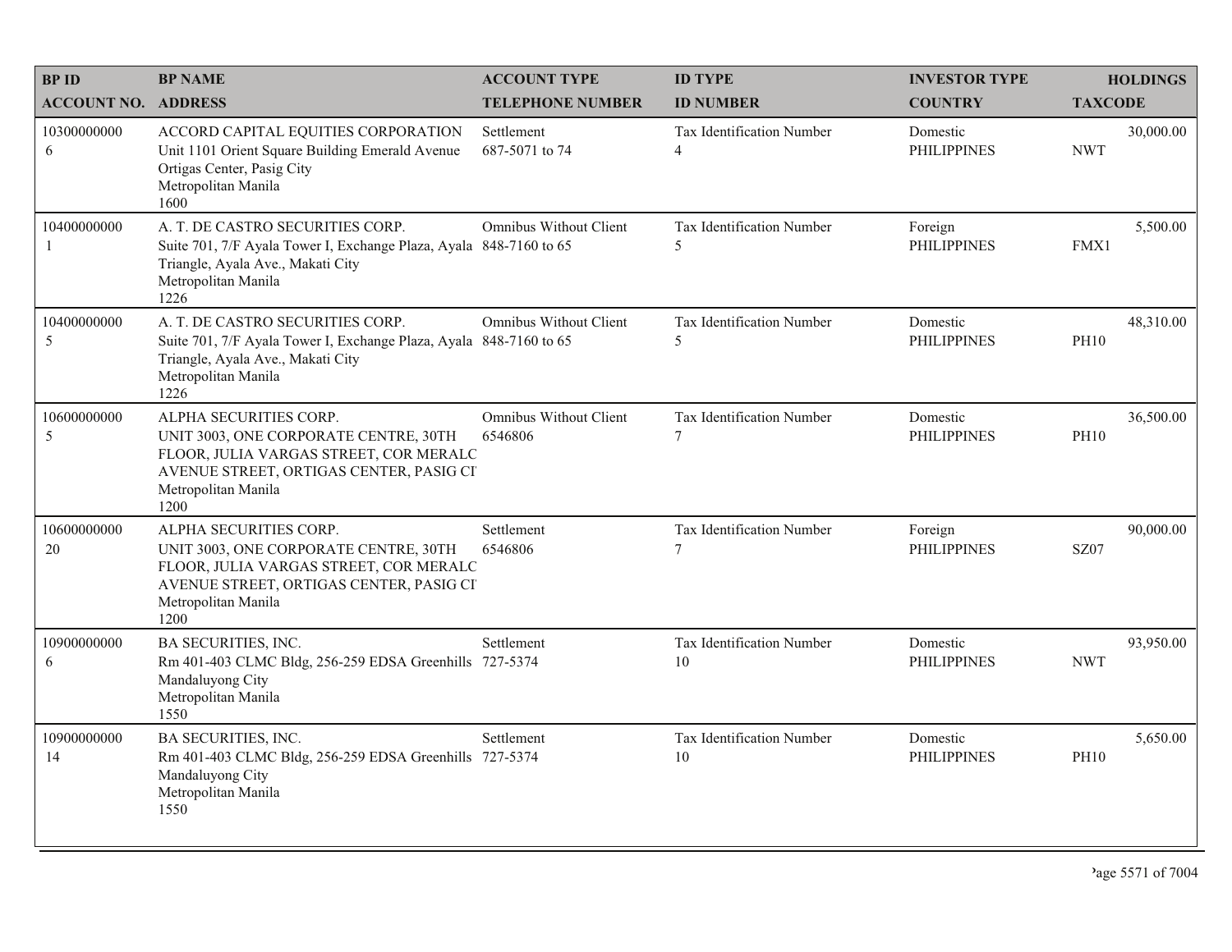| BP ID<br>ACCOUNT NO. | BP NAME<br>ADDRESS | ACCOUNT TYPE<br>TELEPHONE NUMBER | ID TYPE<br>ID NUMBER | INVESTOR TYPE<br>COUNTRY | HOLDINGS<br>TAXCODE |
|---|---|---|---|---|---|
| 10300000000<br>6 | ACCORD CAPITAL EQUITIES CORPORATION<br>Unit 1101 Orient Square Building Emerald Avenue Ortigas Center, Pasig City<br>Metropolitan Manila<br>1600 | Settlement<br>687-5071 to 74 | Tax Identification Number<br>4 | Domestic<br>PHILIPPINES | 30,000.00<br>NWT |
| 10400000000<br>1 | A. T. DE CASTRO SECURITIES CORP.<br>Suite 701, 7/F Ayala Tower I, Exchange Plaza, Ayala Triangle, Ayala Ave., Makati City<br>Metropolitan Manila<br>1226 | Omnibus Without Client<br>848-7160 to 65 | Tax Identification Number<br>5 | Foreign<br>PHILIPPINES | 5,500.00<br>FMX1 |
| 10400000000<br>5 | A. T. DE CASTRO SECURITIES CORP.<br>Suite 701, 7/F Ayala Tower I, Exchange Plaza, Ayala Triangle, Ayala Ave., Makati City<br>Metropolitan Manila<br>1226 | Omnibus Without Client<br>848-7160 to 65 | Tax Identification Number<br>5 | Domestic<br>PHILIPPINES | 48,310.00<br>PH10 |
| 10600000000<br>5 | ALPHA SECURITIES CORP.<br>UNIT 3003, ONE CORPORATE CENTRE, 30TH FLOOR, JULIA VARGAS STREET, COR MERALC AVENUE STREET, ORTIGAS CENTER, PASIG CI<br>Metropolitan Manila<br>1200 | Omnibus Without Client<br>6546806 | Tax Identification Number<br>7 | Domestic<br>PHILIPPINES | 36,500.00<br>PH10 |
| 10600000000<br>20 | ALPHA SECURITIES CORP.<br>UNIT 3003, ONE CORPORATE CENTRE, 30TH FLOOR, JULIA VARGAS STREET, COR MERALC AVENUE STREET, ORTIGAS CENTER, PASIG CI<br>Metropolitan Manila<br>1200 | Settlement<br>6546806 | Tax Identification Number<br>7 | Foreign<br>PHILIPPINES | 90,000.00<br>SZ07 |
| 10900000000<br>6 | BA SECURITIES, INC.<br>Rm 401-403 CLMC Bldg, 256-259 EDSA Greenhills Mandaluyong City<br>Metropolitan Manila<br>1550 | Settlement<br>727-5374 | Tax Identification Number<br>10 | Domestic<br>PHILIPPINES | 93,950.00<br>NWT |
| 10900000000<br>14 | BA SECURITIES, INC.<br>Rm 401-403 CLMC Bldg, 256-259 EDSA Greenhills Mandaluyong City<br>Metropolitan Manila<br>1550 | Settlement<br>727-5374 | Tax Identification Number<br>10 | Domestic<br>PHILIPPINES | 5,650.00<br>PH10 |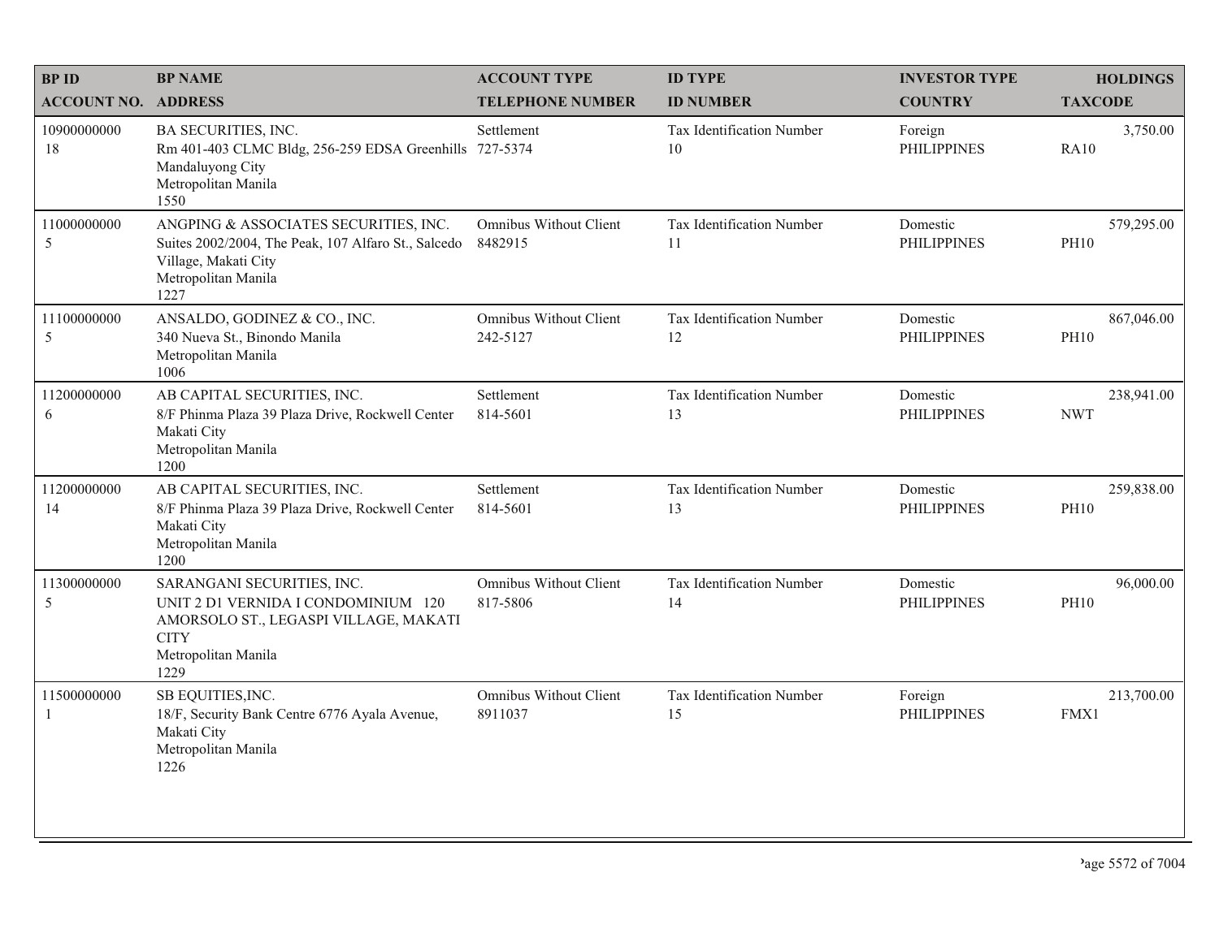| BP ID<br>ACCOUNT NO. | BP NAME<br>ADDRESS | ACCOUNT TYPE<br>TELEPHONE NUMBER | ID TYPE<br>ID NUMBER | INVESTOR TYPE<br>COUNTRY | HOLDINGS<br>TAXCODE |
|---|---|---|---|---|---|
| 10900000000<br>18 | BA SECURITIES, INC.<br>Rm 401-403 CLMC Bldg, 256-259 EDSA Greenhills<br>Mandaluyong City<br>Metropolitan Manila<br>1550 | Settlement<br>727-5374 | Tax Identification Number<br>10 | Foreign<br>PHILIPPINES | 3,750.00<br>RA10 |
| 11000000000<br>5 | ANGPING & ASSOCIATES SECURITIES, INC.<br>Suites 2002/2004, The Peak, 107 Alfaro St., Salcedo Village, Makati City<br>Metropolitan Manila<br>1227 | Omnibus Without Client<br>8482915 | Tax Identification Number<br>11 | Domestic<br>PHILIPPINES | 579,295.00<br>PH10 |
| 11100000000<br>5 | ANSALDO, GODINEZ & CO., INC.<br>340 Nueva St., Binondo Manila<br>Metropolitan Manila<br>1006 | Omnibus Without Client<br>242-5127 | Tax Identification Number<br>12 | Domestic<br>PHILIPPINES | 867,046.00<br>PH10 |
| 11200000000<br>6 | AB CAPITAL SECURITIES, INC.<br>8/F Phinma Plaza 39 Plaza Drive, Rockwell Center<br>Makati City<br>Metropolitan Manila<br>1200 | Settlement<br>814-5601 | Tax Identification Number<br>13 | Domestic<br>PHILIPPINES | 238,941.00<br>NWT |
| 11200000000<br>14 | AB CAPITAL SECURITIES, INC.<br>8/F Phinma Plaza 39 Plaza Drive, Rockwell Center<br>Makati City<br>Metropolitan Manila<br>1200 | Settlement<br>814-5601 | Tax Identification Number<br>13 | Domestic<br>PHILIPPINES | 259,838.00<br>PH10 |
| 11300000000<br>5 | SARANGANI SECURITIES, INC.<br>UNIT 2 D1 VERNIDA I CONDOMINIUM 120 AMORSOLO ST., LEGASPI VILLAGE, MAKATI CITY<br>Metropolitan Manila<br>1229 | Omnibus Without Client<br>817-5806 | Tax Identification Number<br>14 | Domestic<br>PHILIPPINES | 96,000.00<br>PH10 |
| 11500000000<br>1 | SB EQUITIES,INC.<br>18/F, Security Bank Centre 6776 Ayala Avenue, Makati City<br>Metropolitan Manila<br>1226 | Omnibus Without Client<br>8911037 | Tax Identification Number<br>15 | Foreign<br>PHILIPPINES | 213,700.00<br>FMX1 |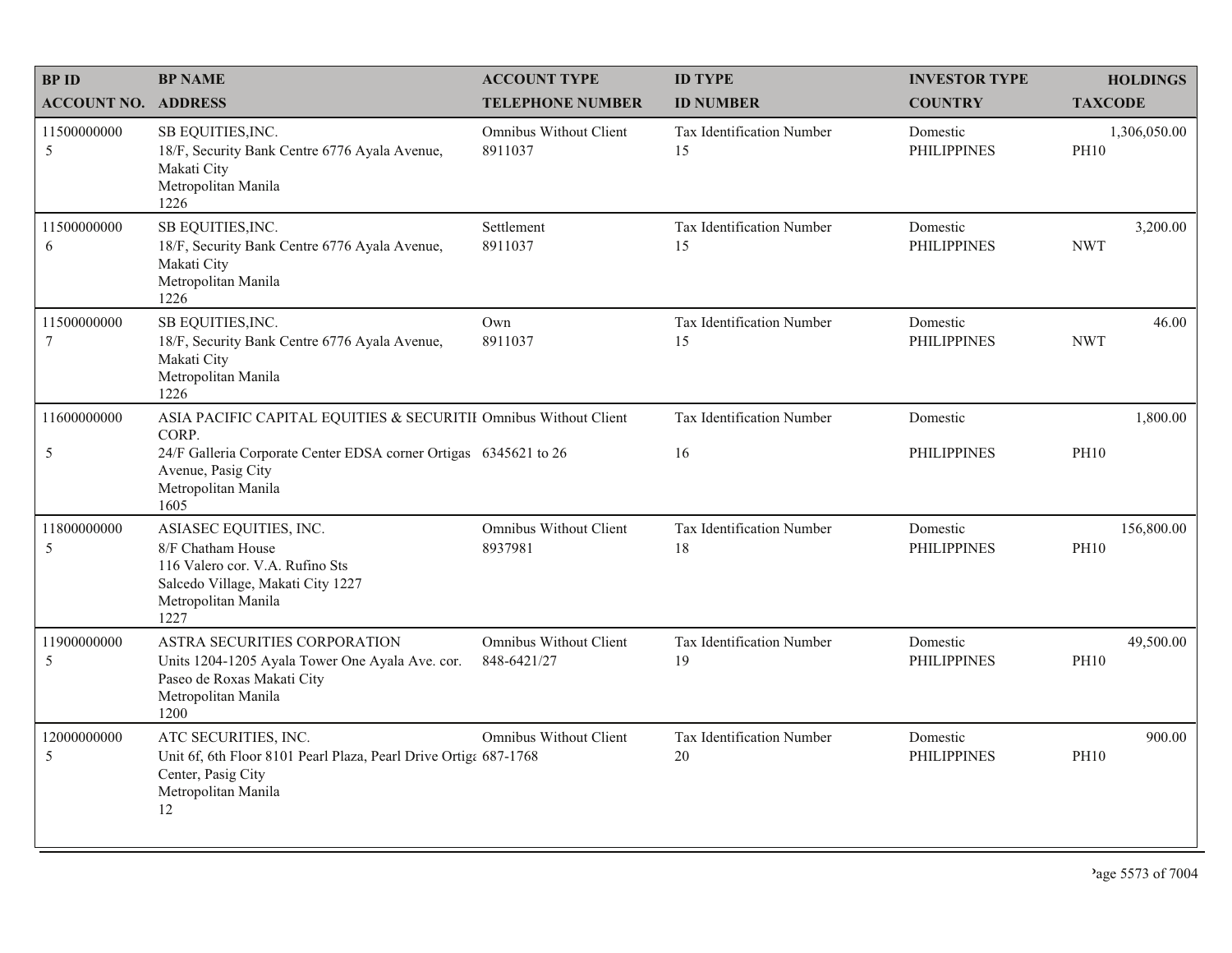| BP ID<br>ACCOUNT NO. | BP NAME<br>ADDRESS | ACCOUNT TYPE<br>TELEPHONE NUMBER | ID TYPE<br>ID NUMBER | INVESTOR TYPE<br>COUNTRY | HOLDINGS<br>TAXCODE |
|---|---|---|---|---|---|
| 11500000000<br>5 | SB EQUITIES,INC.<br>18/F, Security Bank Centre 6776 Ayala Avenue, Makati City<br>Metropolitan Manila<br>1226 | Omnibus Without Client<br>8911037 | Tax Identification Number<br>15 | Domestic<br>PHILIPPINES | 1,306,050.00<br>PH10 |
| 11500000000<br>6 | SB EQUITIES,INC.<br>18/F, Security Bank Centre 6776 Ayala Avenue, Makati City<br>Metropolitan Manila<br>1226 | Settlement<br>8911037 | Tax Identification Number<br>15 | Domestic<br>PHILIPPINES | 3,200.00<br>NWT |
| 11500000000<br>7 | SB EQUITIES,INC.<br>18/F, Security Bank Centre 6776 Ayala Avenue, Makati City<br>Metropolitan Manila<br>1226 | Own<br>8911037 | Tax Identification Number<br>15 | Domestic<br>PHILIPPINES | 46.00<br>NWT |
| 11600000000<br>5 | ASIA PACIFIC CAPITAL EQUITIES & SECURITII CORP.<br>24/F Galleria Corporate Center EDSA corner Ortigas Avenue, Pasig City<br>Metropolitan Manila<br>1605 | Omnibus Without Client<br>6345621 to 26 | Tax Identification Number<br>16 | Domestic<br>PHILIPPINES | 1,800.00<br>PH10 |
| 11800000000<br>5 | ASIASEC EQUITIES, INC.<br>8/F Chatham House<br>116 Valero cor. V.A. Rufino Sts<br>Salcedo Village, Makati City 1227<br>Metropolitan Manila<br>1227 | Omnibus Without Client<br>8937981 | Tax Identification Number<br>18 | Domestic<br>PHILIPPINES | 156,800.00<br>PH10 |
| 11900000000<br>5 | ASTRA SECURITIES CORPORATION<br>Units 1204-1205 Ayala Tower One Ayala Ave. cor. Paseo de Roxas Makati City<br>Metropolitan Manila<br>1200 | Omnibus Without Client<br>848-6421/27 | Tax Identification Number<br>19 | Domestic<br>PHILIPPINES | 49,500.00<br>PH10 |
| 12000000000<br>5 | ATC SECURITIES, INC.<br>Unit 6f, 6th Floor 8101 Pearl Plaza, Pearl Drive Ortiga Center, Pasig City<br>Metropolitan Manila<br>12 | Omnibus Without Client<br>687-1768 | Tax Identification Number<br>20 | Domestic<br>PHILIPPINES | 900.00<br>PH10 |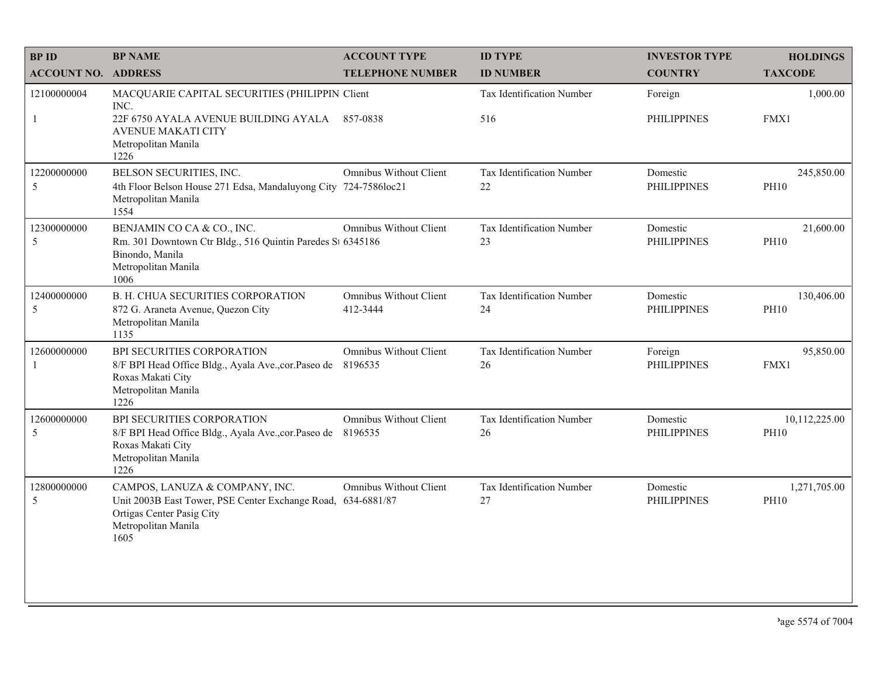| BP ID | BP NAME | ACCOUNT TYPE | ID TYPE | INVESTOR TYPE | HOLDINGS |
|---|---|---|---|---|---|
| ACCOUNT NO. | ADDRESS | TELEPHONE NUMBER | ID NUMBER | COUNTRY | TAXCODE |
| 12100000004 | MACQUARIE CAPITAL SECURITIES (PHILIPPIN INC. | Client | Tax Identification Number | Foreign | 1,000.00 |
| 1 | 22F 6750 AYALA AVENUE BUILDING AYALA AVENUE MAKATI CITY Metropolitan Manila 1226 | 857-0838 | 516 | PHILIPPINES | FMX1 |
| 12200000000 | BELSON SECURITIES, INC. | Omnibus Without Client | Tax Identification Number | Domestic | 245,850.00 |
| 5 | 4th Floor Belson House 271 Edsa, Mandaluyong City Metropolitan Manila 1554 | 724-7586loc21 | 22 | PHILIPPINES | PH10 |
| 12300000000 | BENJAMIN CO CA & CO., INC. | Omnibus Without Client | Tax Identification Number | Domestic | 21,600.00 |
| 5 | Rm. 301 Downtown Ctr Bldg., 516 Quintin Paredes St Binondo, Manila Metropolitan Manila 1006 | 6345186 | 23 | PHILIPPINES | PH10 |
| 12400000000 | B. H. CHUA SECURITIES CORPORATION | Omnibus Without Client | Tax Identification Number | Domestic | 130,406.00 |
| 5 | 872 G. Araneta Avenue, Quezon City Metropolitan Manila 1135 | 412-3444 | 24 | PHILIPPINES | PH10 |
| 12600000000 | BPI SECURITIES CORPORATION | Omnibus Without Client | Tax Identification Number | Foreign | 95,850.00 |
| 1 | 8/F BPI Head Office Bldg., Ayala Ave.,cor.Paseo de Roxas Makati City Metropolitan Manila 1226 | 8196535 | 26 | PHILIPPINES | FMX1 |
| 12600000000 | BPI SECURITIES CORPORATION | Omnibus Without Client | Tax Identification Number | Domestic | 10,112,225.00 |
| 5 | 8/F BPI Head Office Bldg., Ayala Ave.,cor.Paseo de Roxas Makati City Metropolitan Manila 1226 | 8196535 | 26 | PHILIPPINES | PH10 |
| 12800000000 | CAMPOS, LANUZA & COMPANY, INC. | Omnibus Without Client | Tax Identification Number | Domestic | 1,271,705.00 |
| 5 | Unit 2003B East Tower, PSE Center Exchange Road, Ortigas Center Pasig City Metropolitan Manila 1605 | 634-6881/87 | 27 | PHILIPPINES | PH10 |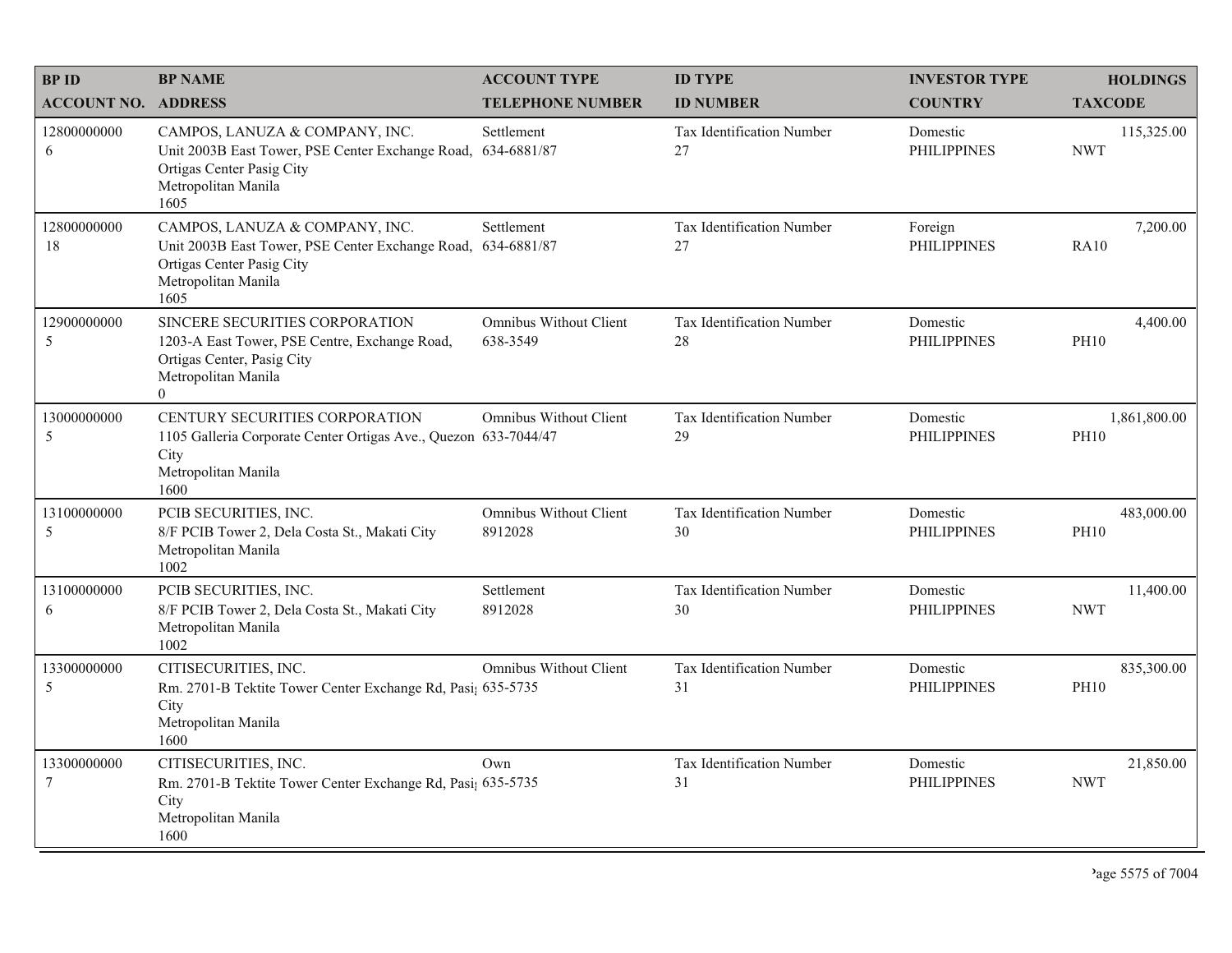| BP ID<br>ACCOUNT NO. | BP NAME<br>ADDRESS | ACCOUNT TYPE<br>TELEPHONE NUMBER | ID TYPE<br>ID NUMBER | INVESTOR TYPE<br>COUNTRY | HOLDINGS<br>TAXCODE |
|---|---|---|---|---|---|
| 12800000000<br>6 | CAMPOS, LANUZA & COMPANY, INC.<br>Unit 2003B East Tower, PSE Center Exchange Road, Ortigas Center Pasig City<br>Metropolitan Manila<br>1605 | Settlement<br>634-6881/87 | Tax Identification Number<br>27 | Domestic<br>PHILIPPINES | 115,325.00<br>NWT |
| 12800000000<br>18 | CAMPOS, LANUZA & COMPANY, INC.<br>Unit 2003B East Tower, PSE Center Exchange Road, Ortigas Center Pasig City<br>Metropolitan Manila<br>1605 | Settlement<br>634-6881/87 | Tax Identification Number<br>27 | Foreign<br>PHILIPPINES | 7,200.00<br>RA10 |
| 12900000000<br>5 | SINCERE SECURITIES CORPORATION<br>1203-A East Tower, PSE Centre, Exchange Road, Ortigas Center, Pasig City<br>Metropolitan Manila<br>0 | Omnibus Without Client<br>638-3549 | Tax Identification Number<br>28 | Domestic<br>PHILIPPINES | 4,400.00<br>PH10 |
| 13000000000<br>5 | CENTURY SECURITIES CORPORATION<br>1105 Galleria Corporate Center Ortigas Ave., Quezon City<br>Metropolitan Manila<br>1600 | Omnibus Without Client<br>633-7044/47 | Tax Identification Number<br>29 | Domestic<br>PHILIPPINES | 1,861,800.00<br>PH10 |
| 13100000000<br>5 | PCIB SECURITIES, INC.<br>8/F PCIB Tower 2, Dela Costa St., Makati City<br>Metropolitan Manila<br>1002 | Omnibus Without Client<br>8912028 | Tax Identification Number<br>30 | Domestic<br>PHILIPPINES | 483,000.00<br>PH10 |
| 13100000000<br>6 | PCIB SECURITIES, INC.<br>8/F PCIB Tower 2, Dela Costa St., Makati City<br>Metropolitan Manila<br>1002 | Settlement<br>8912028 | Tax Identification Number<br>30 | Domestic<br>PHILIPPINES | 11,400.00<br>NWT |
| 13300000000<br>5 | CITISECURITIES, INC.<br>Rm. 2701-B Tektite Tower Center Exchange Rd, Pasig City<br>Metropolitan Manila<br>1600 | Omnibus Without Client<br>635-5735 | Tax Identification Number<br>31 | Domestic<br>PHILIPPINES | 835,300.00<br>PH10 |
| 13300000000<br>7 | CITISECURITIES, INC.<br>Rm. 2701-B Tektite Tower Center Exchange Rd, Pasig City<br>Metropolitan Manila<br>1600 | Own<br>635-5735 | Tax Identification Number<br>31 | Domestic<br>PHILIPPINES | 21,850.00<br>NWT |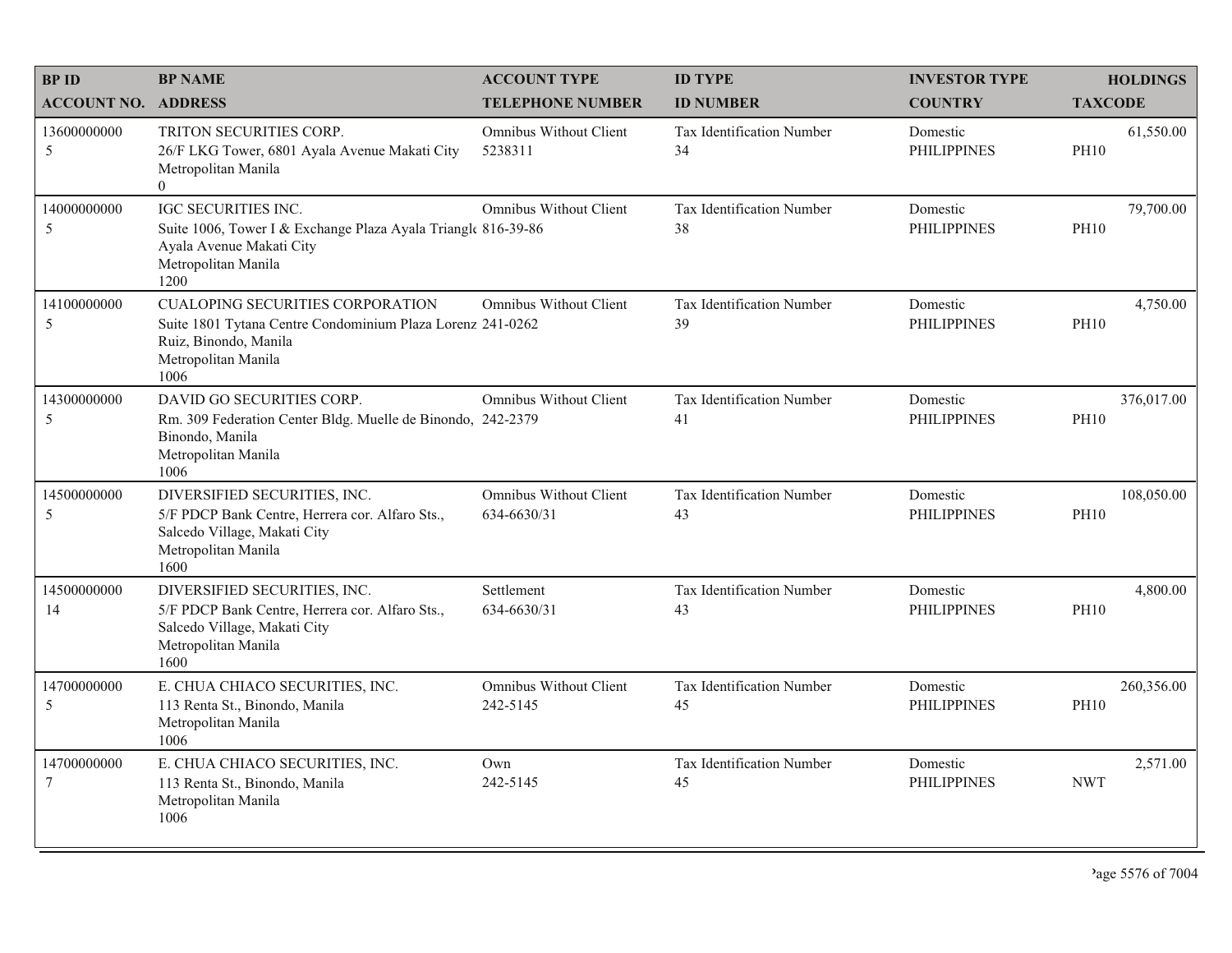| BP ID<br>ACCOUNT NO. | BP NAME<br>ADDRESS | ACCOUNT TYPE<br>TELEPHONE NUMBER | ID TYPE<br>ID NUMBER | INVESTOR TYPE<br>COUNTRY | HOLDINGS<br>TAXCODE |
|---|---|---|---|---|---|
| 13600000000<br>5 | TRITON SECURITIES CORP.<br>26/F LKG Tower, 6801 Ayala Avenue Makati City<br>Metropolitan Manila<br>0 | Omnibus Without Client<br>5238311 | Tax Identification Number<br>34 | Domestic<br>PHILIPPINES | 61,550.00<br>PH10 |
| 14000000000<br>5 | IGC SECURITIES INC.<br>Suite 1006, Tower I & Exchange Plaza Ayala Triangle<br>Ayala Avenue Makati City<br>Metropolitan Manila<br>1200 | Omnibus Without Client<br>816-39-86 | Tax Identification Number<br>38 | Domestic<br>PHILIPPINES | 79,700.00<br>PH10 |
| 14100000000<br>5 | CUALOPING SECURITIES CORPORATION<br>Suite 1801 Tytana Centre Condominium Plaza Lorenz<br>Ruiz, Binondo, Manila<br>Metropolitan Manila<br>1006 | Omnibus Without Client<br>241-0262 | Tax Identification Number<br>39 | Domestic<br>PHILIPPINES | 4,750.00<br>PH10 |
| 14300000000<br>5 | DAVID GO SECURITIES CORP.<br>Rm. 309 Federation Center Bldg. Muelle de Binondo,<br>Binondo, Manila<br>Metropolitan Manila<br>1006 | Omnibus Without Client<br>242-2379 | Tax Identification Number<br>41 | Domestic<br>PHILIPPINES | 376,017.00<br>PH10 |
| 14500000000<br>5 | DIVERSIFIED SECURITIES, INC.<br>5/F PDCP Bank Centre, Herrera cor. Alfaro Sts.,<br>Salcedo Village, Makati City<br>Metropolitan Manila<br>1600 | Omnibus Without Client<br>634-6630/31 | Tax Identification Number<br>43 | Domestic<br>PHILIPPINES | 108,050.00<br>PH10 |
| 14500000000<br>14 | DIVERSIFIED SECURITIES, INC.<br>5/F PDCP Bank Centre, Herrera cor. Alfaro Sts.,<br>Salcedo Village, Makati City<br>Metropolitan Manila<br>1600 | Settlement<br>634-6630/31 | Tax Identification Number<br>43 | Domestic<br>PHILIPPINES | 4,800.00<br>PH10 |
| 14700000000<br>5 | E. CHUA CHIACO SECURITIES, INC.<br>113 Renta St., Binondo, Manila<br>Metropolitan Manila<br>1006 | Omnibus Without Client<br>242-5145 | Tax Identification Number<br>45 | Domestic<br>PHILIPPINES | 260,356.00<br>PH10 |
| 14700000000<br>7 | E. CHUA CHIACO SECURITIES, INC.<br>113 Renta St., Binondo, Manila<br>Metropolitan Manila<br>1006 | Own<br>242-5145 | Tax Identification Number<br>45 | Domestic<br>PHILIPPINES | 2,571.00<br>NWT |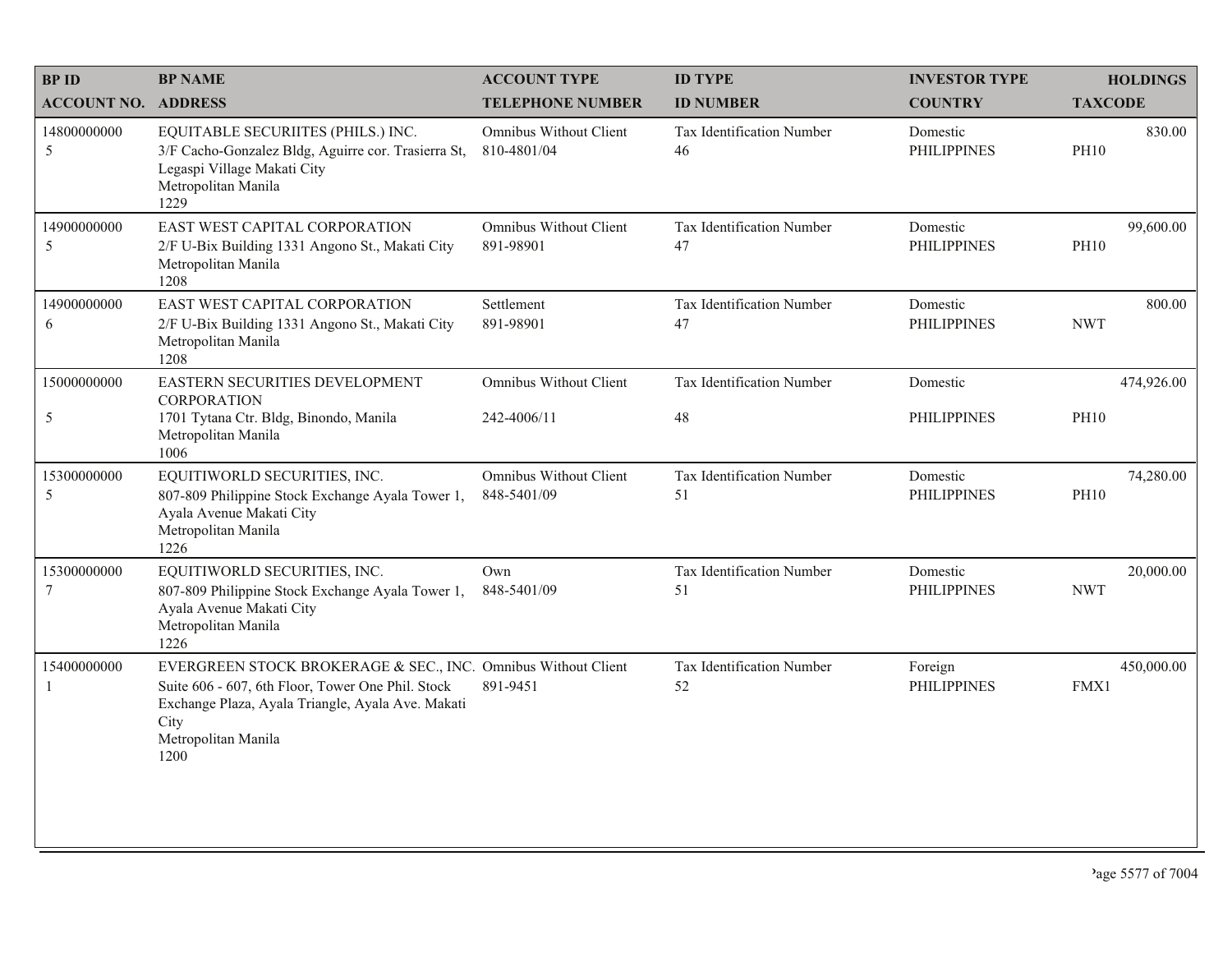| BP ID<br>ACCOUNT NO. | BP NAME<br>ADDRESS | ACCOUNT TYPE<br>TELEPHONE NUMBER | ID TYPE<br>ID NUMBER | INVESTOR TYPE<br>COUNTRY | HOLDINGS<br>TAXCODE |
|---|---|---|---|---|---|
| 14800000000<br>5 | EQUITABLE SECURIITES (PHILS.) INC.<br>3/F Cacho-Gonzalez Bldg, Aguirre cor. Trasierra St, Legaspi Village Makati City<br>Metropolitan Manila<br>1229 | Omnibus Without Client<br>810-4801/04 | Tax Identification Number<br>46 | Domestic<br>PHILIPPINES | 830.00<br>PH10 |
| 14900000000<br>5 | EAST WEST CAPITAL CORPORATION<br>2/F U-Bix Building 1331 Angono St., Makati City<br>Metropolitan Manila<br>1208 | Omnibus Without Client<br>891-98901 | Tax Identification Number<br>47 | Domestic<br>PHILIPPINES | 99,600.00<br>PH10 |
| 14900000000<br>6 | EAST WEST CAPITAL CORPORATION<br>2/F U-Bix Building 1331 Angono St., Makati City<br>Metropolitan Manila<br>1208 | Settlement<br>891-98901 | Tax Identification Number<br>47 | Domestic<br>PHILIPPINES | 800.00<br>NWT |
| 15000000000<br>5 | EASTERN SECURITIES DEVELOPMENT CORPORATION<br>1701 Tytana Ctr. Bldg, Binondo, Manila<br>Metropolitan Manila<br>1006 | Omnibus Without Client<br>242-4006/11 | Tax Identification Number<br>48 | Domestic<br>PHILIPPINES | 474,926.00<br>PH10 |
| 15300000000<br>5 | EQUITIWORLD SECURITIES, INC.<br>807-809 Philippine Stock Exchange Ayala Tower 1, Ayala Avenue Makati City<br>Metropolitan Manila<br>1226 | Omnibus Without Client<br>848-5401/09 | Tax Identification Number<br>51 | Domestic<br>PHILIPPINES | 74,280.00<br>PH10 |
| 15300000000<br>7 | EQUITIWORLD SECURITIES, INC.<br>807-809 Philippine Stock Exchange Ayala Tower 1, Ayala Avenue Makati City<br>Metropolitan Manila<br>1226 | Own<br>848-5401/09 | Tax Identification Number<br>51 | Domestic<br>PHILIPPINES | 20,000.00<br>NWT |
| 15400000000<br>1 | EVERGREEN STOCK BROKERAGE & SEC., INC.<br>Suite 606 - 607, 6th Floor, Tower One Phil. Stock Exchange Plaza, Ayala Triangle, Ayala Ave. Makati City<br>Metropolitan Manila<br>1200 | Omnibus Without Client<br>891-9451 | Tax Identification Number<br>52 | Foreign<br>PHILIPPINES | 450,000.00<br>FMX1 |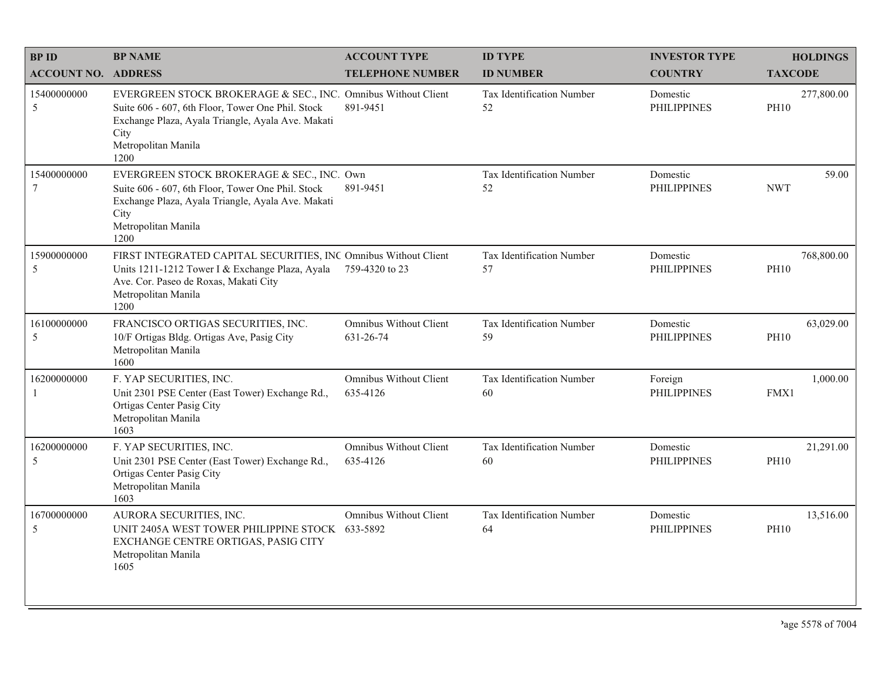| BP ID<br>ACCOUNT NO. | BP NAME<br>ADDRESS | ACCOUNT TYPE<br>TELEPHONE NUMBER | ID TYPE<br>ID NUMBER | INVESTOR TYPE<br>COUNTRY | HOLDINGS<br>TAXCODE |
|---|---|---|---|---|---|
| 15400000000<br>5 | EVERGREEN STOCK BROKERAGE & SEC., INC.<br>Suite 606 - 607, 6th Floor, Tower One Phil. Stock Exchange Plaza, Ayala Triangle, Ayala Ave. Makati City<br>Metropolitan Manila<br>1200 | Omnibus Without Client<br>891-9451 | Tax Identification Number<br>52 | Domestic<br>PHILIPPINES | 277,800.00<br>PH10 |
| 15400000000<br>7 | EVERGREEN STOCK BROKERAGE & SEC., INC.<br>Suite 606 - 607, 6th Floor, Tower One Phil. Stock Exchange Plaza, Ayala Triangle, Ayala Ave. Makati City<br>Metropolitan Manila<br>1200 | Own<br>891-9451 | Tax Identification Number<br>52 | Domestic<br>PHILIPPINES | 59.00<br>NWT |
| 15900000000<br>5 | FIRST INTEGRATED CAPITAL SECURITIES, INC<br>Units 1211-1212 Tower I & Exchange Plaza, Ayala Ave. Cor. Paseo de Roxas, Makati City<br>Metropolitan Manila<br>1200 | Omnibus Without Client<br>759-4320 to 23 | Tax Identification Number<br>57 | Domestic<br>PHILIPPINES | 768,800.00<br>PH10 |
| 16100000000<br>5 | FRANCISCO ORTIGAS SECURITIES, INC.<br>10/F Ortigas Bldg. Ortigas Ave, Pasig City<br>Metropolitan Manila<br>1600 | Omnibus Without Client<br>631-26-74 | Tax Identification Number<br>59 | Domestic<br>PHILIPPINES | 63,029.00<br>PH10 |
| 16200000000<br>1 | F. YAP SECURITIES, INC.<br>Unit 2301 PSE Center (East Tower) Exchange Rd., Ortigas Center Pasig City<br>Metropolitan Manila<br>1603 | Omnibus Without Client<br>635-4126 | Tax Identification Number<br>60 | Foreign<br>PHILIPPINES | 1,000.00<br>FMX1 |
| 16200000000<br>5 | F. YAP SECURITIES, INC.<br>Unit 2301 PSE Center (East Tower) Exchange Rd., Ortigas Center Pasig City<br>Metropolitan Manila<br>1603 | Omnibus Without Client<br>635-4126 | Tax Identification Number<br>60 | Domestic<br>PHILIPPINES | 21,291.00<br>PH10 |
| 16700000000<br>5 | AURORA SECURITIES, INC.<br>UNIT 2405A WEST TOWER PHILIPPINE STOCK EXCHANGE CENTRE ORTIGAS, PASIG CITY<br>Metropolitan Manila<br>1605 | Omnibus Without Client<br>633-5892 | Tax Identification Number<br>64 | Domestic<br>PHILIPPINES | 13,516.00<br>PH10 |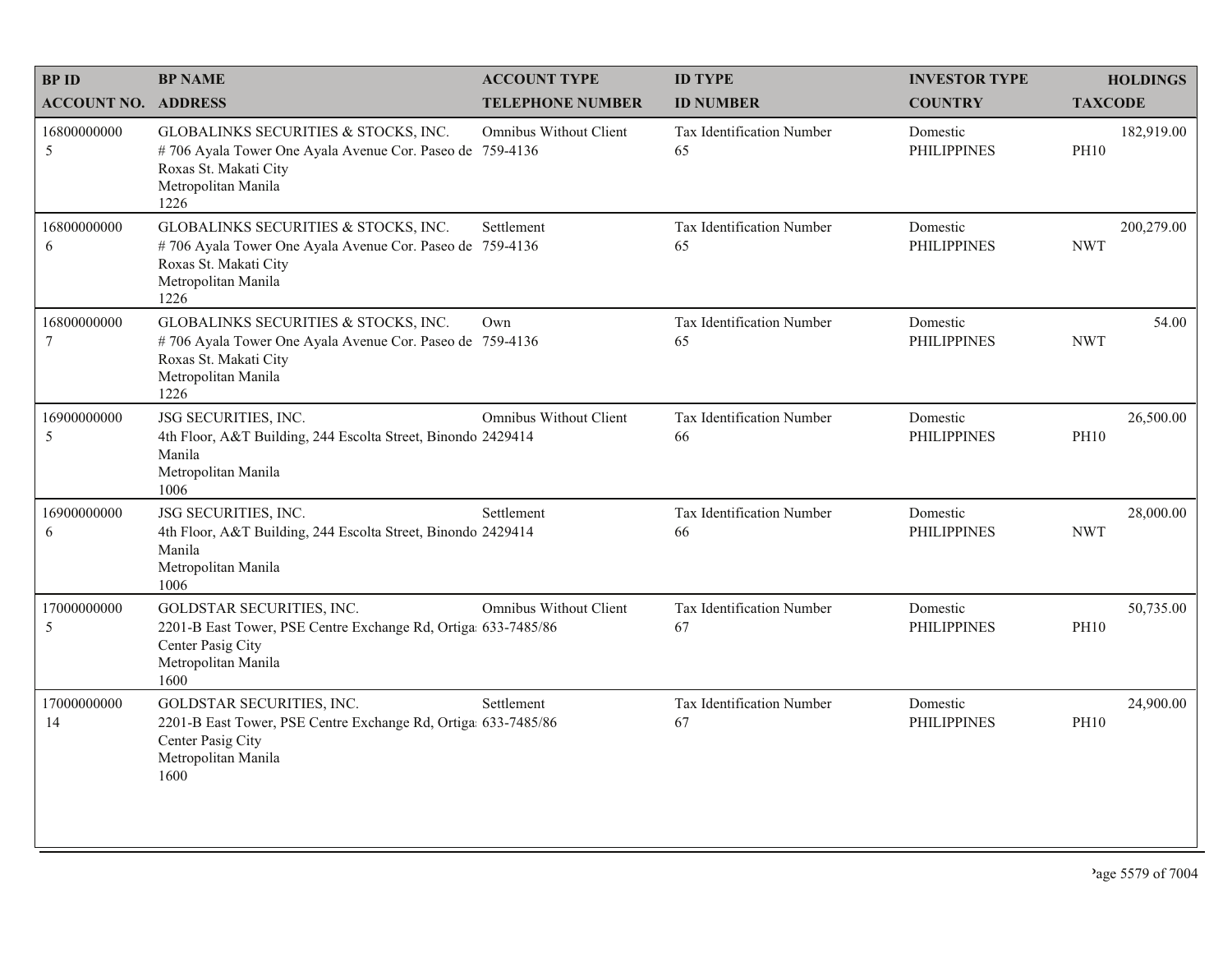| BP ID<br>ACCOUNT NO. | BP NAME<br>ADDRESS | ACCOUNT TYPE<br>TELEPHONE NUMBER | ID TYPE<br>ID NUMBER | INVESTOR TYPE<br>COUNTRY | HOLDINGS<br>TAXCODE |
|---|---|---|---|---|---|
| 16800000000<br>5 | GLOBALINKS SECURITIES & STOCKS, INC.<br># 706 Ayala Tower One Ayala Avenue Cor. Paseo de Roxas St. Makati City<br>Metropolitan Manila<br>1226 | Omnibus Without Client<br>759-4136 | Tax Identification Number<br>65 | Domestic<br>PHILIPPINES | 182,919.00<br>PH10 |
| 16800000000<br>6 | GLOBALINKS SECURITIES & STOCKS, INC.<br># 706 Ayala Tower One Ayala Avenue Cor. Paseo de Roxas St. Makati City<br>Metropolitan Manila<br>1226 | Settlement<br>759-4136 | Tax Identification Number<br>65 | Domestic<br>PHILIPPINES | 200,279.00<br>NWT |
| 16800000000<br>7 | GLOBALINKS SECURITIES & STOCKS, INC.<br># 706 Ayala Tower One Ayala Avenue Cor. Paseo de Roxas St. Makati City<br>Metropolitan Manila<br>1226 | Own<br>759-4136 | Tax Identification Number<br>65 | Domestic<br>PHILIPPINES | 54.00<br>NWT |
| 16900000000<br>5 | JSG SECURITIES, INC.<br>4th Floor, A&T Building, 244 Escolta Street, Binondo Manila<br>Metropolitan Manila<br>1006 | Omnibus Without Client<br>2429414 | Tax Identification Number<br>66 | Domestic<br>PHILIPPINES | 26,500.00<br>PH10 |
| 16900000000<br>6 | JSG SECURITIES, INC.<br>4th Floor, A&T Building, 244 Escolta Street, Binondo Manila<br>Metropolitan Manila<br>1006 | Settlement<br>2429414 | Tax Identification Number<br>66 | Domestic<br>PHILIPPINES | 28,000.00<br>NWT |
| 17000000000<br>5 | GOLDSTAR SECURITIES, INC.<br>2201-B East Tower, PSE Centre Exchange Rd, Ortigas Center Pasig City<br>Metropolitan Manila<br>1600 | Omnibus Without Client<br>633-7485/86 | Tax Identification Number<br>67 | Domestic<br>PHILIPPINES | 50,735.00<br>PH10 |
| 17000000000<br>14 | GOLDSTAR SECURITIES, INC.<br>2201-B East Tower, PSE Centre Exchange Rd, Ortigas Center Pasig City<br>Metropolitan Manila<br>1600 | Settlement<br>633-7485/86 | Tax Identification Number<br>67 | Domestic<br>PHILIPPINES | 24,900.00<br>PH10 |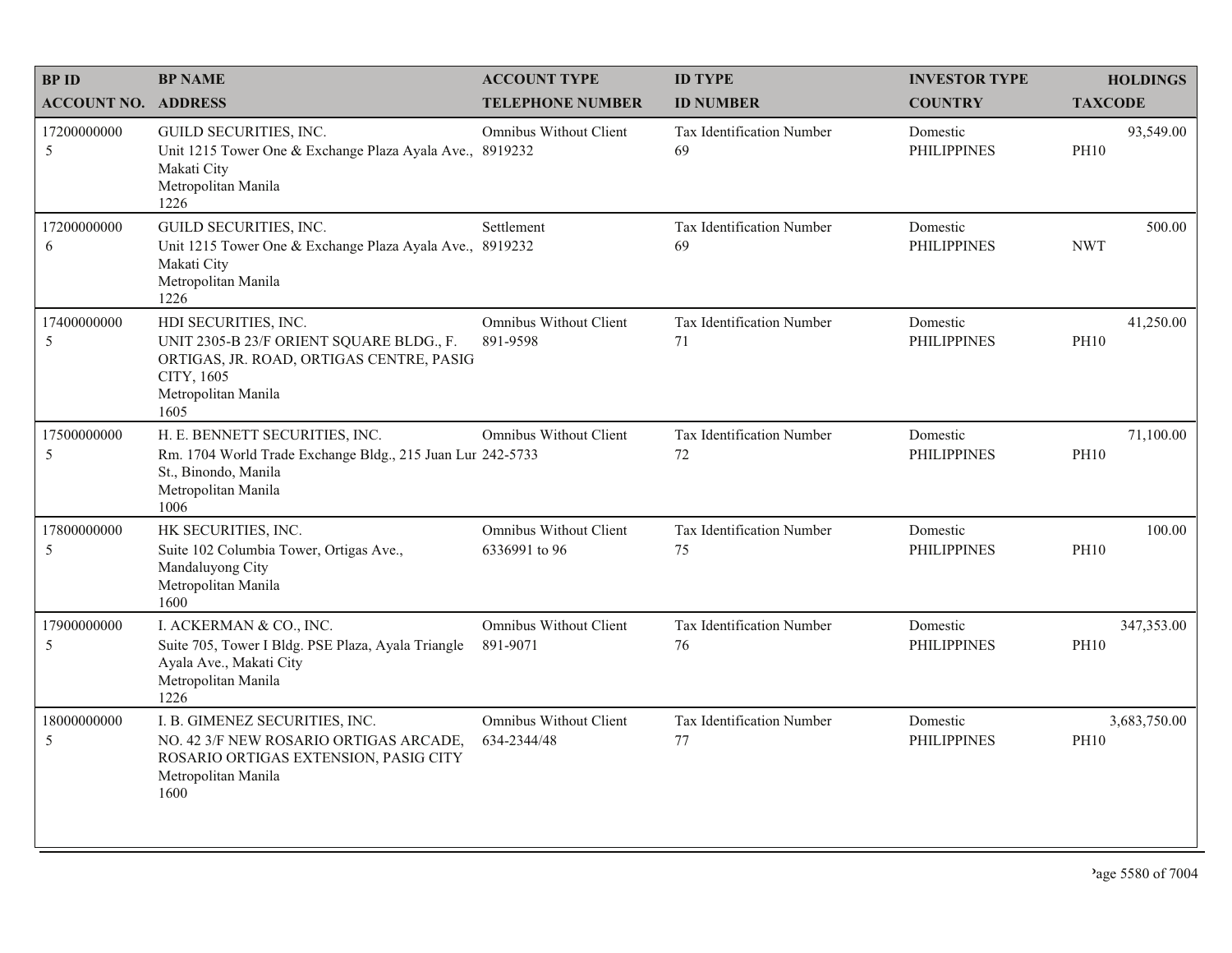| BP ID<br>ACCOUNT NO. | BP NAME<br>ADDRESS | ACCOUNT TYPE<br>TELEPHONE NUMBER | ID TYPE<br>ID NUMBER | INVESTOR TYPE<br>COUNTRY | HOLDINGS<br>TAXCODE |
|---|---|---|---|---|---|
| 17200000000<br>5 | GUILD SECURITIES, INC.<br>Unit 1215 Tower One & Exchange Plaza Ayala Ave., Makati City<br>Metropolitan Manila<br>1226 | Omnibus Without Client<br>8919232 | Tax Identification Number<br>69 | Domestic<br>PHILIPPINES | 93,549.00<br>PH10 |
| 17200000000<br>6 | GUILD SECURITIES, INC.<br>Unit 1215 Tower One & Exchange Plaza Ayala Ave., Makati City<br>Metropolitan Manila<br>1226 | Settlement<br>8919232 | Tax Identification Number<br>69 | Domestic<br>PHILIPPINES | 500.00<br>NWT |
| 17400000000<br>5 | HDI SECURITIES, INC.<br>UNIT 2305-B 23/F ORIENT SQUARE BLDG., F. ORTIGAS, JR. ROAD, ORTIGAS CENTRE, PASIG CITY, 1605<br>Metropolitan Manila<br>1605 | Omnibus Without Client<br>891-9598 | Tax Identification Number<br>71 | Domestic<br>PHILIPPINES | 41,250.00<br>PH10 |
| 17500000000<br>5 | H. E. BENNETT SECURITIES, INC.<br>Rm. 1704 World Trade Exchange Bldg., 215 Juan Lur St., Binondo, Manila<br>Metropolitan Manila<br>1006 | Omnibus Without Client<br>242-5733 | Tax Identification Number<br>72 | Domestic<br>PHILIPPINES | 71,100.00<br>PH10 |
| 17800000000<br>5 | HK SECURITIES, INC.<br>Suite 102 Columbia Tower, Ortigas Ave., Mandaluyong City<br>Metropolitan Manila<br>1600 | Omnibus Without Client<br>6336991 to 96 | Tax Identification Number<br>75 | Domestic<br>PHILIPPINES | 100.00<br>PH10 |
| 17900000000<br>5 | I. ACKERMAN & CO., INC.<br>Suite 705, Tower I Bldg. PSE Plaza, Ayala Triangle Ayala Ave., Makati City<br>Metropolitan Manila<br>1226 | Omnibus Without Client<br>891-9071 | Tax Identification Number<br>76 | Domestic<br>PHILIPPINES | 347,353.00<br>PH10 |
| 18000000000<br>5 | I. B. GIMENEZ SECURITIES, INC.<br>NO. 42 3/F NEW ROSARIO ORTIGAS ARCADE, ROSARIO ORTIGAS EXTENSION, PASIG CITY<br>Metropolitan Manila<br>1600 | Omnibus Without Client<br>634-2344/48 | Tax Identification Number<br>77 | Domestic<br>PHILIPPINES | 3,683,750.00<br>PH10 |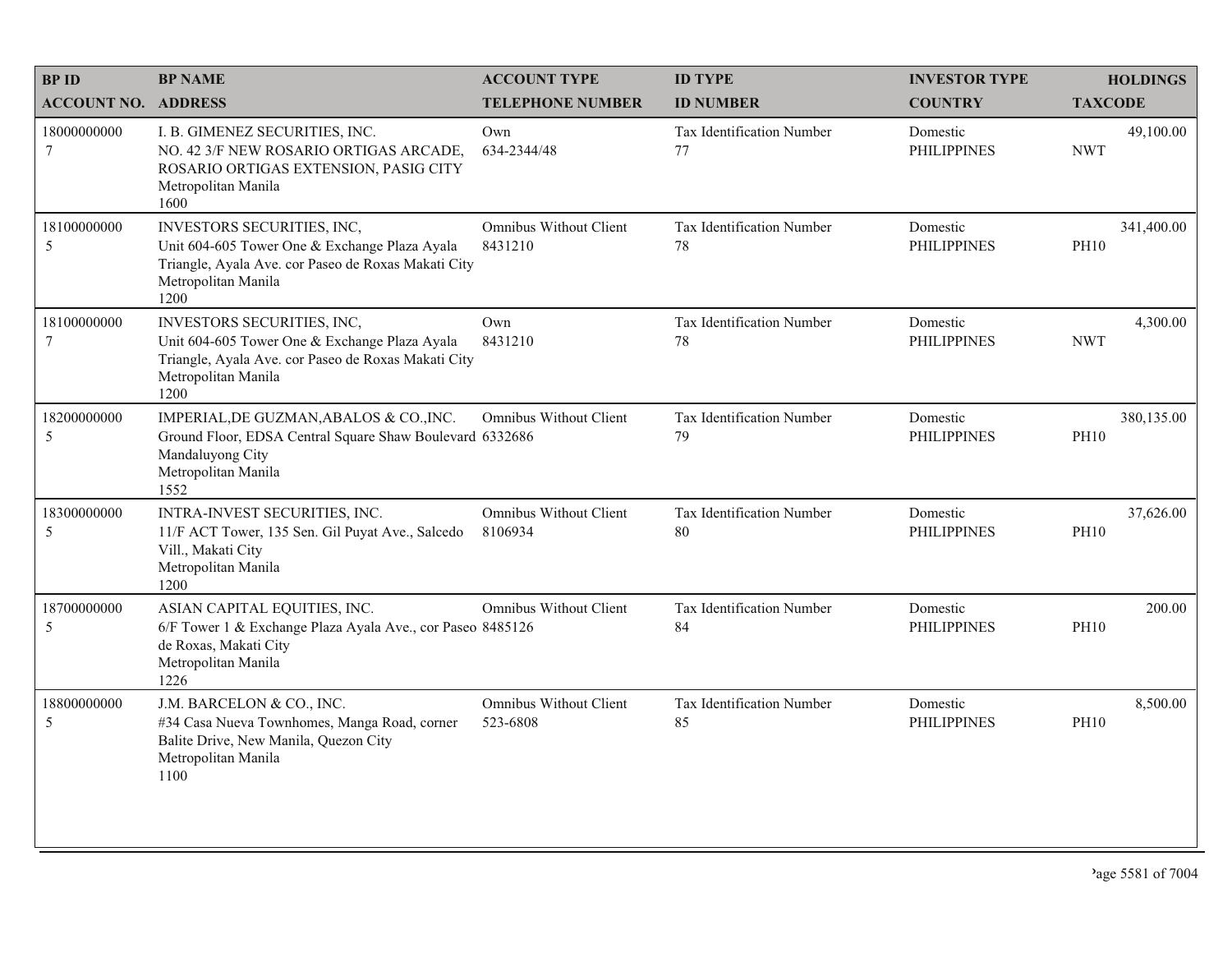| BP ID<br>ACCOUNT NO. | BP NAME<br>ADDRESS | ACCOUNT TYPE<br>TELEPHONE NUMBER | ID TYPE<br>ID NUMBER | INVESTOR TYPE<br>COUNTRY | HOLDINGS<br>TAXCODE |
|---|---|---|---|---|---|
| 18000000000<br>7 | I. B. GIMENEZ SECURITIES, INC.<br>NO. 42 3/F NEW ROSARIO ORTIGAS ARCADE, ROSARIO ORTIGAS EXTENSION, PASIG CITY<br>Metropolitan Manila<br>1600 | Own<br>634-2344/48 | Tax Identification Number<br>77 | Domestic<br>PHILIPPINES | 49,100.00<br>NWT |
| 18100000000<br>5 | INVESTORS SECURITIES, INC,<br>Unit 604-605 Tower One & Exchange Plaza Ayala Triangle, Ayala Ave. cor Paseo de Roxas Makati City<br>Metropolitan Manila<br>1200 | Omnibus Without Client<br>8431210 | Tax Identification Number<br>78 | Domestic<br>PHILIPPINES | 341,400.00<br>PH10 |
| 18100000000<br>7 | INVESTORS SECURITIES, INC,<br>Unit 604-605 Tower One & Exchange Plaza Ayala Triangle, Ayala Ave. cor Paseo de Roxas Makati City<br>Metropolitan Manila<br>1200 | Own<br>8431210 | Tax Identification Number<br>78 | Domestic<br>PHILIPPINES | 4,300.00<br>NWT |
| 18200000000<br>5 | IMPERIAL,DE GUZMAN,ABALOS & CO.,INC.<br>Ground Floor, EDSA Central Square Shaw Boulevard Mandaluyong City<br>Metropolitan Manila<br>1552 | Omnibus Without Client<br>6332686 | Tax Identification Number<br>79 | Domestic<br>PHILIPPINES | 380,135.00<br>PH10 |
| 18300000000<br>5 | INTRA-INVEST SECURITIES, INC.<br>11/F ACT Tower, 135 Sen. Gil Puyat Ave., Salcedo Vill., Makati City<br>Metropolitan Manila<br>1200 | Omnibus Without Client<br>8106934 | Tax Identification Number<br>80 | Domestic<br>PHILIPPINES | 37,626.00<br>PH10 |
| 18700000000<br>5 | ASIAN CAPITAL EQUITIES, INC.<br>6/F Tower 1 & Exchange Plaza Ayala Ave., cor Paseo de Roxas, Makati City<br>Metropolitan Manila<br>1226 | Omnibus Without Client<br>8485126 | Tax Identification Number<br>84 | Domestic<br>PHILIPPINES | 200.00<br>PH10 |
| 18800000000<br>5 | J.M. BARCELON & CO., INC.<br>#34 Casa Nueva Townhomes, Manga Road, corner Balite Drive, New Manila, Quezon City<br>Metropolitan Manila<br>1100 | Omnibus Without Client<br>523-6808 | Tax Identification Number<br>85 | Domestic<br>PHILIPPINES | 8,500.00<br>PH10 |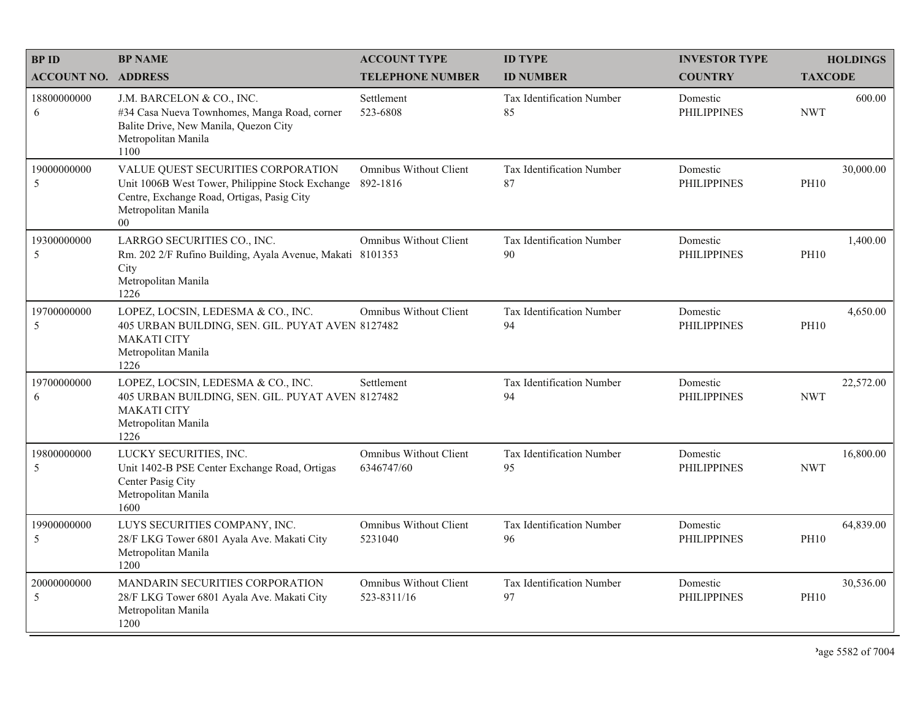| BP ID<br>ACCOUNT NO. | BP NAME<br>ADDRESS | ACCOUNT TYPE<br>TELEPHONE NUMBER | ID TYPE<br>ID NUMBER | INVESTOR TYPE<br>COUNTRY | HOLDINGS<br>TAXCODE |
|---|---|---|---|---|---|
| 18800000000<br>6 | J.M. BARCELON & CO., INC.<br>#34 Casa Nueva Townhomes, Manga Road, corner Balite Drive, New Manila, Quezon City<br>Metropolitan Manila<br>1100 | Settlement<br>523-6808 | Tax Identification Number<br>85 | Domestic<br>PHILIPPINES | 600.00<br>NWT |
| 19000000000<br>5 | VALUE QUEST SECURITIES CORPORATION<br>Unit 1006B West Tower, Philippine Stock Exchange Centre, Exchange Road, Ortigas, Pasig City<br>Metropolitan Manila<br>00 | Omnibus Without Client<br>892-1816 | Tax Identification Number<br>87 | Domestic<br>PHILIPPINES | 30,000.00<br>PH10 |
| 19300000000<br>5 | LARRGO SECURITIES CO., INC.<br>Rm. 202 2/F Rufino Building, Ayala Avenue, Makati City<br>Metropolitan Manila<br>1226 | Omnibus Without Client<br>8101353 | Tax Identification Number<br>90 | Domestic<br>PHILIPPINES | 1,400.00<br>PH10 |
| 19700000000<br>5 | LOPEZ, LOCSIN, LEDESMA & CO., INC.<br>405 URBAN BUILDING, SEN. GIL. PUYAT AVEN MAKATI CITY<br>Metropolitan Manila<br>1226 | Omnibus Without Client<br>8127482 | Tax Identification Number<br>94 | Domestic<br>PHILIPPINES | 4,650.00<br>PH10 |
| 19700000000<br>6 | LOPEZ, LOCSIN, LEDESMA & CO., INC.<br>405 URBAN BUILDING, SEN. GIL. PUYAT AVEN MAKATI CITY<br>Metropolitan Manila<br>1226 | Settlement<br>8127482 | Tax Identification Number<br>94 | Domestic<br>PHILIPPINES | 22,572.00<br>NWT |
| 19800000000<br>5 | LUCKY SECURITIES, INC.<br>Unit 1402-B PSE Center Exchange Road, Ortigas Center Pasig City<br>Metropolitan Manila<br>1600 | Omnibus Without Client<br>6346747/60 | Tax Identification Number<br>95 | Domestic<br>PHILIPPINES | 16,800.00<br>NWT |
| 19900000000<br>5 | LUYS SECURITIES COMPANY, INC.<br>28/F LKG Tower 6801 Ayala Ave. Makati City<br>Metropolitan Manila<br>1200 | Omnibus Without Client<br>5231040 | Tax Identification Number<br>96 | Domestic<br>PHILIPPINES | 64,839.00<br>PH10 |
| 20000000000<br>5 | MANDARIN SECURITIES CORPORATION<br>28/F LKG Tower 6801 Ayala Ave. Makati City<br>Metropolitan Manila<br>1200 | Omnibus Without Client<br>523-8311/16 | Tax Identification Number<br>97 | Domestic<br>PHILIPPINES | 30,536.00<br>PH10 |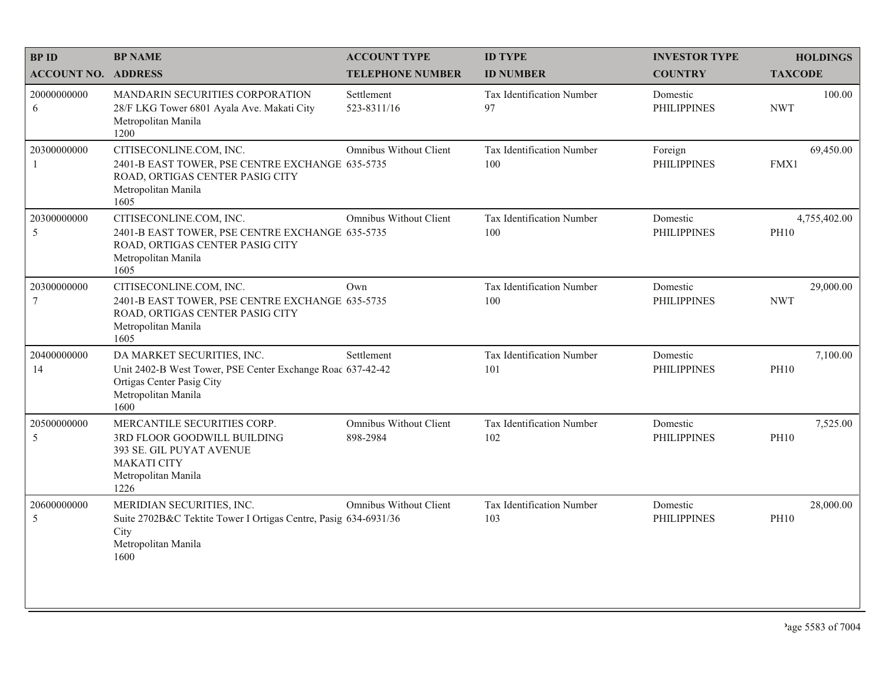| BP ID<br>ACCOUNT NO. | BP NAME<br>ADDRESS | ACCOUNT TYPE<br>TELEPHONE NUMBER | ID TYPE<br>ID NUMBER | INVESTOR TYPE<br>COUNTRY | HOLDINGS<br>TAXCODE |
|---|---|---|---|---|---|
| 20000000000<br>6 | MANDARIN SECURITIES CORPORATION<br>28/F LKG Tower 6801 Ayala Ave. Makati City<br>Metropolitan Manila<br>1200 | Settlement<br>523-8311/16 | Tax Identification Number<br>97 | Domestic<br>PHILIPPINES | 100.00<br>NWT |
| 20300000000<br>1 | CITISECONLINE.COM, INC.<br>2401-B EAST TOWER, PSE CENTRE EXCHANGE ROAD, ORTIGAS CENTER PASIG CITY<br>Metropolitan Manila<br>1605 | Omnibus Without Client<br>635-5735 | Tax Identification Number<br>100 | Foreign<br>PHILIPPINES | 69,450.00<br>FMX1 |
| 20300000000<br>5 | CITISECONLINE.COM, INC.<br>2401-B EAST TOWER, PSE CENTRE EXCHANGE ROAD, ORTIGAS CENTER PASIG CITY<br>Metropolitan Manila<br>1605 | Omnibus Without Client<br>635-5735 | Tax Identification Number<br>100 | Domestic<br>PHILIPPINES | 4,755,402.00<br>PH10 |
| 20300000000<br>7 | CITISECONLINE.COM, INC.<br>2401-B EAST TOWER, PSE CENTRE EXCHANGE ROAD, ORTIGAS CENTER PASIG CITY<br>Metropolitan Manila<br>1605 | Own<br>635-5735 | Tax Identification Number<br>100 | Domestic<br>PHILIPPINES | 29,000.00<br>NWT |
| 20400000000<br>14 | DA MARKET SECURITIES, INC.<br>Unit 2402-B West Tower, PSE Center Exchange Road Ortigas Center Pasig City<br>Metropolitan Manila<br>1600 | Settlement<br>637-42-42 | Tax Identification Number<br>101 | Domestic<br>PHILIPPINES | 7,100.00<br>PH10 |
| 20500000000<br>5 | MERCANTILE SECURITIES CORP.<br>3RD FLOOR GOODWILL BUILDING<br>393 SE. GIL PUYAT AVENUE<br>MAKATI CITY<br>Metropolitan Manila<br>1226 | Omnibus Without Client<br>898-2984 | Tax Identification Number<br>102 | Domestic<br>PHILIPPINES | 7,525.00<br>PH10 |
| 20600000000<br>5 | MERIDIAN SECURITIES, INC.<br>Suite 2702B&C Tektite Tower I Ortigas Centre, Pasig City<br>Metropolitan Manila<br>1600 | Omnibus Without Client<br>634-6931/36 | Tax Identification Number<br>103 | Domestic<br>PHILIPPINES | 28,000.00<br>PH10 |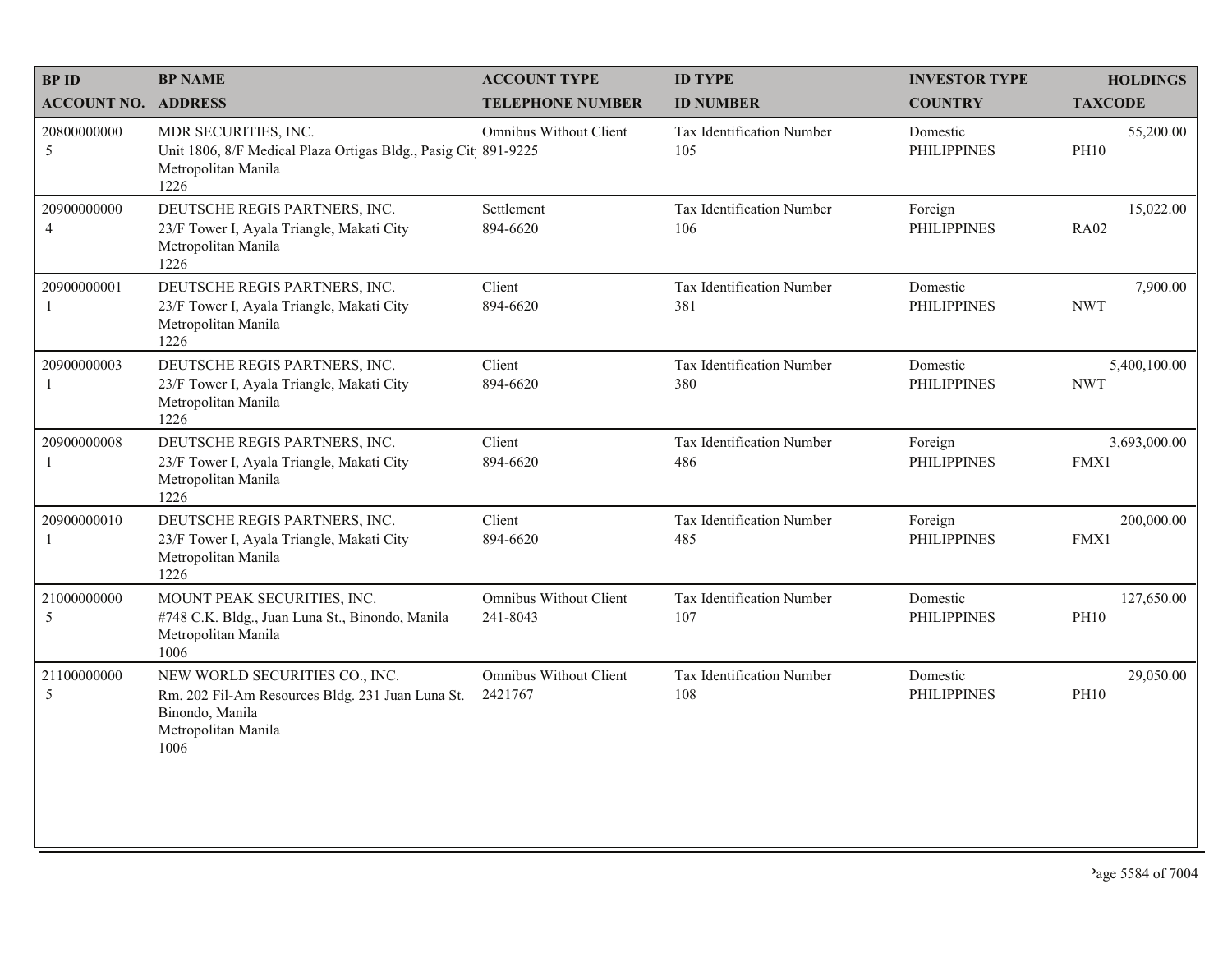| BP ID<br>ACCOUNT NO. | BP NAME<br>ADDRESS | ACCOUNT TYPE<br>TELEPHONE NUMBER | ID TYPE<br>ID NUMBER | INVESTOR TYPE<br>COUNTRY | HOLDINGS<br>TAXCODE |
|---|---|---|---|---|---|
| 20800000000<br>5 | MDR SECURITIES, INC.<br>Unit 1806, 8/F Medical Plaza Ortigas Bldg., Pasig City<br>Metropolitan Manila<br>1226 | Omnibus Without Client<br>891-9225 | Tax Identification Number<br>105 | Domestic<br>PHILIPPINES | 55,200.00<br>PH10 |
| 20900000000<br>4 | DEUTSCHE REGIS PARTNERS, INC.<br>23/F Tower I, Ayala Triangle, Makati City<br>Metropolitan Manila<br>1226 | Settlement<br>894-6620 | Tax Identification Number<br>106 | Foreign<br>PHILIPPINES | 15,022.00<br>RA02 |
| 20900000001<br>1 | DEUTSCHE REGIS PARTNERS, INC.<br>23/F Tower I, Ayala Triangle, Makati City<br>Metropolitan Manila<br>1226 | Client<br>894-6620 | Tax Identification Number<br>381 | Domestic<br>PHILIPPINES | 7,900.00<br>NWT |
| 20900000003<br>1 | DEUTSCHE REGIS PARTNERS, INC.<br>23/F Tower I, Ayala Triangle, Makati City<br>Metropolitan Manila<br>1226 | Client<br>894-6620 | Tax Identification Number<br>380 | Domestic<br>PHILIPPINES | 5,400,100.00<br>NWT |
| 20900000008<br>1 | DEUTSCHE REGIS PARTNERS, INC.<br>23/F Tower I, Ayala Triangle, Makati City<br>Metropolitan Manila<br>1226 | Client<br>894-6620 | Tax Identification Number<br>486 | Foreign<br>PHILIPPINES | 3,693,000.00<br>FMX1 |
| 20900000010<br>1 | DEUTSCHE REGIS PARTNERS, INC.<br>23/F Tower I, Ayala Triangle, Makati City<br>Metropolitan Manila<br>1226 | Client<br>894-6620 | Tax Identification Number<br>485 | Foreign<br>PHILIPPINES | 200,000.00<br>FMX1 |
| 21000000000<br>5 | MOUNT PEAK SECURITIES, INC.<br>#748 C.K. Bldg., Juan Luna St., Binondo, Manila<br>Metropolitan Manila<br>1006 | Omnibus Without Client<br>241-8043 | Tax Identification Number<br>107 | Domestic<br>PHILIPPINES | 127,650.00<br>PH10 |
| 21100000000<br>5 | NEW WORLD SECURITIES CO., INC.<br>Rm. 202 Fil-Am Resources Bldg. 231 Juan Luna St.<br>Binondo, Manila<br>Metropolitan Manila<br>1006 | Omnibus Without Client<br>2421767 | Tax Identification Number<br>108 | Domestic<br>PHILIPPINES | 29,050.00<br>PH10 |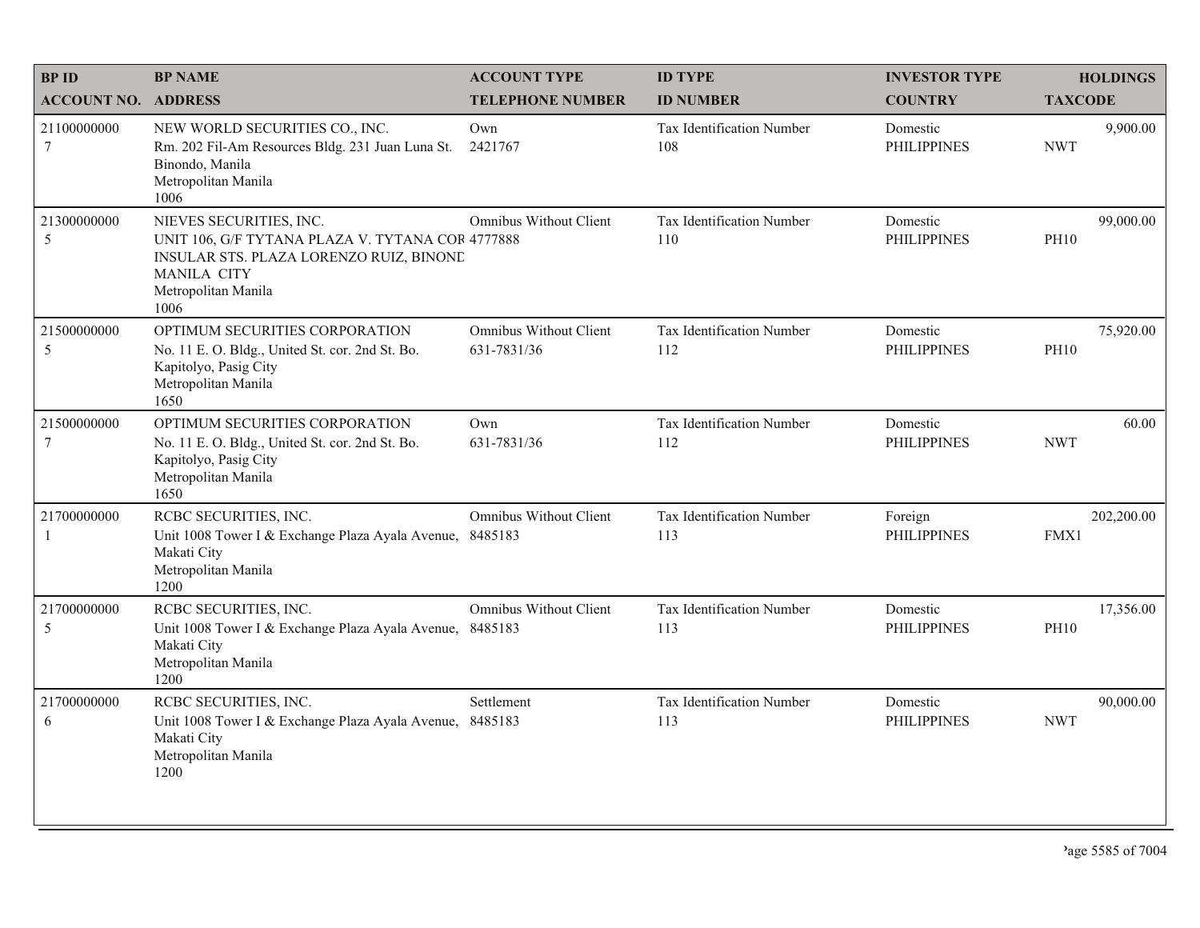| BP ID<br>ACCOUNT NO. | BP NAME<br>ADDRESS | ACCOUNT TYPE<br>TELEPHONE NUMBER | ID TYPE<br>ID NUMBER | INVESTOR TYPE<br>COUNTRY | HOLDINGS<br>TAXCODE |
|---|---|---|---|---|---|
| 21100000000<br>7 | NEW WORLD SECURITIES CO., INC.<br>Rm. 202 Fil-Am Resources Bldg. 231 Juan Luna St. Binondo, Manila<br>Metropolitan Manila<br>1006 | Own<br>2421767 | Tax Identification Number<br>108 | Domestic<br>PHILIPPINES | 9,900.00<br>NWT |
| 21300000000<br>5 | NIEVES SECURITIES, INC.<br>UNIT 106, G/F TYTANA PLAZA V. TYTANA COR INSULAR STS. PLAZA LORENZO RUIZ, BINOND MANILA CITY<br>Metropolitan Manila<br>1006 | Omnibus Without Client<br>4777888 | Tax Identification Number<br>110 | Domestic<br>PHILIPPINES | 99,000.00<br>PH10 |
| 21500000000<br>5 | OPTIMUM SECURITIES CORPORATION<br>No. 11 E. O. Bldg., United St. cor. 2nd St. Bo. Kapitolyo, Pasig City<br>Metropolitan Manila<br>1650 | Omnibus Without Client<br>631-7831/36 | Tax Identification Number<br>112 | Domestic<br>PHILIPPINES | 75,920.00<br>PH10 |
| 21500000000<br>7 | OPTIMUM SECURITIES CORPORATION<br>No. 11 E. O. Bldg., United St. cor. 2nd St. Bo. Kapitolyo, Pasig City<br>Metropolitan Manila<br>1650 | Own<br>631-7831/36 | Tax Identification Number<br>112 | Domestic<br>PHILIPPINES | 60.00<br>NWT |
| 21700000000<br>1 | RCBC SECURITIES, INC.<br>Unit 1008 Tower I & Exchange Plaza Ayala Avenue, Makati City<br>Metropolitan Manila<br>1200 | Omnibus Without Client<br>8485183 | Tax Identification Number<br>113 | Foreign<br>PHILIPPINES | 202,200.00<br>FMX1 |
| 21700000000<br>5 | RCBC SECURITIES, INC.<br>Unit 1008 Tower I & Exchange Plaza Ayala Avenue, Makati City<br>Metropolitan Manila<br>1200 | Omnibus Without Client<br>8485183 | Tax Identification Number<br>113 | Domestic<br>PHILIPPINES | 17,356.00<br>PH10 |
| 21700000000<br>6 | RCBC SECURITIES, INC.<br>Unit 1008 Tower I & Exchange Plaza Ayala Avenue, Makati City<br>Metropolitan Manila<br>1200 | Settlement<br>8485183 | Tax Identification Number<br>113 | Domestic<br>PHILIPPINES | 90,000.00<br>NWT |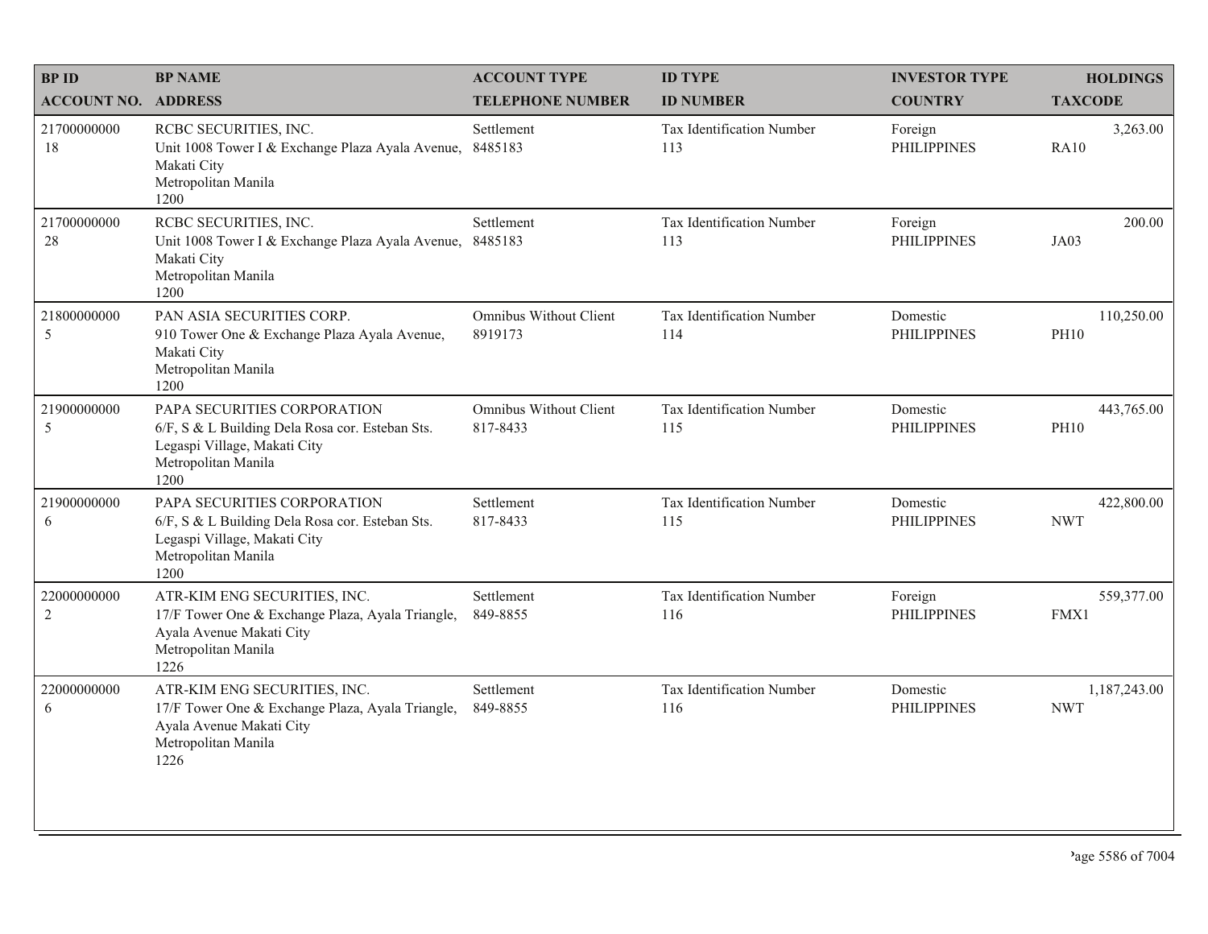| BP ID<br>ACCOUNT NO. | BP NAME<br>ADDRESS | ACCOUNT TYPE<br>TELEPHONE NUMBER | ID TYPE<br>ID NUMBER | INVESTOR TYPE<br>COUNTRY | HOLDINGS<br>TAXCODE |
|---|---|---|---|---|---|
| 21700000000<br>18 | RCBC SECURITIES, INC.<br>Unit 1008 Tower I & Exchange Plaza Ayala Avenue, Makati City<br>Metropolitan Manila<br>1200 | Settlement<br>8485183 | Tax Identification Number<br>113 | Foreign<br>PHILIPPINES | 3,263.00<br>RA10 |
| 21700000000<br>28 | RCBC SECURITIES, INC.<br>Unit 1008 Tower I & Exchange Plaza Ayala Avenue, Makati City<br>Metropolitan Manila<br>1200 | Settlement<br>8485183 | Tax Identification Number<br>113 | Foreign<br>PHILIPPINES | 200.00<br>JA03 |
| 21800000000<br>5 | PAN ASIA SECURITIES CORP.<br>910 Tower One & Exchange Plaza Ayala Avenue, Makati City<br>Metropolitan Manila<br>1200 | Omnibus Without Client<br>8919173 | Tax Identification Number<br>114 | Domestic<br>PHILIPPINES | 110,250.00<br>PH10 |
| 21900000000<br>5 | PAPA SECURITIES CORPORATION<br>6/F, S & L Building Dela Rosa cor. Esteban Sts. Legaspi Village, Makati City<br>Metropolitan Manila<br>1200 | Omnibus Without Client<br>817-8433 | Tax Identification Number<br>115 | Domestic<br>PHILIPPINES | 443,765.00<br>PH10 |
| 21900000000<br>6 | PAPA SECURITIES CORPORATION<br>6/F, S & L Building Dela Rosa cor. Esteban Sts. Legaspi Village, Makati City<br>Metropolitan Manila<br>1200 | Settlement<br>817-8433 | Tax Identification Number<br>115 | Domestic<br>PHILIPPINES | 422,800.00<br>NWT |
| 22000000000<br>2 | ATR-KIM ENG SECURITIES, INC.<br>17/F Tower One & Exchange Plaza, Ayala Triangle, Ayala Avenue Makati City<br>Metropolitan Manila<br>1226 | Settlement<br>849-8855 | Tax Identification Number<br>116 | Foreign<br>PHILIPPINES | 559,377.00<br>FMX1 |
| 22000000000<br>6 | ATR-KIM ENG SECURITIES, INC.<br>17/F Tower One & Exchange Plaza, Ayala Triangle, Ayala Avenue Makati City<br>Metropolitan Manila<br>1226 | Settlement<br>849-8855 | Tax Identification Number<br>116 | Domestic<br>PHILIPPINES | 1,187,243.00<br>NWT |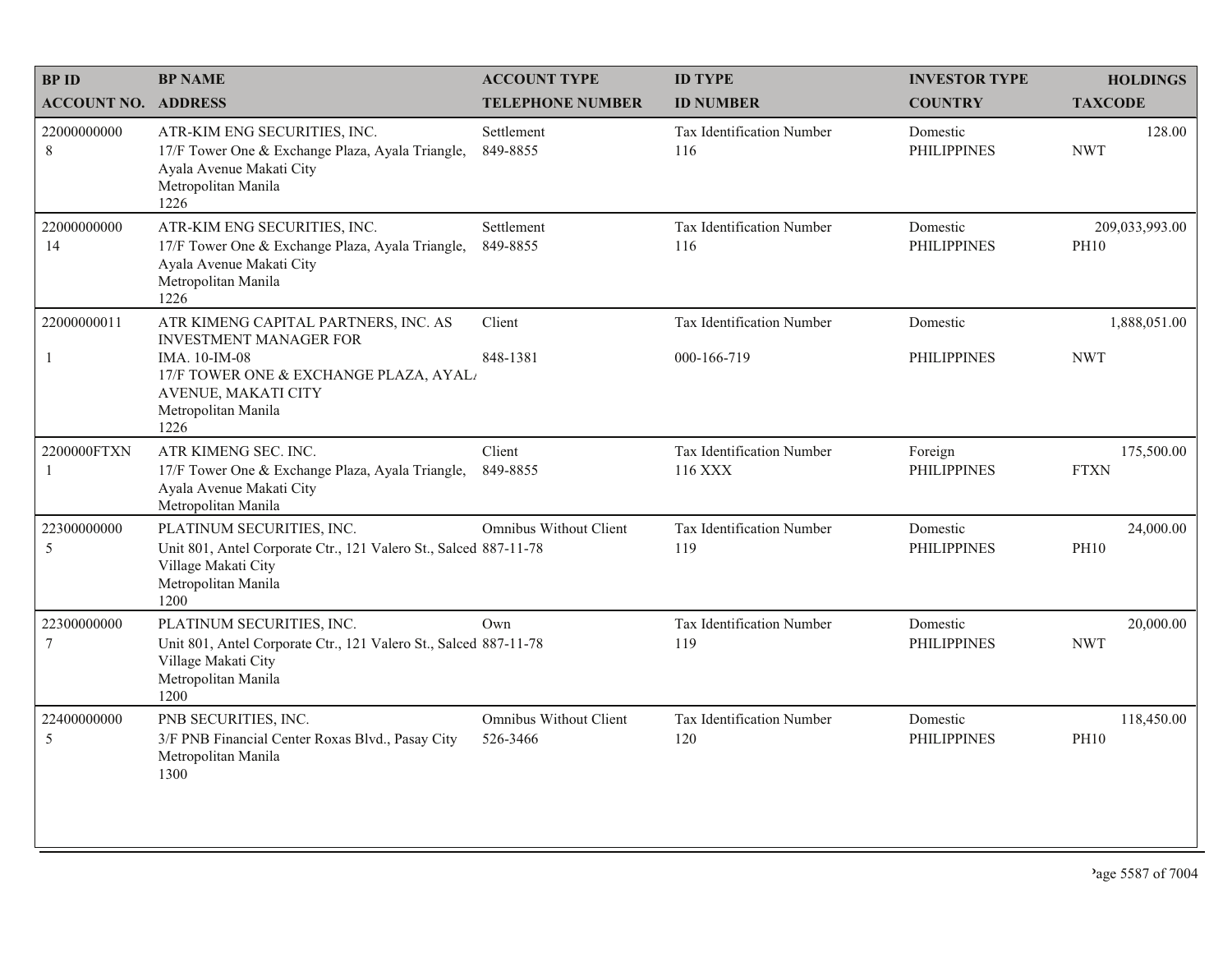| BP ID<br>ACCOUNT NO. | BP NAME<br>ADDRESS | ACCOUNT TYPE<br>TELEPHONE NUMBER | ID TYPE<br>ID NUMBER | INVESTOR TYPE<br>COUNTRY | HOLDINGS<br>TAXCODE |
|---|---|---|---|---|---|
| 22000000000<br>8 | ATR-KIM ENG SECURITIES, INC.<br>17/F Tower One & Exchange Plaza, Ayala Triangle, Ayala Avenue Makati City<br>Metropolitan Manila<br>1226 | Settlement<br>849-8855 | Tax Identification Number<br>116 | Domestic<br>PHILIPPINES | 128.00<br>NWT |
| 22000000000<br>14 | ATR-KIM ENG SECURITIES, INC.<br>17/F Tower One & Exchange Plaza, Ayala Triangle, Ayala Avenue Makati City<br>Metropolitan Manila<br>1226 | Settlement<br>849-8855 | Tax Identification Number<br>116 | Domestic<br>PHILIPPINES | 209,033,993.00<br>PH10 |
| 22000000011<br>1 | ATR KIMENG CAPITAL PARTNERS, INC. AS INVESTMENT MANAGER FOR<br>IMA. 10-IM-08<br>17/F TOWER ONE & EXCHANGE PLAZA, AYALA AVENUE, MAKATI CITY<br>Metropolitan Manila<br>1226 | Client<br>848-1381 | Tax Identification Number<br>000-166-719 | Domestic<br>PHILIPPINES | 1,888,051.00<br>NWT |
| 2200000FTXN<br>1 | ATR KIMENG SEC. INC.<br>17/F Tower One & Exchange Plaza, Ayala Triangle, Ayala Avenue Makati City<br>Metropolitan Manila | Client<br>849-8855 | Tax Identification Number<br>116 XXX | Foreign<br>PHILIPPINES | 175,500.00<br>FTXN |
| 22300000000<br>5 | PLATINUM SECURITIES, INC.<br>Unit 801, Antel Corporate Ctr., 121 Valero St., Salced Village Makati City<br>Metropolitan Manila<br>1200 | Omnibus Without Client<br>887-11-78 | Tax Identification Number<br>119 | Domestic<br>PHILIPPINES | 24,000.00<br>PH10 |
| 22300000000<br>7 | PLATINUM SECURITIES, INC.<br>Unit 801, Antel Corporate Ctr., 121 Valero St., Salced Village Makati City<br>Metropolitan Manila<br>1200 | Own<br>887-11-78 | Tax Identification Number<br>119 | Domestic<br>PHILIPPINES | 20,000.00<br>NWT |
| 22400000000<br>5 | PNB SECURITIES, INC.<br>3/F PNB Financial Center Roxas Blvd., Pasay City<br>Metropolitan Manila<br>1300 | Omnibus Without Client<br>526-3466 | Tax Identification Number<br>120 | Domestic<br>PHILIPPINES | 118,450.00<br>PH10 |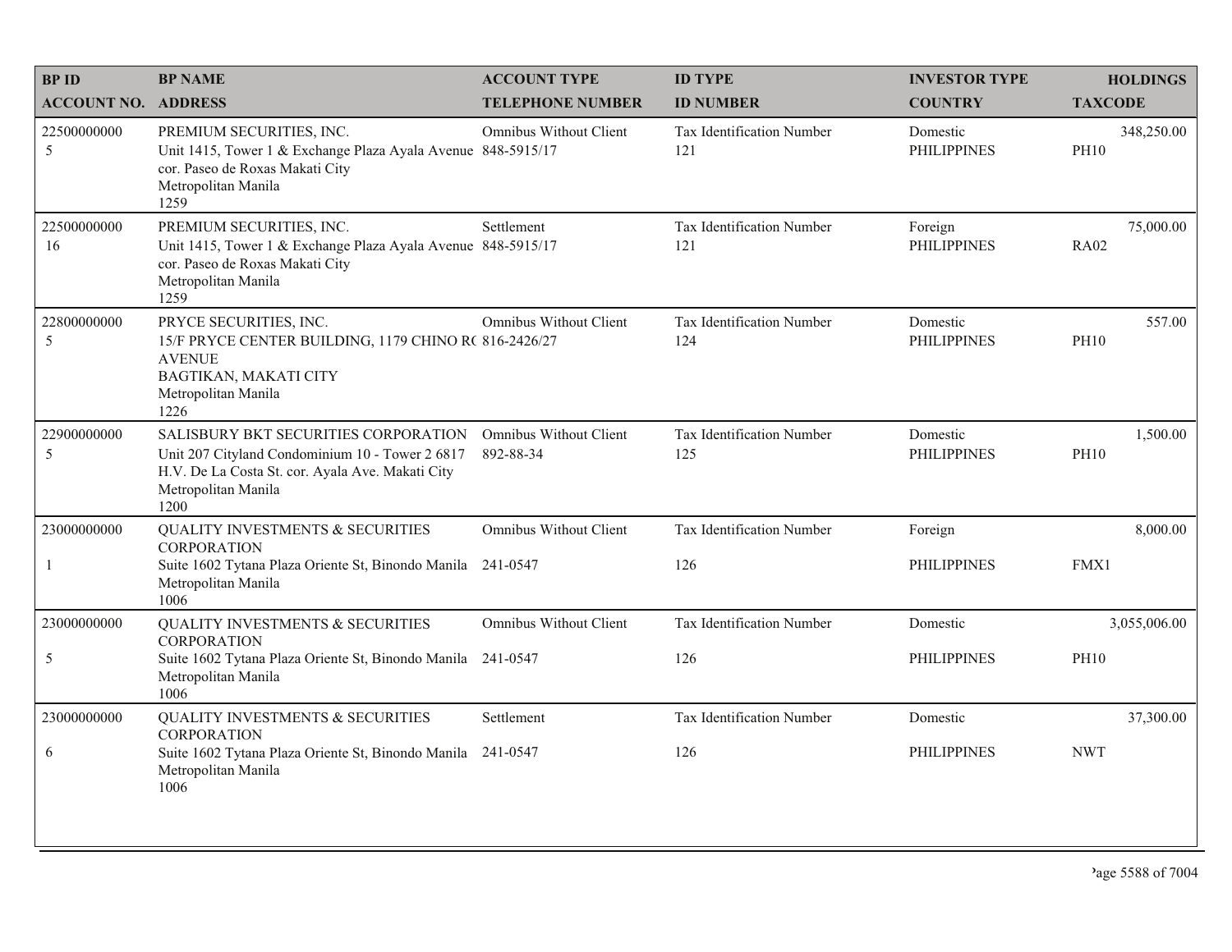| BP ID<br>ACCOUNT NO. | BP NAME<br>ADDRESS | ACCOUNT TYPE<br>TELEPHONE NUMBER | ID TYPE<br>ID NUMBER | INVESTOR TYPE<br>COUNTRY | HOLDINGS<br>TAXCODE |
|---|---|---|---|---|---|
| 22500000000<br>5 | PREMIUM SECURITIES, INC.<br>Unit 1415, Tower 1 & Exchange Plaza Ayala Avenue cor. Paseo de Roxas Makati City<br>Metropolitan Manila<br>1259 | Omnibus Without Client<br>848-5915/17 | Tax Identification Number<br>121 | Domestic<br>PHILIPPINES | 348,250.00<br>PH10 |
| 22500000000<br>16 | PREMIUM SECURITIES, INC.<br>Unit 1415, Tower 1 & Exchange Plaza Ayala Avenue cor. Paseo de Roxas Makati City<br>Metropolitan Manila<br>1259 | Settlement<br>848-5915/17 | Tax Identification Number<br>121 | Foreign<br>PHILIPPINES | 75,000.00<br>RA02 |
| 22800000000<br>5 | PRYCE SECURITIES, INC.<br>15/F PRYCE CENTER BUILDING, 1179 CHINO R( AVENUE<br>BAGTIKAN, MAKATI CITY<br>Metropolitan Manila<br>1226 | Omnibus Without Client<br>816-2426/27 | Tax Identification Number<br>124 | Domestic<br>PHILIPPINES | 557.00<br>PH10 |
| 22900000000<br>5 | SALISBURY BKT SECURITIES CORPORATION<br>Unit 207 Cityland Condominium 10 - Tower 2 6817 H.V. De La Costa St. cor. Ayala Ave. Makati City<br>Metropolitan Manila<br>1200 | Omnibus Without Client<br>892-88-34 | Tax Identification Number<br>125 | Domestic<br>PHILIPPINES | 1,500.00<br>PH10 |
| 23000000000<br>1 | QUALITY INVESTMENTS & SECURITIES CORPORATION<br>Suite 1602 Tytana Plaza Oriente St, Binondo Manila<br>Metropolitan Manila<br>1006 | Omnibus Without Client<br>241-0547 | Tax Identification Number<br>126 | Foreign<br>PHILIPPINES | 8,000.00<br>FMX1 |
| 23000000000<br>5 | QUALITY INVESTMENTS & SECURITIES CORPORATION<br>Suite 1602 Tytana Plaza Oriente St, Binondo Manila<br>Metropolitan Manila<br>1006 | Omnibus Without Client<br>241-0547 | Tax Identification Number<br>126 | Domestic<br>PHILIPPINES | 3,055,006.00<br>PH10 |
| 23000000000<br>6 | QUALITY INVESTMENTS & SECURITIES CORPORATION<br>Suite 1602 Tytana Plaza Oriente St, Binondo Manila<br>Metropolitan Manila<br>1006 | Settlement<br>241-0547 | Tax Identification Number<br>126 | Domestic<br>PHILIPPINES | 37,300.00<br>NWT |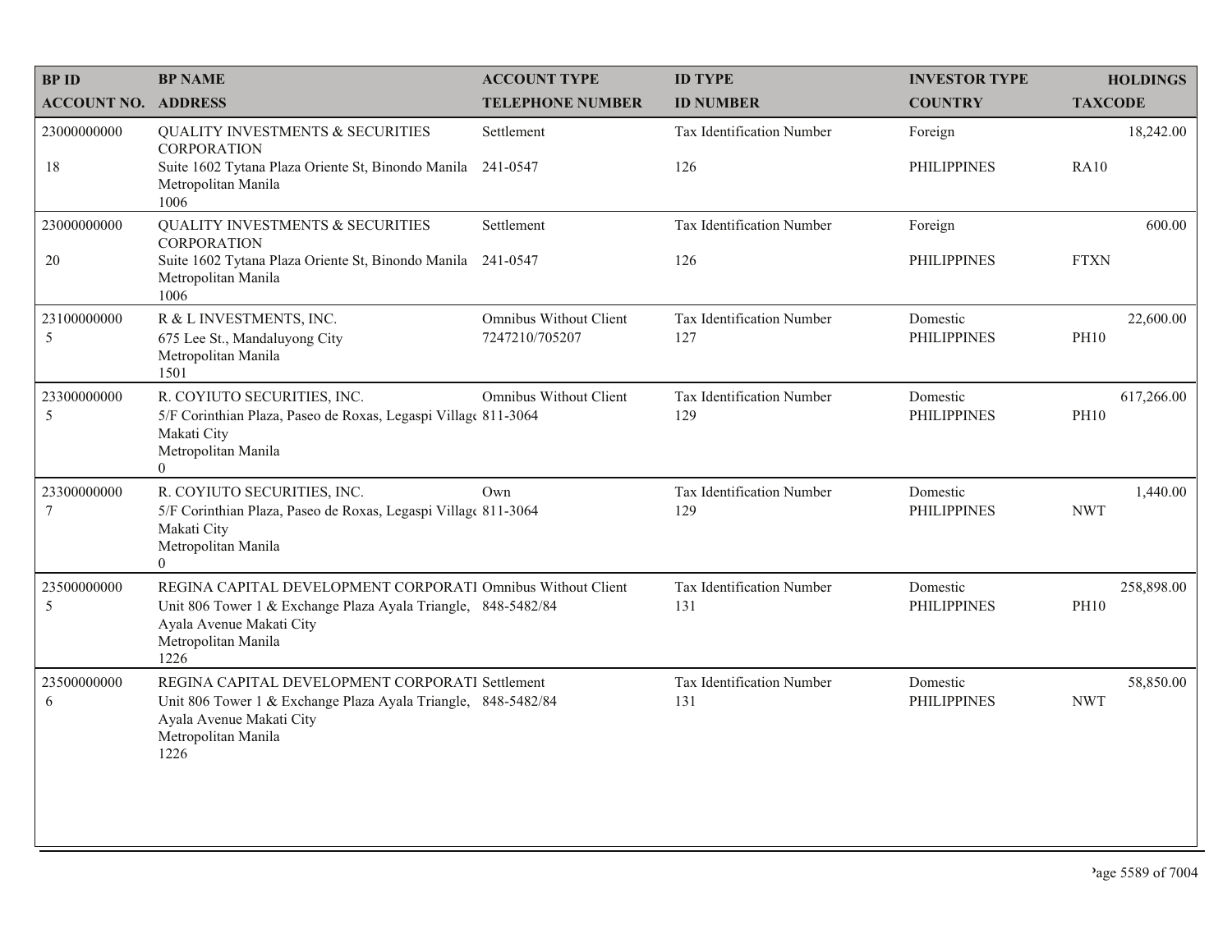| BP ID<br>ACCOUNT NO. | BP NAME<br>ADDRESS | ACCOUNT TYPE<br>TELEPHONE NUMBER | ID TYPE<br>ID NUMBER | INVESTOR TYPE<br>COUNTRY | HOLDINGS<br>TAXCODE |
|---|---|---|---|---|---|
| 23000000000<br>18 | QUALITY INVESTMENTS & SECURITIES CORPORATION<br>Suite 1602 Tytana Plaza Oriente St, Binondo Manila<br>Metropolitan Manila<br>1006 | Settlement<br>241-0547 | Tax Identification Number<br>126 | Foreign<br>PHILIPPINES | 18,242.00<br>RA10 |
| 23000000000<br>20 | QUALITY INVESTMENTS & SECURITIES CORPORATION<br>Suite 1602 Tytana Plaza Oriente St, Binondo Manila<br>Metropolitan Manila<br>1006 | Settlement<br>241-0547 | Tax Identification Number<br>126 | Foreign<br>PHILIPPINES | 600.00<br>FTXN |
| 23100000000<br>5 | R & L INVESTMENTS, INC.<br>675 Lee St., Mandaluyong City<br>Metropolitan Manila<br>1501 | Omnibus Without Client<br>7247210/705207 | Tax Identification Number<br>127 | Domestic<br>PHILIPPINES | 22,600.00<br>PH10 |
| 23300000000<br>5 | R. COYIUTO SECURITIES, INC.<br>5/F Corinthian Plaza, Paseo de Roxas, Legaspi Villag<br>Makati City<br>Metropolitan Manila<br>0 | Omnibus Without Client<br>811-3064 | Tax Identification Number<br>129 | Domestic<br>PHILIPPINES | 617,266.00<br>PH10 |
| 23300000000<br>7 | R. COYIUTO SECURITIES, INC.<br>5/F Corinthian Plaza, Paseo de Roxas, Legaspi Villag<br>Makati City<br>Metropolitan Manila<br>0 | Own<br>811-3064 | Tax Identification Number<br>129 | Domestic<br>PHILIPPINES | 1,440.00<br>NWT |
| 23500000000<br>5 | REGINA CAPITAL DEVELOPMENT CORPORATI<br>Unit 806 Tower 1 & Exchange Plaza Ayala Triangle,<br>Ayala Avenue Makati City<br>Metropolitan Manila<br>1226 | Omnibus Without Client<br>848-5482/84 | Tax Identification Number<br>131 | Domestic<br>PHILIPPINES | 258,898.00<br>PH10 |
| 23500000000<br>6 | REGINA CAPITAL DEVELOPMENT CORPORATI<br>Unit 806 Tower 1 & Exchange Plaza Ayala Triangle,<br>Ayala Avenue Makati City<br>Metropolitan Manila<br>1226 | Settlement<br>848-5482/84 | Tax Identification Number<br>131 | Domestic<br>PHILIPPINES | 58,850.00<br>NWT |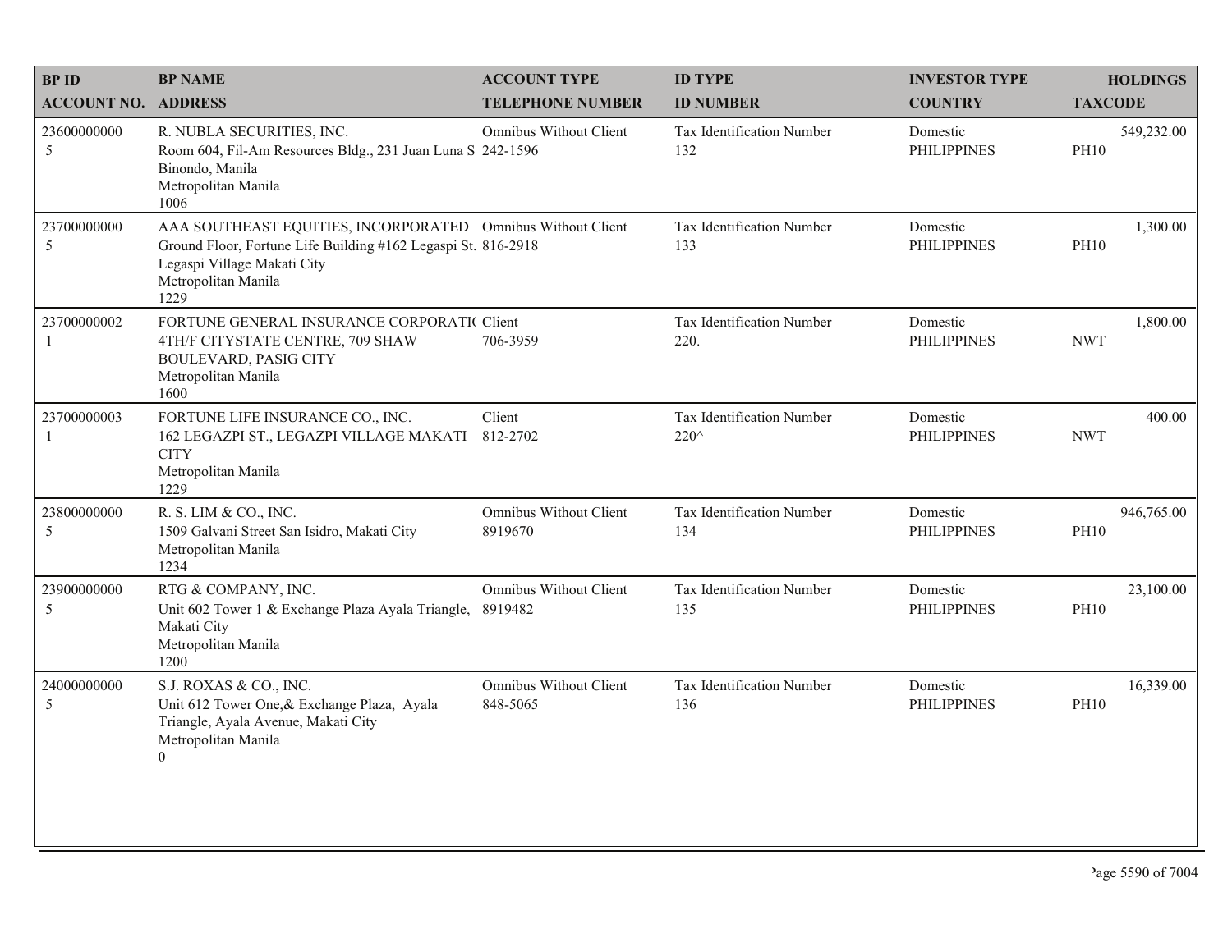| BP ID<br>ACCOUNT NO. | BP NAME<br>ADDRESS | ACCOUNT TYPE<br>TELEPHONE NUMBER | ID TYPE<br>ID NUMBER | INVESTOR TYPE<br>COUNTRY | HOLDINGS<br>TAXCODE |
|---|---|---|---|---|---|
| 23600000000<br>5 | R. NUBLA SECURITIES, INC.<br>Room 604, Fil-Am Resources Bldg., 231 Juan Luna S<br>Binondo, Manila<br>Metropolitan Manila<br>1006 | Omnibus Without Client<br>242-1596 | Tax Identification Number<br>132 | Domestic<br>PHILIPPINES | 549,232.00<br>PH10 |
| 23700000000<br>5 | AAA SOUTHEAST EQUITIES, INCORPORATED<br>Ground Floor, Fortune Life Building #162 Legaspi St.<br>Legaspi Village Makati City<br>Metropolitan Manila<br>1229 | Omnibus Without Client<br>816-2918 | Tax Identification Number<br>133 | Domestic<br>PHILIPPINES | 1,300.00<br>PH10 |
| 23700000002<br>1 | FORTUNE GENERAL INSURANCE CORPORATI(<br>4TH/F CITYSTATE CENTRE, 709 SHAW BOULEVARD, PASIG CITY<br>Metropolitan Manila<br>1600 | Client<br>706-3959 | Tax Identification Number<br>220. | Domestic<br>PHILIPPINES | 1,800.00<br>NWT |
| 23700000003<br>1 | FORTUNE LIFE INSURANCE CO., INC.<br>162 LEGAZPI ST., LEGAZPI VILLAGE MAKATI CITY<br>Metropolitan Manila<br>1229 | Client<br>812-2702 | Tax Identification Number<br>220^ | Domestic<br>PHILIPPINES | 400.00<br>NWT |
| 23800000000<br>5 | R. S. LIM & CO., INC.<br>1509 Galvani Street San Isidro, Makati City<br>Metropolitan Manila<br>1234 | Omnibus Without Client<br>8919670 | Tax Identification Number<br>134 | Domestic<br>PHILIPPINES | 946,765.00<br>PH10 |
| 23900000000<br>5 | RTG & COMPANY, INC.<br>Unit 602 Tower 1 & Exchange Plaza Ayala Triangle, Makati City<br>Metropolitan Manila<br>1200 | Omnibus Without Client<br>8919482 | Tax Identification Number<br>135 | Domestic<br>PHILIPPINES | 23,100.00<br>PH10 |
| 24000000000<br>5 | S.J. ROXAS & CO., INC.<br>Unit 612 Tower One,& Exchange Plaza, Ayala Triangle, Ayala Avenue, Makati City<br>Metropolitan Manila<br>0 | Omnibus Without Client<br>848-5065 | Tax Identification Number<br>136 | Domestic<br>PHILIPPINES | 16,339.00<br>PH10 |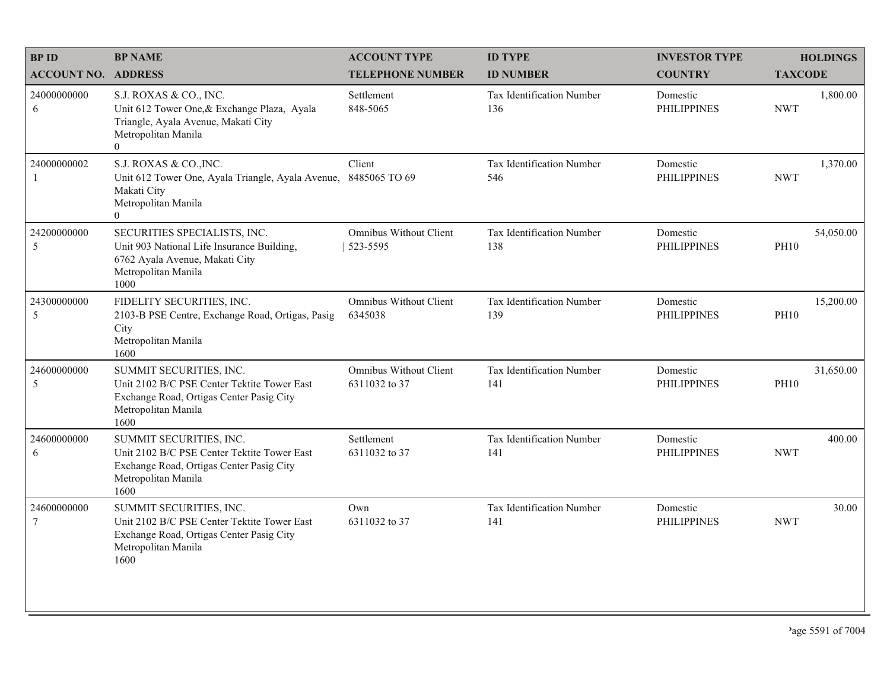| BP ID<br>ACCOUNT NO. | BP NAME<br>ADDRESS | ACCOUNT TYPE<br>TELEPHONE NUMBER | ID TYPE<br>ID NUMBER | INVESTOR TYPE<br>COUNTRY | HOLDINGS<br>TAXCODE |
|---|---|---|---|---|---|
| 24000000000<br>6 | S.J. ROXAS & CO., INC.<br>Unit 612 Tower One,& Exchange Plaza, Ayala Triangle, Ayala Avenue, Makati City<br>Metropolitan Manila<br>0 | Settlement<br>848-5065 | Tax Identification Number<br>136 | Domestic<br>PHILIPPINES | 1,800.00<br>NWT |
| 24000000002<br>1 | S.J. ROXAS & CO.,INC.<br>Unit 612 Tower One, Ayala Triangle, Ayala Avenue, Makati City<br>Metropolitan Manila<br>0 | Client<br>8485065 TO 69 | Tax Identification Number<br>546 | Domestic<br>PHILIPPINES | 1,370.00<br>NWT |
| 24200000000<br>5 | SECURITIES SPECIALISTS, INC.<br>Unit 903 National Life Insurance Building, 6762 Ayala Avenue, Makati City<br>Metropolitan Manila<br>1000 | Omnibus Without Client<br>523-5595 | Tax Identification Number<br>138 | Domestic<br>PHILIPPINES | 54,050.00<br>PH10 |
| 24300000000<br>5 | FIDELITY SECURITIES, INC.<br>2103-B PSE Centre, Exchange Road, Ortigas, Pasig City<br>Metropolitan Manila<br>1600 | Omnibus Without Client<br>6345038 | Tax Identification Number<br>139 | Domestic<br>PHILIPPINES | 15,200.00<br>PH10 |
| 24600000000<br>5 | SUMMIT SECURITIES, INC.<br>Unit 2102 B/C PSE Center Tektite Tower East Exchange Road, Ortigas Center Pasig City<br>Metropolitan Manila<br>1600 | Omnibus Without Client<br>6311032 to 37 | Tax Identification Number<br>141 | Domestic<br>PHILIPPINES | 31,650.00<br>PH10 |
| 24600000000<br>6 | SUMMIT SECURITIES, INC.<br>Unit 2102 B/C PSE Center Tektite Tower East Exchange Road, Ortigas Center Pasig City<br>Metropolitan Manila<br>1600 | Settlement<br>6311032 to 37 | Tax Identification Number<br>141 | Domestic<br>PHILIPPINES | 400.00<br>NWT |
| 24600000000<br>7 | SUMMIT SECURITIES, INC.<br>Unit 2102 B/C PSE Center Tektite Tower East Exchange Road, Ortigas Center Pasig City<br>Metropolitan Manila<br>1600 | Own<br>6311032 to 37 | Tax Identification Number<br>141 | Domestic<br>PHILIPPINES | 30.00<br>NWT |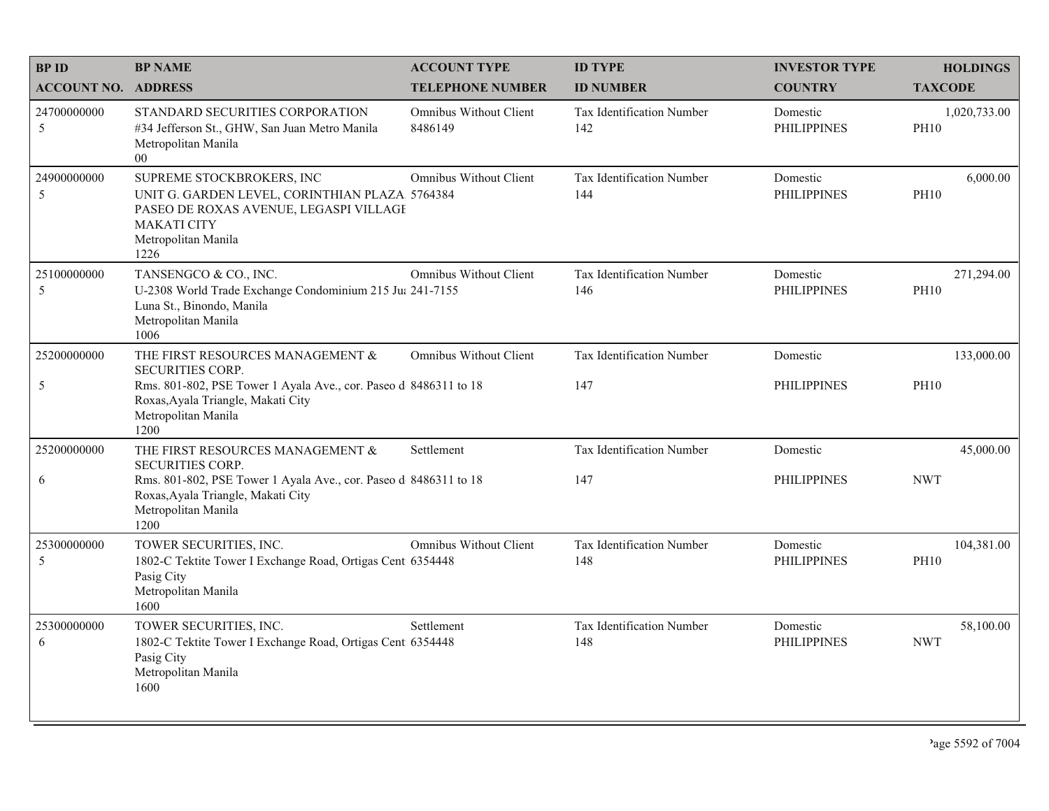| BP ID<br>ACCOUNT NO. | BP NAME<br>ADDRESS | ACCOUNT TYPE<br>TELEPHONE NUMBER | ID TYPE<br>ID NUMBER | INVESTOR TYPE<br>COUNTRY | HOLDINGS<br>TAXCODE |
|---|---|---|---|---|---|
| 24700000000<br>5 | STANDARD SECURITIES CORPORATION<br>#34 Jefferson St., GHW, San Juan Metro Manila<br>Metropolitan Manila<br>00 | Omnibus Without Client<br>8486149 | Tax Identification Number<br>142 | Domestic<br>PHILIPPINES | 1,020,733.00<br>PH10 |
| 24900000000<br>5 | SUPREME STOCKBROKERS, INC<br>UNIT G. GARDEN LEVEL, CORINTHIAN PLAZA PASEO DE ROXAS AVENUE, LEGASPI VILLAGE MAKATI CITY<br>Metropolitan Manila<br>1226 | Omnibus Without Client<br>5764384 | Tax Identification Number<br>144 | Domestic<br>PHILIPPINES | 6,000.00<br>PH10 |
| 25100000000<br>5 | TANSENGCO & CO., INC.<br>U-2308 World Trade Exchange Condominium 215 Juan Luna St., Binondo, Manila<br>Metropolitan Manila<br>1006 | Omnibus Without Client<br>241-7155 | Tax Identification Number<br>146 | Domestic<br>PHILIPPINES | 271,294.00<br>PH10 |
| 25200000000<br>5 | THE FIRST RESOURCES MANAGEMENT & SECURITIES CORP.<br>Rms. 801-802, PSE Tower 1 Ayala Ave., cor. Paseo de Roxas,Ayala Triangle, Makati City<br>Metropolitan Manila<br>1200 | Omnibus Without Client<br>8486311 to 18 | Tax Identification Number<br>147 | Domestic<br>PHILIPPINES | 133,000.00<br>PH10 |
| 25200000000<br>6 | THE FIRST RESOURCES MANAGEMENT & SECURITIES CORP.<br>Rms. 801-802, PSE Tower 1 Ayala Ave., cor. Paseo de Roxas,Ayala Triangle, Makati City<br>Metropolitan Manila<br>1200 | Settlement<br>8486311 to 18 | Tax Identification Number<br>147 | Domestic<br>PHILIPPINES | 45,000.00<br>NWT |
| 25300000000<br>5 | TOWER SECURITIES, INC.<br>1802-C Tektite Tower I Exchange Road, Ortigas Center Pasig City<br>Metropolitan Manila<br>1600 | Omnibus Without Client<br>6354448 | Tax Identification Number<br>148 | Domestic<br>PHILIPPINES | 104,381.00<br>PH10 |
| 25300000000<br>6 | TOWER SECURITIES, INC.<br>1802-C Tektite Tower I Exchange Road, Ortigas Center Pasig City<br>Metropolitan Manila<br>1600 | Settlement<br>6354448 | Tax Identification Number<br>148 | Domestic<br>PHILIPPINES | 58,100.00<br>NWT |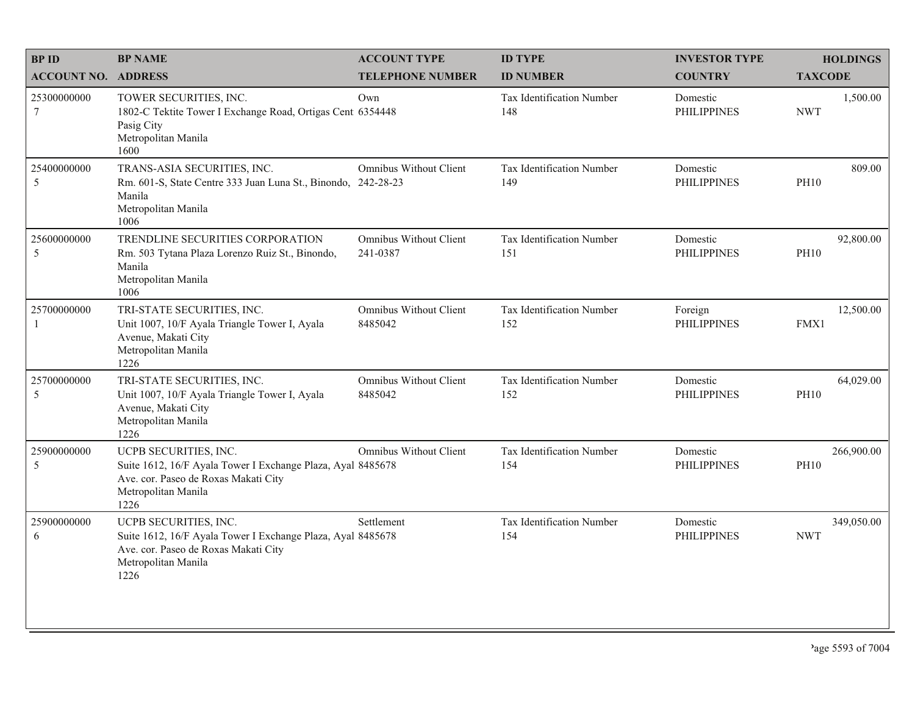| BP ID<br>ACCOUNT NO. | BP NAME<br>ADDRESS | ACCOUNT TYPE<br>TELEPHONE NUMBER | ID TYPE<br>ID NUMBER | INVESTOR TYPE<br>COUNTRY | HOLDINGS<br>TAXCODE |
|---|---|---|---|---|---|
| 25300000000<br>7 | TOWER SECURITIES, INC.<br>1802-C Tektite Tower I Exchange Road, Ortigas Cent<br>Pasig City<br>Metropolitan Manila<br>1600 | Own<br>6354448 | Tax Identification Number<br>148 | Domestic<br>PHILIPPINES | 1,500.00<br>NWT |
| 25400000000<br>5 | TRANS-ASIA SECURITIES, INC.<br>Rm. 601-S, State Centre 333 Juan Luna St., Binondo,<br>Manila<br>Metropolitan Manila<br>1006 | Omnibus Without Client<br>242-28-23 | Tax Identification Number<br>149 | Domestic<br>PHILIPPINES | 809.00<br>PH10 |
| 25600000000<br>5 | TRENDLINE SECURITIES CORPORATION<br>Rm. 503 Tytana Plaza Lorenzo Ruiz St., Binondo,<br>Manila<br>Metropolitan Manila<br>1006 | Omnibus Without Client<br>241-0387 | Tax Identification Number<br>151 | Domestic<br>PHILIPPINES | 92,800.00<br>PH10 |
| 25700000000<br>1 | TRI-STATE SECURITIES, INC.<br>Unit 1007, 10/F Ayala Triangle Tower I, Ayala<br>Avenue, Makati City<br>Metropolitan Manila<br>1226 | Omnibus Without Client<br>8485042 | Tax Identification Number<br>152 | Foreign<br>PHILIPPINES | 12,500.00<br>FMX1 |
| 25700000000<br>5 | TRI-STATE SECURITIES, INC.<br>Unit 1007, 10/F Ayala Triangle Tower I, Ayala<br>Avenue, Makati City<br>Metropolitan Manila<br>1226 | Omnibus Without Client<br>8485042 | Tax Identification Number<br>152 | Domestic<br>PHILIPPINES | 64,029.00<br>PH10 |
| 25900000000<br>5 | UCPB SECURITIES, INC.<br>Suite 1612, 16/F Ayala Tower I Exchange Plaza, Ayal<br>Ave. cor. Paseo de Roxas Makati City<br>Metropolitan Manila<br>1226 | Omnibus Without Client<br>8485678 | Tax Identification Number<br>154 | Domestic<br>PHILIPPINES | 266,900.00<br>PH10 |
| 25900000000<br>6 | UCPB SECURITIES, INC.<br>Suite 1612, 16/F Ayala Tower I Exchange Plaza, Ayal<br>Ave. cor. Paseo de Roxas Makati City<br>Metropolitan Manila<br>1226 | Settlement<br>8485678 | Tax Identification Number<br>154 | Domestic<br>PHILIPPINES | 349,050.00<br>NWT |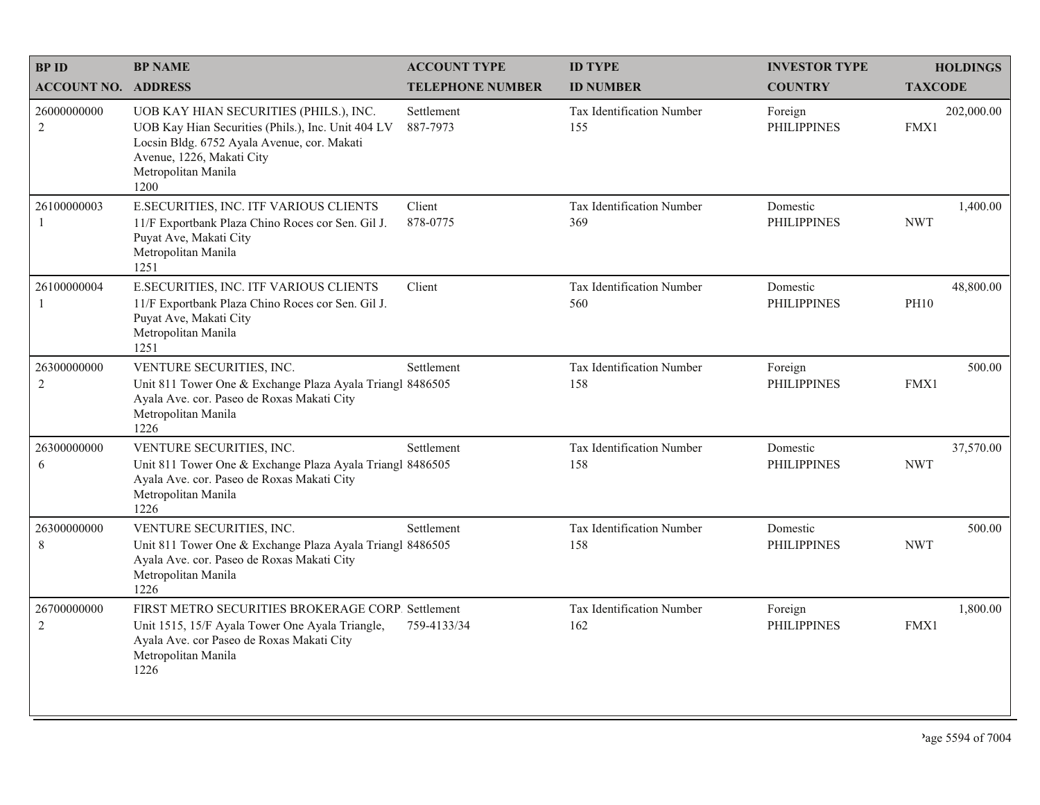| BP ID<br>ACCOUNT NO. | BP NAME<br>ADDRESS | ACCOUNT TYPE<br>TELEPHONE NUMBER | ID TYPE<br>ID NUMBER | INVESTOR TYPE<br>COUNTRY | HOLDINGS<br>TAXCODE |
|---|---|---|---|---|---|
| 26000000000<br>2 | UOB KAY HIAN SECURITIES (PHILS.), INC.<br>UOB Kay Hian Securities (Phils.), Inc. Unit 404 LV Locsin Bldg. 6752 Ayala Avenue, cor. Makati Avenue, 1226, Makati City<br>Metropolitan Manila<br>1200 | Settlement<br>887-7973 | Tax Identification Number<br>155 | Foreign<br>PHILIPPINES | 202,000.00<br>FMX1 |
| 26100000003<br>1 | E.SECURITIES, INC. ITF VARIOUS CLIENTS<br>11/F Exportbank Plaza Chino Roces cor Sen. Gil J. Puyat Ave, Makati City<br>Metropolitan Manila<br>1251 | Client<br>878-0775 | Tax Identification Number<br>369 | Domestic<br>PHILIPPINES | 1,400.00<br>NWT |
| 26100000004<br>1 | E.SECURITIES, INC. ITF VARIOUS CLIENTS<br>11/F Exportbank Plaza Chino Roces cor Sen. Gil J. Puyat Ave, Makati City<br>Metropolitan Manila<br>1251 | Client | Tax Identification Number<br>560 | Domestic<br>PHILIPPINES | 48,800.00<br>PH10 |
| 26300000000<br>2 | VENTURE SECURITIES, INC.<br>Unit 811 Tower One & Exchange Plaza Ayala Triangl Ayala Ave. cor. Paseo de Roxas Makati City<br>Metropolitan Manila<br>1226 | Settlement<br>8486505 | Tax Identification Number<br>158 | Foreign<br>PHILIPPINES | 500.00<br>FMX1 |
| 26300000000<br>6 | VENTURE SECURITIES, INC.<br>Unit 811 Tower One & Exchange Plaza Ayala Triangl Ayala Ave. cor. Paseo de Roxas Makati City<br>Metropolitan Manila<br>1226 | Settlement<br>8486505 | Tax Identification Number<br>158 | Domestic<br>PHILIPPINES | 37,570.00<br>NWT |
| 26300000000<br>8 | VENTURE SECURITIES, INC.<br>Unit 811 Tower One & Exchange Plaza Ayala Triangl Ayala Ave. cor. Paseo de Roxas Makati City<br>Metropolitan Manila<br>1226 | Settlement<br>8486505 | Tax Identification Number<br>158 | Domestic<br>PHILIPPINES | 500.00<br>NWT |
| 26700000000<br>2 | FIRST METRO SECURITIES BROKERAGE CORP.<br>Unit 1515, 15/F Ayala Tower One Ayala Triangle, Ayala Ave. cor Paseo de Roxas Makati City<br>Metropolitan Manila<br>1226 | Settlement<br>759-4133/34 | Tax Identification Number<br>162 | Foreign<br>PHILIPPINES | 1,800.00<br>FMX1 |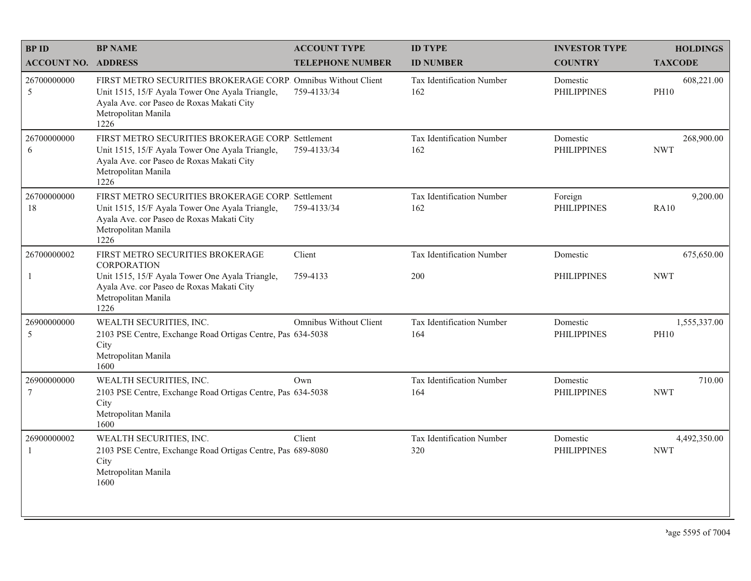| BP ID<br>ACCOUNT NO. | BP NAME<br>ADDRESS | ACCOUNT TYPE<br>TELEPHONE NUMBER | ID TYPE<br>ID NUMBER | INVESTOR TYPE<br>COUNTRY | HOLDINGS<br>TAXCODE |
|---|---|---|---|---|---|
| 26700000000<br>5 | FIRST METRO SECURITIES BROKERAGE CORP.<br>Unit 1515, 15/F Ayala Tower One Ayala Triangle, Ayala Ave. cor Paseo de Roxas Makati City<br>Metropolitan Manila<br>1226 | Omnibus Without Client<br>759-4133/34 | Tax Identification Number<br>162 | Domestic<br>PHILIPPINES | 608,221.00<br>PH10 |
| 26700000000<br>6 | FIRST METRO SECURITIES BROKERAGE CORP.<br>Unit 1515, 15/F Ayala Tower One Ayala Triangle, Ayala Ave. cor Paseo de Roxas Makati City<br>Metropolitan Manila<br>1226 | Settlement<br>759-4133/34 | Tax Identification Number<br>162 | Domestic<br>PHILIPPINES | 268,900.00<br>NWT |
| 26700000000<br>18 | FIRST METRO SECURITIES BROKERAGE CORP.<br>Unit 1515, 15/F Ayala Tower One Ayala Triangle, Ayala Ave. cor Paseo de Roxas Makati City<br>Metropolitan Manila<br>1226 | Settlement<br>759-4133/34 | Tax Identification Number<br>162 | Foreign<br>PHILIPPINES | 9,200.00<br>RA10 |
| 26700000002<br>1 | FIRST METRO SECURITIES BROKERAGE CORPORATION<br>Unit 1515, 15/F Ayala Tower One Ayala Triangle, Ayala Ave. cor Paseo de Roxas Makati City<br>Metropolitan Manila<br>1226 | Client<br>759-4133 | Tax Identification Number<br>200 | Domestic<br>PHILIPPINES | 675,650.00<br>NWT |
| 26900000000<br>5 | WEALTH SECURITIES, INC.<br>2103 PSE Centre, Exchange Road Ortigas Centre, Pas City<br>Metropolitan Manila<br>1600 | Omnibus Without Client<br>634-5038 | Tax Identification Number<br>164 | Domestic<br>PHILIPPINES | 1,555,337.00<br>PH10 |
| 26900000000<br>7 | WEALTH SECURITIES, INC.<br>2103 PSE Centre, Exchange Road Ortigas Centre, Pas City<br>Metropolitan Manila<br>1600 | Own<br>634-5038 | Tax Identification Number<br>164 | Domestic<br>PHILIPPINES | 710.00<br>NWT |
| 26900000002<br>1 | WEALTH SECURITIES, INC.<br>2103 PSE Centre, Exchange Road Ortigas Centre, Pas City<br>Metropolitan Manila<br>1600 | Client<br>689-8080 | Tax Identification Number<br>320 | Domestic<br>PHILIPPINES | 4,492,350.00<br>NWT |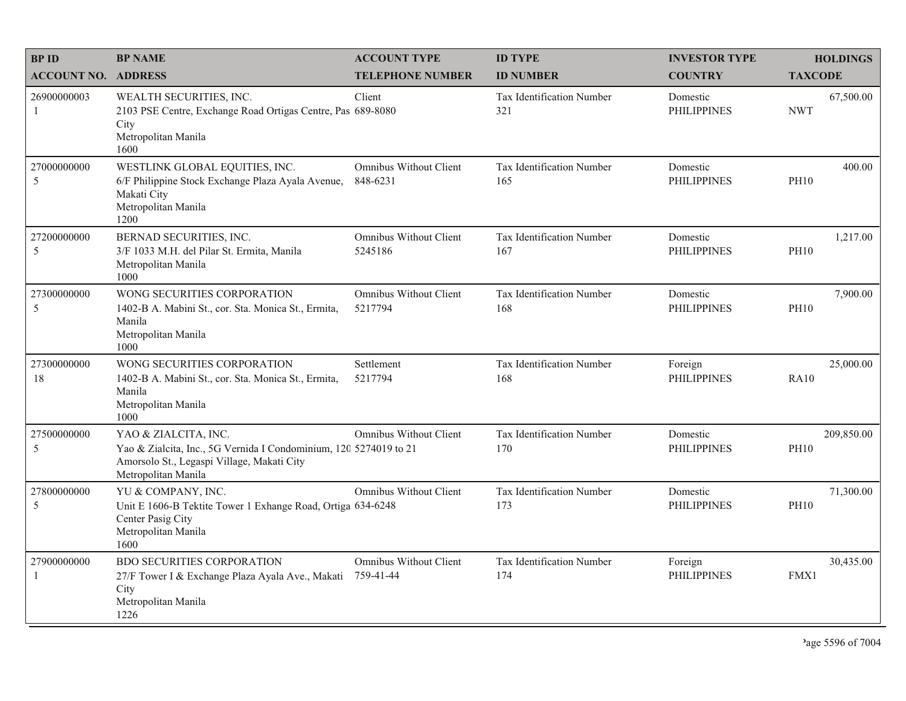| BP ID<br>ACCOUNT NO. | BP NAME<br>ADDRESS | ACCOUNT TYPE<br>TELEPHONE NUMBER | ID TYPE<br>ID NUMBER | INVESTOR TYPE<br>COUNTRY | HOLDINGS<br>TAXCODE |
|---|---|---|---|---|---|
| 26900000003<br>1 | WEALTH SECURITIES, INC.<br>2103 PSE Centre, Exchange Road Ortigas Centre, Pas City<br>Metropolitan Manila<br>1600 | Client<br>689-8080 | Tax Identification Number<br>321 | Domestic<br>PHILIPPINES | 67,500.00<br>NWT |
| 27000000000<br>5 | WESTLINK GLOBAL EQUITIES, INC.<br>6/F Philippine Stock Exchange Plaza Ayala Avenue, Makati City<br>Metropolitan Manila<br>1200 | Omnibus Without Client<br>848-6231 | Tax Identification Number<br>165 | Domestic<br>PHILIPPINES | 400.00<br>PH10 |
| 27200000000<br>5 | BERNAD SECURITIES, INC.<br>3/F 1033 M.H. del Pilar St. Ermita, Manila<br>Metropolitan Manila<br>1000 | Omnibus Without Client<br>5245186 | Tax Identification Number<br>167 | Domestic<br>PHILIPPINES | 1,217.00<br>PH10 |
| 27300000000<br>5 | WONG SECURITIES CORPORATION<br>1402-B A. Mabini St., cor. Sta. Monica St., Ermita, Manila<br>Metropolitan Manila<br>1000 | Omnibus Without Client<br>5217794 | Tax Identification Number<br>168 | Domestic<br>PHILIPPINES | 7,900.00<br>PH10 |
| 27300000000<br>18 | WONG SECURITIES CORPORATION<br>1402-B A. Mabini St., cor. Sta. Monica St., Ermita, Manila<br>Metropolitan Manila<br>1000 | Settlement<br>5217794 | Tax Identification Number<br>168 | Foreign<br>PHILIPPINES | 25,000.00<br>RA10 |
| 27500000000<br>5 | YAO & ZIALCITA, INC.<br>Yao & Zialcita, Inc., 5G Vernida I Condominium, 120 Amorsolo St., Legaspi Village, Makati City<br>Metropolitan Manila | Omnibus Without Client<br>5274019 to 21 | Tax Identification Number<br>170 | Domestic<br>PHILIPPINES | 209,850.00<br>PH10 |
| 27800000000<br>5 | YU & COMPANY, INC.<br>Unit E 1606-B Tektite Tower 1 Exhange Road, Ortiga Center Pasig City<br>Metropolitan Manila<br>1600 | Omnibus Without Client<br>634-6248 | Tax Identification Number<br>173 | Domestic<br>PHILIPPINES | 71,300.00<br>PH10 |
| 27900000000<br>1 | BDO SECURITIES CORPORATION<br>27/F Tower I & Exchange Plaza Ayala Ave., Makati City<br>Metropolitan Manila<br>1226 | Omnibus Without Client<br>759-41-44 | Tax Identification Number<br>174 | Foreign<br>PHILIPPINES | 30,435.00<br>FMX1 |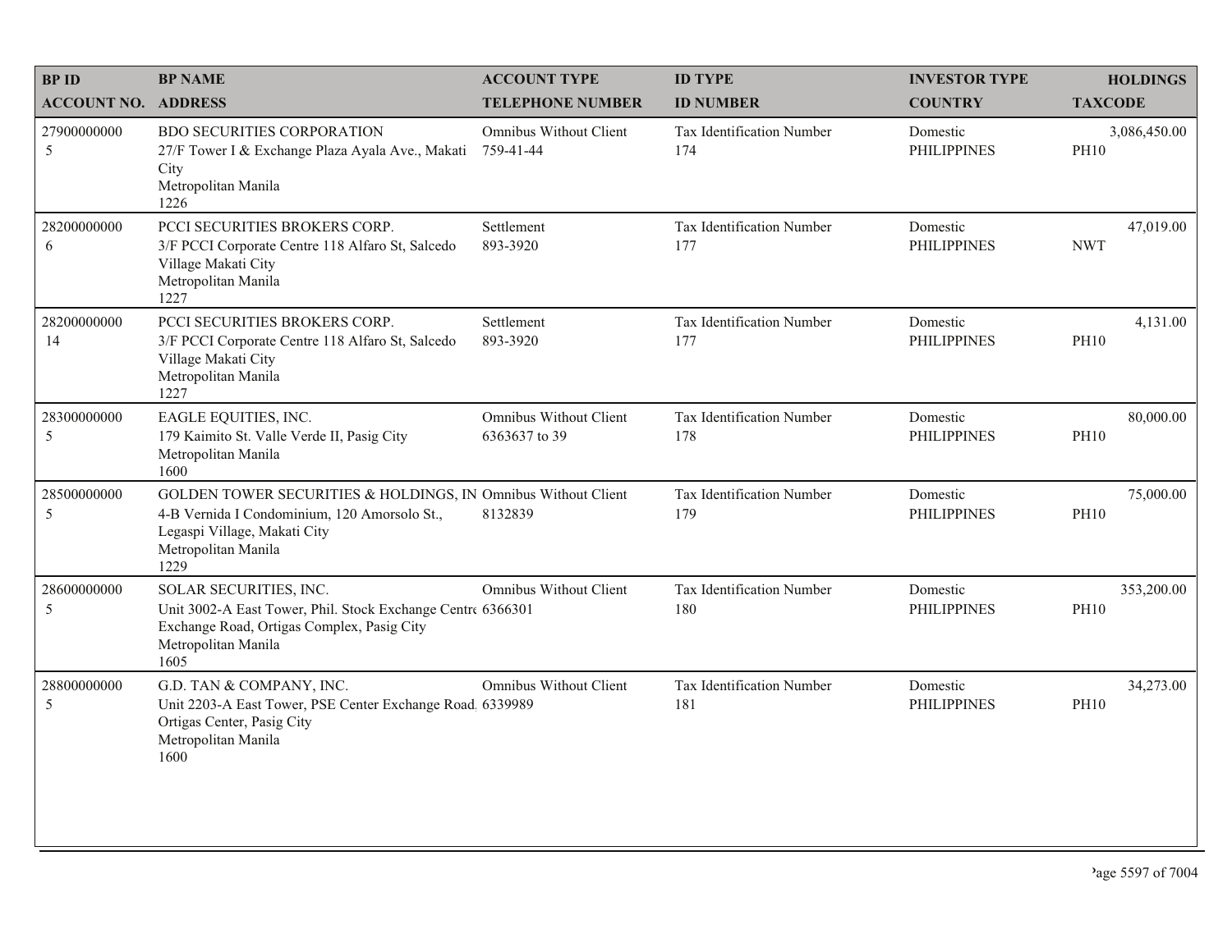| BP ID<br>ACCOUNT NO. | BP NAME<br>ADDRESS | ACCOUNT TYPE<br>TELEPHONE NUMBER | ID TYPE<br>ID NUMBER | INVESTOR TYPE<br>COUNTRY | HOLDINGS<br>TAXCODE |
|---|---|---|---|---|---|
| 27900000000<br>5 | BDO SECURITIES CORPORATION<br>27/F Tower I & Exchange Plaza Ayala Ave., Makati City<br>Metropolitan Manila<br>1226 | Omnibus Without Client<br>759-41-44 | Tax Identification Number<br>174 | Domestic<br>PHILIPPINES | 3,086,450.00<br>PH10 |
| 28200000000<br>6 | PCCI SECURITIES BROKERS CORP.<br>3/F PCCI Corporate Centre 118 Alfaro St, Salcedo Village Makati City<br>Metropolitan Manila<br>1227 | Settlement<br>893-3920 | Tax Identification Number<br>177 | Domestic<br>PHILIPPINES | 47,019.00<br>NWT |
| 28200000000<br>14 | PCCI SECURITIES BROKERS CORP.<br>3/F PCCI Corporate Centre 118 Alfaro St, Salcedo Village Makati City<br>Metropolitan Manila<br>1227 | Settlement<br>893-3920 | Tax Identification Number<br>177 | Domestic<br>PHILIPPINES | 4,131.00<br>PH10 |
| 28300000000<br>5 | EAGLE EQUITIES, INC.<br>179 Kaimito St. Valle Verde II, Pasig City<br>Metropolitan Manila<br>1600 | Omnibus Without Client<br>6363637 to 39 | Tax Identification Number<br>178 | Domestic<br>PHILIPPINES | 80,000.00<br>PH10 |
| 28500000000<br>5 | GOLDEN TOWER SECURITIES & HOLDINGS, IN<br>4-B Vernida I Condominium, 120 Amorsolo St., Legaspi Village, Makati City<br>Metropolitan Manila<br>1229 | Omnibus Without Client<br>8132839 | Tax Identification Number<br>179 | Domestic<br>PHILIPPINES | 75,000.00<br>PH10 |
| 28600000000<br>5 | SOLAR SECURITIES, INC.<br>Unit 3002-A East Tower, Phil. Stock Exchange Centre Exchange Road, Ortigas Complex, Pasig City<br>Metropolitan Manila<br>1605 | Omnibus Without Client<br>6366301 | Tax Identification Number<br>180 | Domestic<br>PHILIPPINES | 353,200.00<br>PH10 |
| 28800000000<br>5 | G.D. TAN & COMPANY, INC.<br>Unit 2203-A East Tower, PSE Center Exchange Road, Ortigas Center, Pasig City<br>Metropolitan Manila<br>1600 | Omnibus Without Client<br>6339989 | Tax Identification Number<br>181 | Domestic<br>PHILIPPINES | 34,273.00<br>PH10 |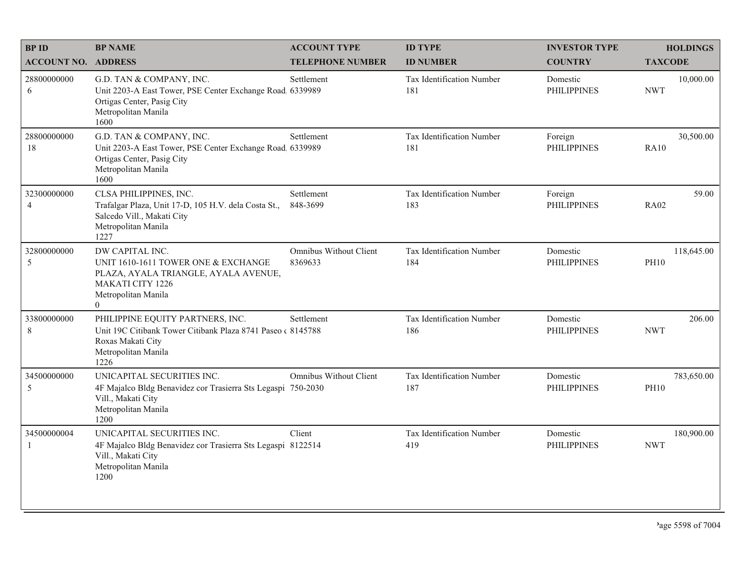| BP ID<br>ACCOUNT NO. | BP NAME<br>ADDRESS | ACCOUNT TYPE<br>TELEPHONE NUMBER | ID TYPE<br>ID NUMBER | INVESTOR TYPE<br>COUNTRY | HOLDINGS<br>TAXCODE |
|---|---|---|---|---|---|
| 28800000000<br>6 | G.D. TAN & COMPANY, INC.<br>Unit 2203-A East Tower, PSE Center Exchange Road, Ortigas Center, Pasig City<br>Metropolitan Manila<br>1600 | Settlement<br>6339989 | Tax Identification Number<br>181 | Domestic<br>PHILIPPINES | 10,000.00<br>NWT |
| 28800000000<br>18 | G.D. TAN & COMPANY, INC.<br>Unit 2203-A East Tower, PSE Center Exchange Road, Ortigas Center, Pasig City<br>Metropolitan Manila<br>1600 | Settlement<br>6339989 | Tax Identification Number<br>181 | Foreign<br>PHILIPPINES | 30,500.00<br>RA10 |
| 32300000000<br>4 | CLSA PHILIPPINES, INC.<br>Trafalgar Plaza, Unit 17-D, 105 H.V. dela Costa St., Salcedo Vill., Makati City<br>Metropolitan Manila<br>1227 | Settlement<br>848-3699 | Tax Identification Number<br>183 | Foreign<br>PHILIPPINES | 59.00<br>RA02 |
| 32800000000<br>5 | DW CAPITAL INC.<br>UNIT 1610-1611 TOWER ONE & EXCHANGE PLAZA, AYALA TRIANGLE, AYALA AVENUE, MAKATI CITY 1226<br>Metropolitan Manila<br>0 | Omnibus Without Client<br>8369633 | Tax Identification Number<br>184 | Domestic<br>PHILIPPINES | 118,645.00<br>PH10 |
| 33800000000<br>8 | PHILIPPINE EQUITY PARTNERS, INC.<br>Unit 19C Citibank Tower Citibank Plaza 8741 Paseo de Roxas Makati City<br>Metropolitan Manila<br>1226 | Settlement<br>8145788 | Tax Identification Number<br>186 | Domestic<br>PHILIPPINES | 206.00<br>NWT |
| 34500000000<br>5 | UNICAPITAL SECURITIES INC.<br>4F Majalco Bldg Benavidez cor Trasierra Sts Legaspi Vill., Makati City<br>Metropolitan Manila<br>1200 | Omnibus Without Client<br>750-2030 | Tax Identification Number<br>187 | Domestic<br>PHILIPPINES | 783,650.00<br>PH10 |
| 34500000004<br>1 | UNICAPITAL SECURITIES INC.<br>4F Majalco Bldg Benavidez cor Trasierra Sts Legaspi Vill., Makati City<br>Metropolitan Manila<br>1200 | Client<br>8122514 | Tax Identification Number<br>419 | Domestic<br>PHILIPPINES | 180,900.00<br>NWT |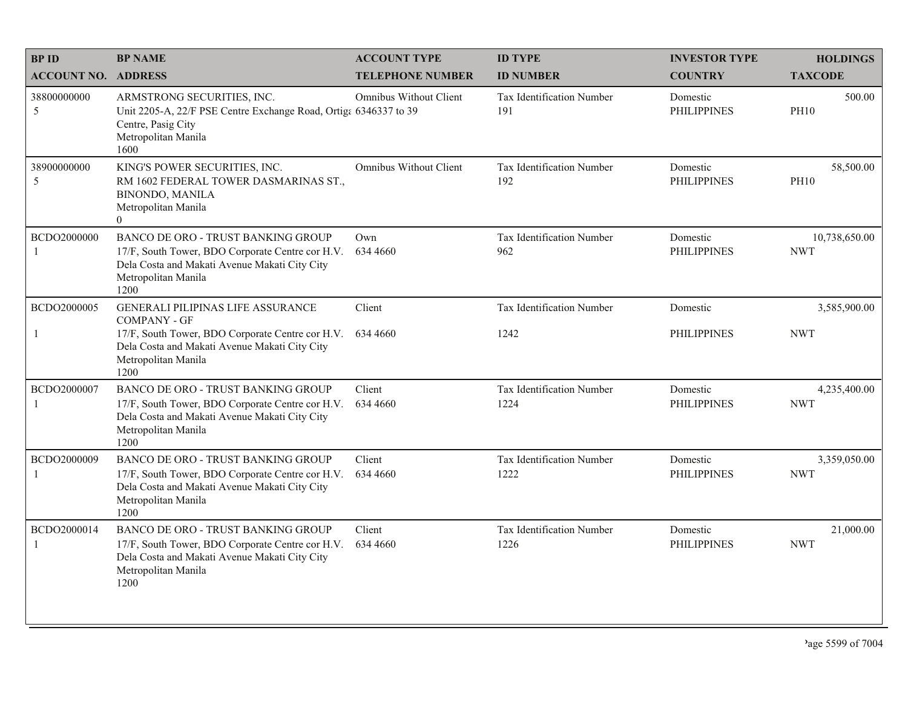| BP ID<br>ACCOUNT NO. | BP NAME<br>ADDRESS | ACCOUNT TYPE<br>TELEPHONE NUMBER | ID TYPE<br>ID NUMBER | INVESTOR TYPE<br>COUNTRY | HOLDINGS<br>TAXCODE |
|---|---|---|---|---|---|
| 38800000000<br>5 | ARMSTRONG SECURITIES, INC.<br>Unit 2205-A, 22/F PSE Centre Exchange Road, Ortiga Centre, Pasig City<br>Metropolitan Manila<br>1600 | Omnibus Without Client<br>6346337 to 39 | Tax Identification Number<br>191 | Domestic<br>PHILIPPINES | 500.00<br>PH10 |
| 38900000000<br>5 | KING'S POWER SECURITIES, INC.<br>RM 1602 FEDERAL TOWER DASMARINAS ST., BINONDO, MANILA<br>Metropolitan Manila<br>0 | Omnibus Without Client | Tax Identification Number<br>192 | Domestic<br>PHILIPPINES | 58,500.00<br>PH10 |
| BCDO2000000<br>1 | BANCO DE ORO - TRUST BANKING GROUP<br>17/F, South Tower, BDO Corporate Centre cor H.V. Dela Costa and Makati Avenue Makati City City<br>Metropolitan Manila<br>1200 | Own<br>634 4660 | Tax Identification Number<br>962 | Domestic<br>PHILIPPINES | 10,738,650.00<br>NWT |
| BCDO2000005<br>1 | GENERALI PILIPINAS LIFE ASSURANCE COMPANY - GF<br>17/F, South Tower, BDO Corporate Centre cor H.V. Dela Costa and Makati Avenue Makati City City<br>Metropolitan Manila<br>1200 | Client<br>634 4660 | Tax Identification Number<br>1242 | Domestic<br>PHILIPPINES | 3,585,900.00<br>NWT |
| BCDO2000007<br>1 | BANCO DE ORO - TRUST BANKING GROUP<br>17/F, South Tower, BDO Corporate Centre cor H.V. Dela Costa and Makati Avenue Makati City City<br>Metropolitan Manila<br>1200 | Client<br>634 4660 | Tax Identification Number<br>1224 | Domestic<br>PHILIPPINES | 4,235,400.00<br>NWT |
| BCDO2000009<br>1 | BANCO DE ORO - TRUST BANKING GROUP<br>17/F, South Tower, BDO Corporate Centre cor H.V. Dela Costa and Makati Avenue Makati City City<br>Metropolitan Manila<br>1200 | Client<br>634 4660 | Tax Identification Number<br>1222 | Domestic<br>PHILIPPINES | 3,359,050.00<br>NWT |
| BCDO2000014<br>1 | BANCO DE ORO - TRUST BANKING GROUP<br>17/F, South Tower, BDO Corporate Centre cor H.V. Dela Costa and Makati Avenue Makati City City<br>Metropolitan Manila<br>1200 | Client<br>634 4660 | Tax Identification Number<br>1226 | Domestic<br>PHILIPPINES | 21,000.00<br>NWT |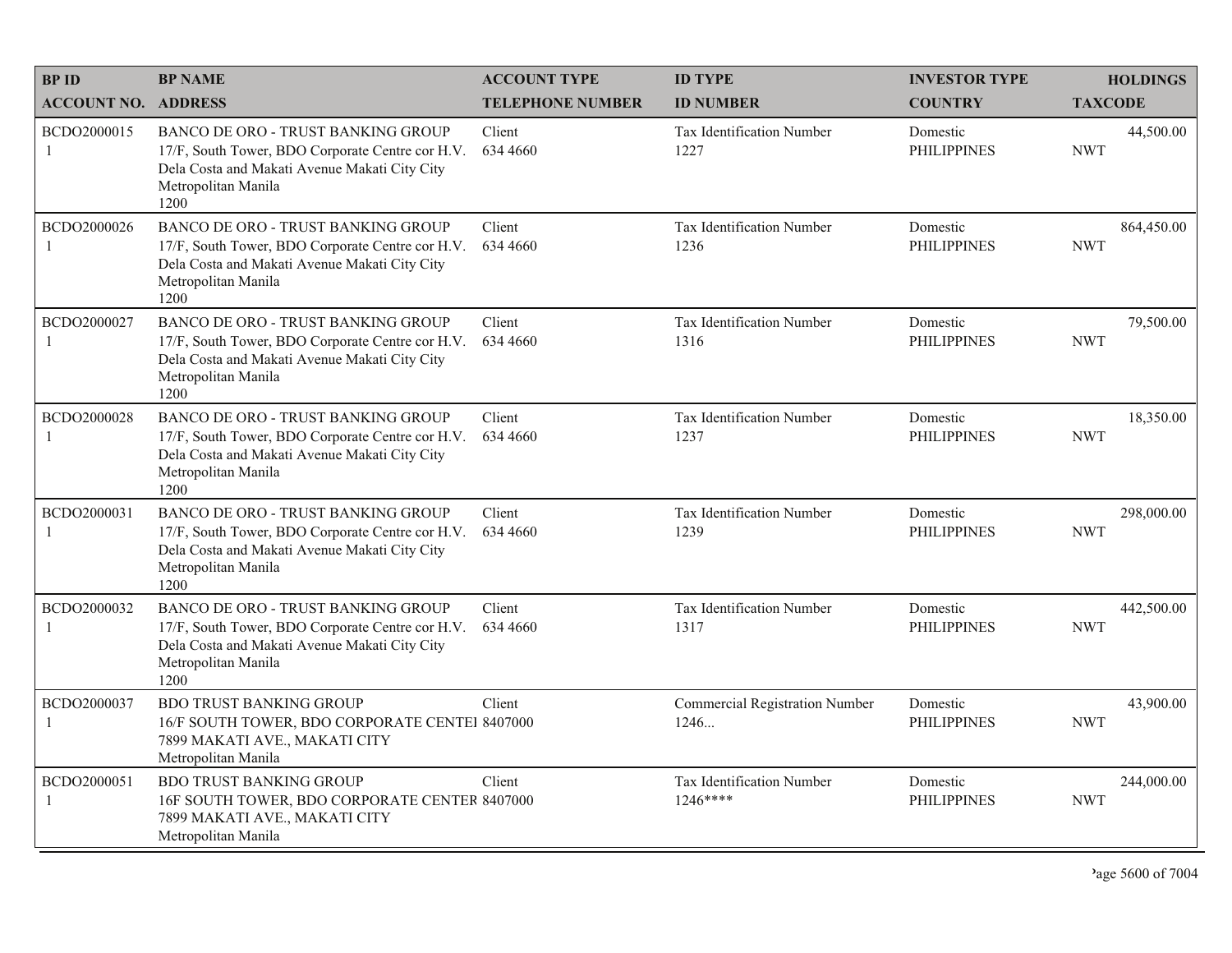| BP ID<br>ACCOUNT NO. | BP NAME<br>ADDRESS | ACCOUNT TYPE<br>TELEPHONE NUMBER | ID TYPE<br>ID NUMBER | INVESTOR TYPE<br>COUNTRY | HOLDINGS<br>TAXCODE |
|---|---|---|---|---|---|
| BCDO2000015<br>1 | BANCO DE ORO - TRUST BANKING GROUP<br>17/F, South Tower, BDO Corporate Centre cor H.V. Dela Costa and Makati Avenue Makati City City Metropolitan Manila<br>1200 | Client<br>634 4660 | Tax Identification Number<br>1227 | Domestic<br>PHILIPPINES | 44,500.00<br>NWT |
| BCDO2000026<br>1 | BANCO DE ORO - TRUST BANKING GROUP<br>17/F, South Tower, BDO Corporate Centre cor H.V. Dela Costa and Makati Avenue Makati City City Metropolitan Manila<br>1200 | Client<br>634 4660 | Tax Identification Number<br>1236 | Domestic<br>PHILIPPINES | 864,450.00<br>NWT |
| BCDO2000027<br>1 | BANCO DE ORO - TRUST BANKING GROUP<br>17/F, South Tower, BDO Corporate Centre cor H.V. Dela Costa and Makati Avenue Makati City City Metropolitan Manila<br>1200 | Client<br>634 4660 | Tax Identification Number<br>1316 | Domestic<br>PHILIPPINES | 79,500.00<br>NWT |
| BCDO2000028<br>1 | BANCO DE ORO - TRUST BANKING GROUP<br>17/F, South Tower, BDO Corporate Centre cor H.V. Dela Costa and Makati Avenue Makati City City Metropolitan Manila<br>1200 | Client<br>634 4660 | Tax Identification Number<br>1237 | Domestic<br>PHILIPPINES | 18,350.00<br>NWT |
| BCDO2000031<br>1 | BANCO DE ORO - TRUST BANKING GROUP<br>17/F, South Tower, BDO Corporate Centre cor H.V. Dela Costa and Makati Avenue Makati City City Metropolitan Manila<br>1200 | Client<br>634 4660 | Tax Identification Number<br>1239 | Domestic<br>PHILIPPINES | 298,000.00<br>NWT |
| BCDO2000032<br>1 | BANCO DE ORO - TRUST BANKING GROUP<br>17/F, South Tower, BDO Corporate Centre cor H.V. Dela Costa and Makati Avenue Makati City City Metropolitan Manila<br>1200 | Client<br>634 4660 | Tax Identification Number<br>1317 | Domestic<br>PHILIPPINES | 442,500.00<br>NWT |
| BCDO2000037<br>1 | BDO TRUST BANKING GROUP<br>16/F SOUTH TOWER, BDO CORPORATE CENTEI 7899 MAKATI AVE., MAKATI CITY<br>Metropolitan Manila | Client<br>8407000 | Commercial Registration Number<br>1246... | Domestic<br>PHILIPPINES | 43,900.00<br>NWT |
| BCDO2000051<br>1 | BDO TRUST BANKING GROUP<br>16F SOUTH TOWER, BDO CORPORATE CENTER 7899 MAKATI AVE., MAKATI CITY<br>Metropolitan Manila | Client<br>8407000 | Tax Identification Number<br>1246**** | Domestic<br>PHILIPPINES | 244,000.00<br>NWT |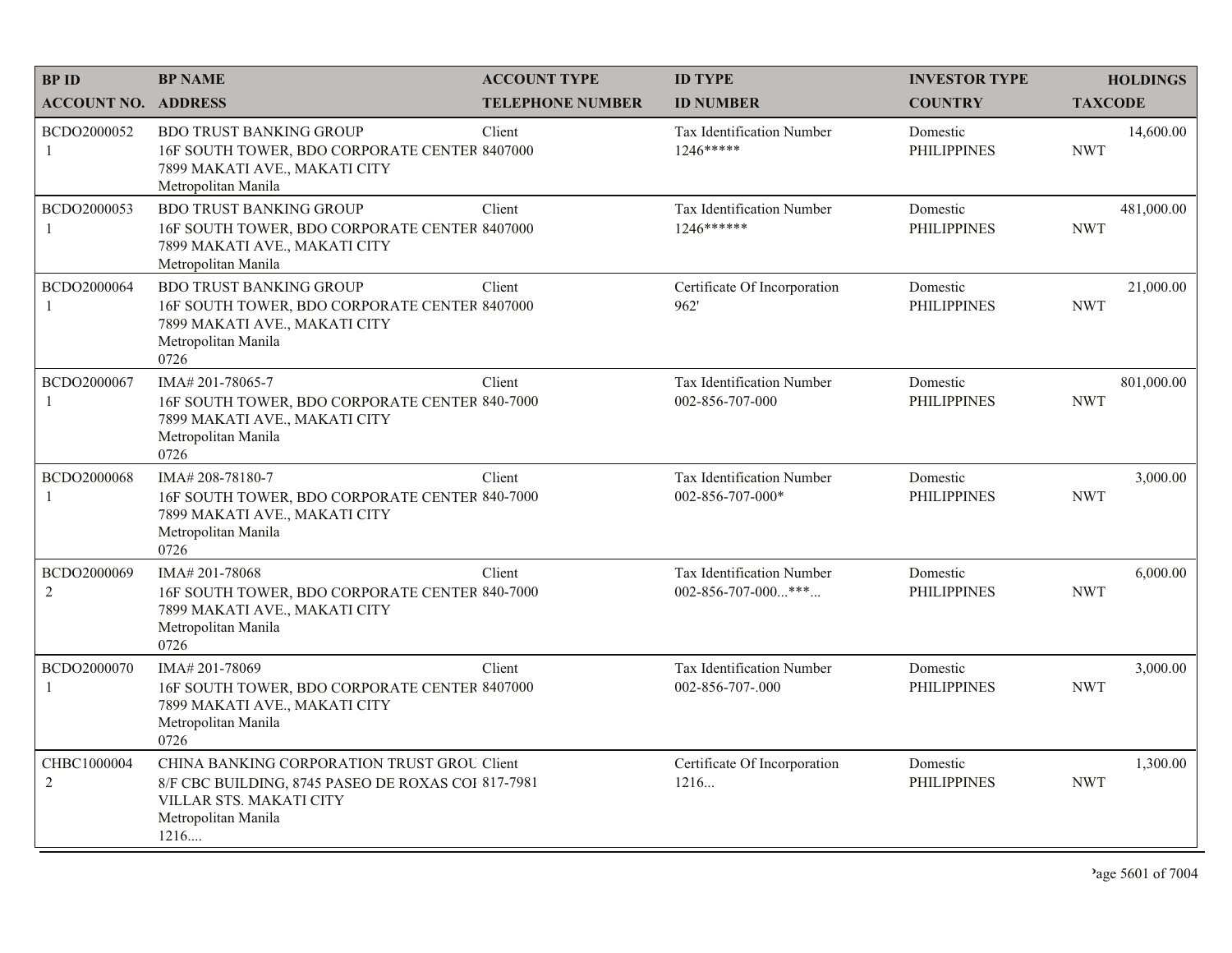| BP ID<br>ACCOUNT NO. | BP NAME<br>ADDRESS | ACCOUNT TYPE<br>TELEPHONE NUMBER | ID TYPE<br>ID NUMBER | INVESTOR TYPE<br>COUNTRY | HOLDINGS<br>TAXCODE |
|---|---|---|---|---|---|
| BCDO2000052<br>1 | BDO TRUST BANKING GROUP<br>16F SOUTH TOWER, BDO CORPORATE CENTER<br>7899 MAKATI AVE., MAKATI CITY<br>Metropolitan Manila | Client<br>8407000 | Tax Identification Number<br>1246***** | Domestic<br>PHILIPPINES | 14,600.00<br>NWT |
| BCDO2000053<br>1 | BDO TRUST BANKING GROUP<br>16F SOUTH TOWER, BDO CORPORATE CENTER<br>7899 MAKATI AVE., MAKATI CITY<br>Metropolitan Manila | Client<br>8407000 | Tax Identification Number<br>1246****** | Domestic<br>PHILIPPINES | 481,000.00<br>NWT |
| BCDO2000064<br>1 | BDO TRUST BANKING GROUP<br>16F SOUTH TOWER, BDO CORPORATE CENTER<br>7899 MAKATI AVE., MAKATI CITY<br>Metropolitan Manila<br>0726 | Client<br>8407000 | Certificate Of Incorporation<br>962' | Domestic<br>PHILIPPINES | 21,000.00<br>NWT |
| BCDO2000067<br>1 | IMA# 201-78065-7<br>16F SOUTH TOWER, BDO CORPORATE CENTER<br>7899 MAKATI AVE., MAKATI CITY<br>Metropolitan Manila<br>0726 | Client<br>840-7000 | Tax Identification Number<br>002-856-707-000 | Domestic<br>PHILIPPINES | 801,000.00<br>NWT |
| BCDO2000068<br>1 | IMA# 208-78180-7<br>16F SOUTH TOWER, BDO CORPORATE CENTER<br>7899 MAKATI AVE., MAKATI CITY<br>Metropolitan Manila<br>0726 | Client<br>840-7000 | Tax Identification Number<br>002-856-707-000* | Domestic<br>PHILIPPINES | 3,000.00<br>NWT |
| BCDO2000069<br>2 | IMA# 201-78068<br>16F SOUTH TOWER, BDO CORPORATE CENTER<br>7899 MAKATI AVE., MAKATI CITY<br>Metropolitan Manila<br>0726 | Client<br>840-7000 | Tax Identification Number<br>002-856-707-000...***... | Domestic<br>PHILIPPINES | 6,000.00<br>NWT |
| BCDO2000070<br>1 | IMA# 201-78069<br>16F SOUTH TOWER, BDO CORPORATE CENTER<br>7899 MAKATI AVE., MAKATI CITY<br>Metropolitan Manila<br>0726 | Client<br>8407000 | Tax Identification Number<br>002-856-707-.000 | Domestic<br>PHILIPPINES | 3,000.00<br>NWT |
| CHBC1000004<br>2 | CHINA BANKING CORPORATION TRUST GROU<br>8/F CBC BUILDING, 8745 PASEO DE ROXAS COI<br>VILLAR STS. MAKATI CITY<br>Metropolitan Manila<br>1216.... | Client<br>817-7981 | Certificate Of Incorporation<br>1216... | Domestic<br>PHILIPPINES | 1,300.00<br>NWT |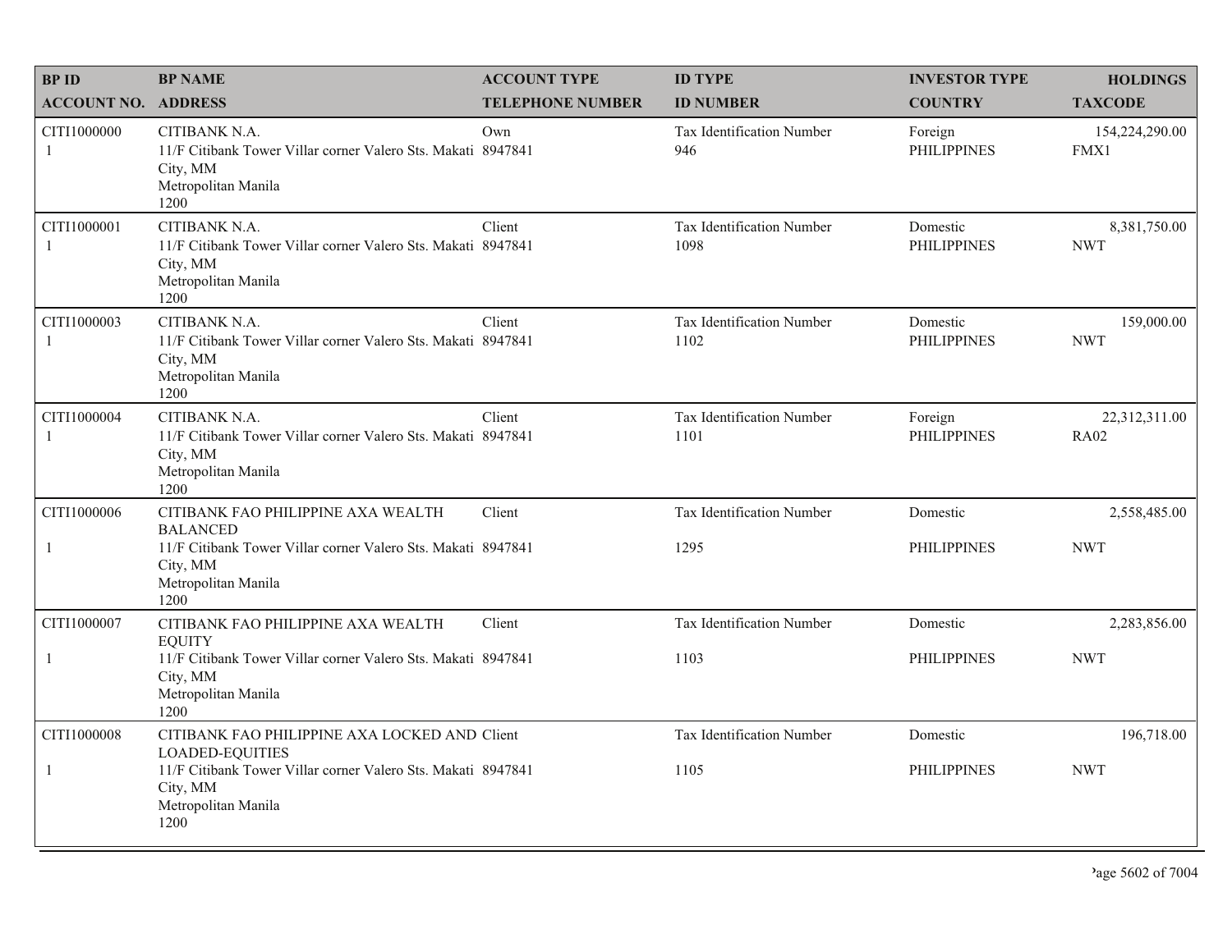| BP ID<br>ACCOUNT NO. | BP NAME<br>ADDRESS | ACCOUNT TYPE<br>TELEPHONE NUMBER | ID TYPE<br>ID NUMBER | INVESTOR TYPE<br>COUNTRY | HOLDINGS<br>TAXCODE |
|---|---|---|---|---|---|
| CITI1000000<br>1 | CITIBANK N.A.<br>11/F Citibank Tower Villar corner Valero Sts. Makati City, MM<br>Metropolitan Manila<br>1200 | Own<br>8947841 | Tax Identification Number<br>946 | Foreign<br>PHILIPPINES | 154,224,290.00<br>FMX1 |
| CITI1000001<br>1 | CITIBANK N.A.<br>11/F Citibank Tower Villar corner Valero Sts. Makati City, MM<br>Metropolitan Manila<br>1200 | Client<br>8947841 | Tax Identification Number<br>1098 | Domestic<br>PHILIPPINES | 8,381,750.00<br>NWT |
| CITI1000003<br>1 | CITIBANK N.A.<br>11/F Citibank Tower Villar corner Valero Sts. Makati City, MM<br>Metropolitan Manila<br>1200 | Client<br>8947841 | Tax Identification Number<br>1102 | Domestic<br>PHILIPPINES | 159,000.00<br>NWT |
| CITI1000004<br>1 | CITIBANK N.A.<br>11/F Citibank Tower Villar corner Valero Sts. Makati City, MM<br>Metropolitan Manila<br>1200 | Client<br>8947841 | Tax Identification Number<br>1101 | Foreign<br>PHILIPPINES | 22,312,311.00<br>RA02 |
| CITI1000006<br>1 | CITIBANK FAO PHILIPPINE AXA WEALTH BALANCED<br>11/F Citibank Tower Villar corner Valero Sts. Makati City, MM<br>Metropolitan Manila<br>1200 | Client<br>8947841 | Tax Identification Number<br>1295 | Domestic<br>PHILIPPINES | 2,558,485.00<br>NWT |
| CITI1000007<br>1 | CITIBANK FAO PHILIPPINE AXA WEALTH EQUITY<br>11/F Citibank Tower Villar corner Valero Sts. Makati City, MM<br>Metropolitan Manila<br>1200 | Client<br>8947841 | Tax Identification Number<br>1103 | Domestic<br>PHILIPPINES | 2,283,856.00<br>NWT |
| CITI1000008<br>1 | CITIBANK FAO PHILIPPINE AXA LOCKED AND LOADED-EQUITIES<br>11/F Citibank Tower Villar corner Valero Sts. Makati City, MM<br>Metropolitan Manila<br>1200 | Client<br>8947841 | Tax Identification Number<br>1105 | Domestic<br>PHILIPPINES | 196,718.00<br>NWT |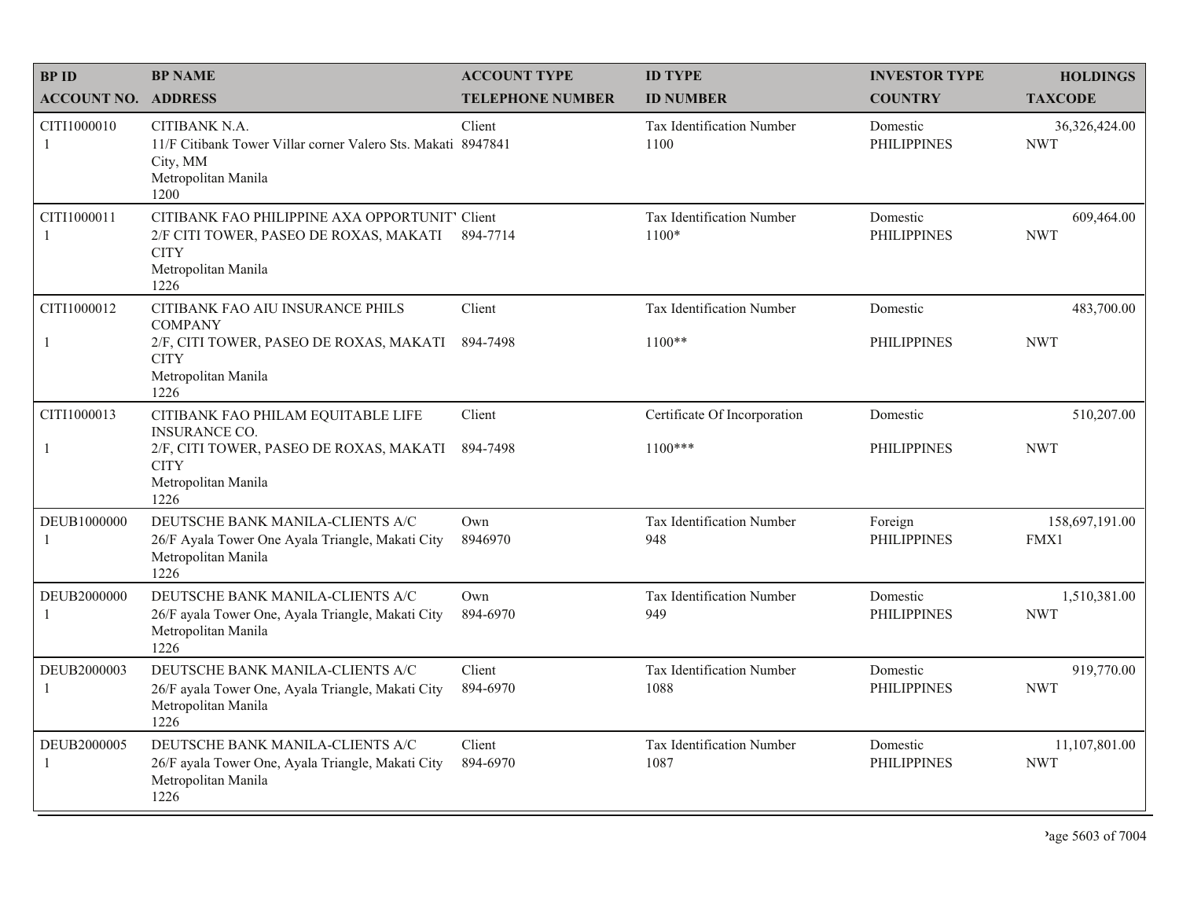| BP ID | BP NAME | ACCOUNT TYPE | ID TYPE | INVESTOR TYPE | HOLDINGS |
|---|---|---|---|---|---|
| ACCOUNT NO. | ADDRESS | TELEPHONE NUMBER | ID NUMBER | COUNTRY | TAXCODE |
| CITI1000010<br>1 | CITIBANK N.A.<br>11/F Citibank Tower Villar corner Valero Sts. Makati City, MM<br>Metropolitan Manila<br>1200 | Client<br>8947841 | Tax Identification Number<br>1100 | Domestic<br>PHILIPPINES | 36,326,424.00<br>NWT |
| CITI1000011<br>1 | CITIBANK FAO PHILIPPINE AXA OPPORTUNIT'<br>2/F CITI TOWER, PASEO DE ROXAS, MAKATI CITY<br>Metropolitan Manila<br>1226 | Client<br>894-7714 | Tax Identification Number<br>1100* | Domestic<br>PHILIPPINES | 609,464.00<br>NWT |
| CITI1000012<br>1 | CITIBANK FAO AIU INSURANCE PHILS COMPANY<br>2/F, CITI TOWER, PASEO DE ROXAS, MAKATI CITY<br>Metropolitan Manila<br>1226 | Client<br>894-7498 | Tax Identification Number<br>1100** | Domestic<br>PHILIPPINES | 483,700.00<br>NWT |
| CITI1000013<br>1 | CITIBANK FAO PHILAM EQUITABLE LIFE INSURANCE CO.<br>2/F, CITI TOWER, PASEO DE ROXAS, MAKATI CITY<br>Metropolitan Manila<br>1226 | Client<br>894-7498 | Certificate Of Incorporation<br>1100*** | Domestic<br>PHILIPPINES | 510,207.00<br>NWT |
| DEUB1000000<br>1 | DEUTSCHE BANK MANILA-CLIENTS A/C<br>26/F Ayala Tower One Ayala Triangle, Makati City<br>Metropolitan Manila<br>1226 | Own<br>8946970 | Tax Identification Number<br>948 | Foreign<br>PHILIPPINES | 158,697,191.00<br>FMX1 |
| DEUB2000000<br>1 | DEUTSCHE BANK MANILA-CLIENTS A/C<br>26/F ayala Tower One, Ayala Triangle, Makati City<br>Metropolitan Manila<br>1226 | Own<br>894-6970 | Tax Identification Number<br>949 | Domestic<br>PHILIPPINES | 1,510,381.00<br>NWT |
| DEUB2000003<br>1 | DEUTSCHE BANK MANILA-CLIENTS A/C<br>26/F ayala Tower One, Ayala Triangle, Makati City<br>Metropolitan Manila<br>1226 | Client<br>894-6970 | Tax Identification Number<br>1088 | Domestic<br>PHILIPPINES | 919,770.00<br>NWT |
| DEUB2000005<br>1 | DEUTSCHE BANK MANILA-CLIENTS A/C<br>26/F ayala Tower One, Ayala Triangle, Makati City<br>Metropolitan Manila<br>1226 | Client<br>894-6970 | Tax Identification Number<br>1087 | Domestic<br>PHILIPPINES | 11,107,801.00<br>NWT |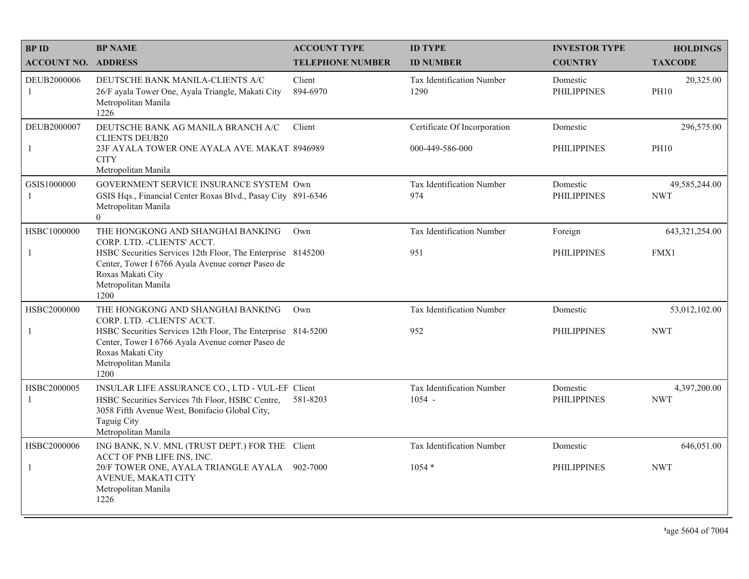| BP ID<br>ACCOUNT NO. | BP NAME<br>ADDRESS | ACCOUNT TYPE<br>TELEPHONE NUMBER | ID TYPE<br>ID NUMBER | INVESTOR TYPE<br>COUNTRY | HOLDINGS<br>TAXCODE |
|---|---|---|---|---|---|
| DEUB2000006<br>1 | DEUTSCHE BANK MANILA-CLIENTS A/C<br>26/F ayala Tower One, Ayala Triangle, Makati City<br>Metropolitan Manila<br>1226 | Client<br>894-6970 | Tax Identification Number<br>1290 | Domestic<br>PHILIPPINES | 20,325.00<br>PH10 |
| DEUB2000007<br>1 | DEUTSCHE BANK AG MANILA BRANCH A/C CLIENTS DEUB20<br>23F AYALA TOWER ONE AYALA AVE. MAKAT CITY<br>Metropolitan Manila | Client<br>8946989 | Certificate Of Incorporation<br>000-449-586-000 | Domestic<br>PHILIPPINES | 296,575.00<br>PH10 |
| GSIS1000000<br>1 | GOVERNMENT SERVICE INSURANCE SYSTEM<br>GSIS Hqs., Financial Center Roxas Blvd., Pasay City<br>Metropolitan Manila<br>0 | Own<br>891-6346 | Tax Identification Number<br>974 | Domestic<br>PHILIPPINES | 49,585,244.00<br>NWT |
| HSBC1000000<br>1 | THE HONGKONG AND SHANGHAI BANKING CORP. LTD. -CLIENTS' ACCT.<br>HSBC Securities Services 12th Floor, The Enterprise Center, Tower I 6766 Ayala Avenue corner Paseo de Roxas Makati City<br>Metropolitan Manila<br>1200 | Own<br>8145200 | Tax Identification Number<br>951 | Foreign<br>PHILIPPINES | 643,321,254.00<br>FMX1 |
| HSBC2000000<br>1 | THE HONGKONG AND SHANGHAI BANKING CORP. LTD. -CLIENTS' ACCT.<br>HSBC Securities Services 12th Floor, The Enterprise Center, Tower I 6766 Ayala Avenue corner Paseo de Roxas Makati City<br>Metropolitan Manila<br>1200 | Own<br>814-5200 | Tax Identification Number<br>952 | Domestic<br>PHILIPPINES | 53,012,102.00<br>NWT |
| HSBC2000005<br>1 | INSULAR LIFE ASSURANCE CO., LTD - VUL-EF<br>HSBC Securities Services 7th Floor, HSBC Centre, 3058 Fifth Avenue West, Bonifacio Global City, Taguig City<br>Metropolitan Manila | Client<br>581-8203 | Tax Identification Number<br>1054 - | Domestic<br>PHILIPPINES | 4,397,200.00<br>NWT |
| HSBC2000006<br>1 | ING BANK, N.V. MNL (TRUST DEPT.) FOR THE ACCT OF PNB LIFE INS, INC.<br>20/F TOWER ONE, AYALA TRIANGLE AYALA AVENUE, MAKATI CITY<br>Metropolitan Manila<br>1226 | Client<br>902-7000 | Tax Identification Number<br>1054 * | Domestic<br>PHILIPPINES | 646,051.00<br>NWT |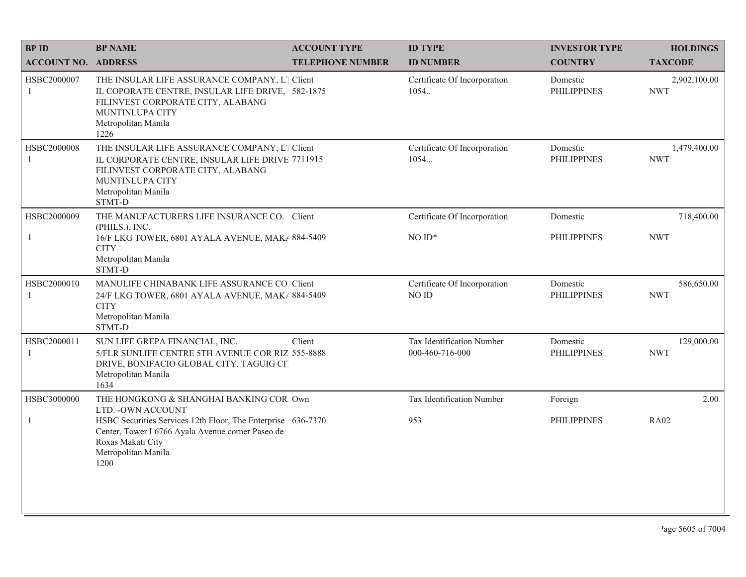| BP ID<br>ACCOUNT NO. | BP NAME<br>ADDRESS | ACCOUNT TYPE<br>TELEPHONE NUMBER | ID TYPE<br>ID NUMBER | INVESTOR TYPE<br>COUNTRY | HOLDINGS<br>TAXCODE |
|---|---|---|---|---|---|
| HSBC2000007<br>1 | THE INSULAR LIFE ASSURANCE COMPANY, LT<br>IL COPORATE CENTRE, INSULAR LIFE DRIVE, FILINVEST CORPORATE CITY, ALABANG MUNTINLUPA CITY<br>Metropolitan Manila<br>1226 | Client<br>582-1875 | Certificate Of Incorporation<br>1054.. | Domestic<br>PHILIPPINES | 2,902,100.00<br>NWT |
| HSBC2000008<br>1 | THE INSULAR LIFE ASSURANCE COMPANY, LT<br>IL CORPORATE CENTRE, INSULAR LIFE DRIVE FILINVEST CORPORATE CITY, ALABANG MUNTINLUPA CITY<br>Metropolitan Manila<br>STMT-D | Client<br>7711915 | Certificate Of Incorporation<br>1054... | Domestic<br>PHILIPPINES | 1,479,400.00<br>NWT |
| HSBC2000009<br>1 | THE MANUFACTURERS LIFE INSURANCE CO. (PHILS.), INC.<br>16/F LKG TOWER, 6801 AYALA AVENUE, MAKA CITY<br>Metropolitan Manila<br>STMT-D | Client<br>884-5409 | Certificate Of Incorporation<br>NO ID* | Domestic<br>PHILIPPINES | 718,400.00<br>NWT |
| HSBC2000010<br>1 | MANULIFE CHINABANK LIFE ASSURANCE CO<br>24/F LKG TOWER, 6801 AYALA AVENUE, MAKA CITY<br>Metropolitan Manila<br>STMT-D | Client<br>884-5409 | Certificate Of Incorporation<br>NO ID | Domestic<br>PHILIPPINES | 586,650.00<br>NWT |
| HSBC2000011<br>1 | SUN LIFE GREPA FINANCIAL, INC.<br>5/FLR SUNLIFE CENTRE 5TH AVENUE COR RIZ DRIVE, BONIFACIO GLOBAL CITY, TAGUIG CI<br>Metropolitan Manila<br>1634 | Client<br>555-8888 | Tax Identification Number<br>000-460-716-000 | Domestic<br>PHILIPPINES | 129,000.00<br>NWT |
| HSBC3000000<br>1 | THE HONGKONG & SHANGHAI BANKING COR LTD. -OWN ACCOUNT<br>HSBC Securities Services 12th Floor, The Enterprise Center, Tower I 6766 Ayala Avenue corner Paseo de Roxas Makati City<br>Metropolitan Manila<br>1200 | Own<br>636-7370 | Tax Identification Number<br>953 | Foreign<br>PHILIPPINES | 2.00<br>RA02 |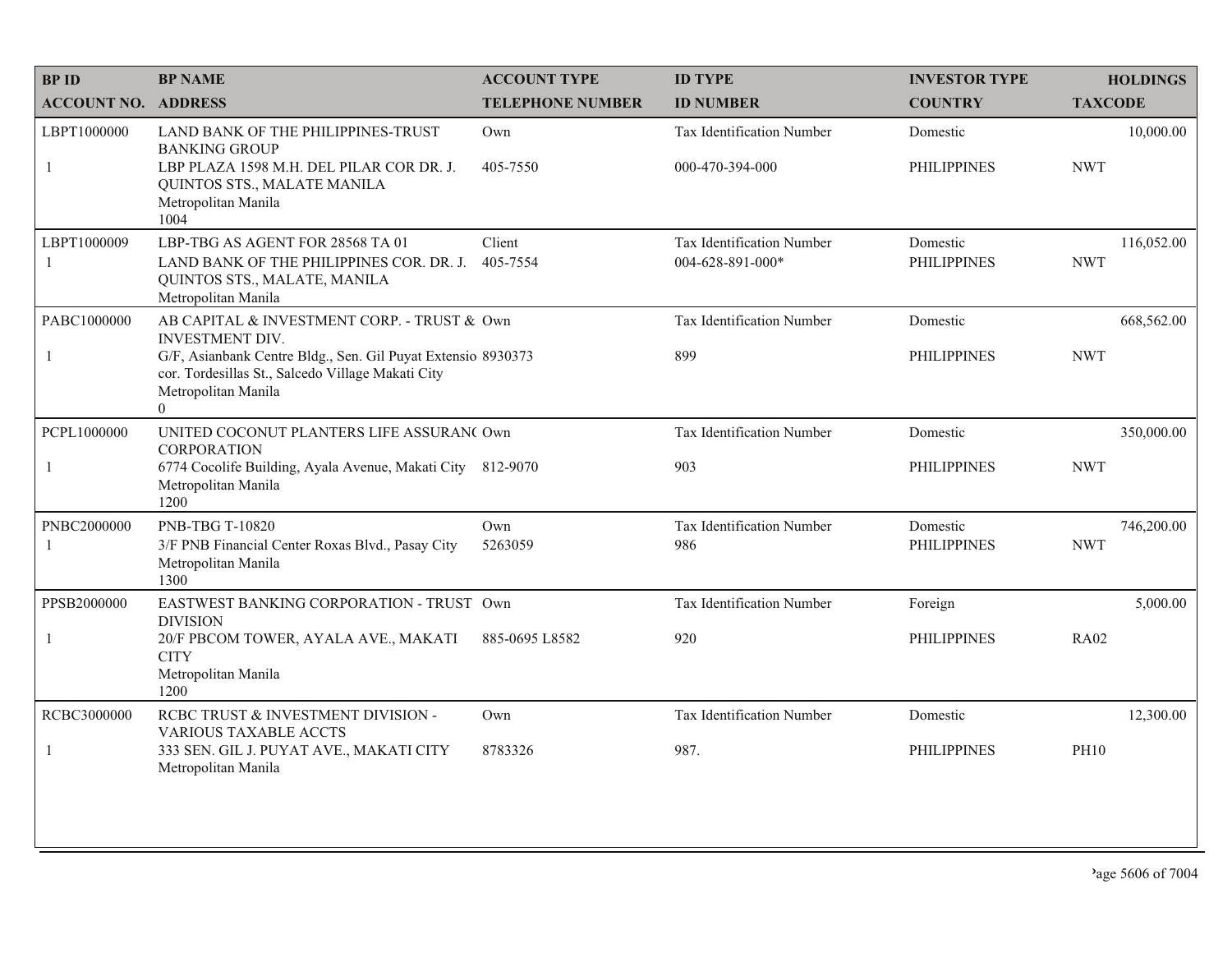| BP ID<br>ACCOUNT NO. | BP NAME<br>ADDRESS | ACCOUNT TYPE<br>TELEPHONE NUMBER | ID TYPE<br>ID NUMBER | INVESTOR TYPE<br>COUNTRY | HOLDINGS<br>TAXCODE |
|---|---|---|---|---|---|
| LBPT1000000<br>1 | LAND BANK OF THE PHILIPPINES-TRUST BANKING GROUP<br>LBP PLAZA 1598 M.H. DEL PILAR COR DR. J. QUINTOS STS., MALATE MANILA<br>Metropolitan Manila<br>1004 | Own<br>405-7550 | Tax Identification Number<br>000-470-394-000 | Domestic<br>PHILIPPINES | 10,000.00<br>NWT |
| LBPT1000009<br>1 | LBP-TBG AS AGENT FOR 28568 TA 01<br>LAND BANK OF THE PHILIPPINES COR. DR. J. QUINTOS STS., MALATE, MANILA<br>Metropolitan Manila | Client<br>405-7554 | Tax Identification Number<br>004-628-891-000* | Domestic<br>PHILIPPINES | 116,052.00<br>NWT |
| PABC1000000<br>1 | AB CAPITAL & INVESTMENT CORP. - TRUST & INVESTMENT DIV.<br>G/F, Asianbank Centre Bldg., Sen. Gil Puyat Extensio cor. Tordesillas St., Salcedo Village Makati City<br>Metropolitan Manila<br>0 | Own<br>8930373 | Tax Identification Number<br>899 | Domestic<br>PHILIPPINES | 668,562.00<br>NWT |
| PCPL1000000<br>1 | UNITED COCONUT PLANTERS LIFE ASSURAN( CORPORATION<br>6774 Cocolife Building, Ayala Avenue, Makati City<br>Metropolitan Manila<br>1200 | Own<br>812-9070 | Tax Identification Number<br>903 | Domestic<br>PHILIPPINES | 350,000.00<br>NWT |
| PNBC2000000<br>1 | PNB-TBG T-10820<br>3/F PNB Financial Center Roxas Blvd., Pasay City<br>Metropolitan Manila<br>1300 | Own<br>5263059 | Tax Identification Number<br>986 | Domestic<br>PHILIPPINES | 746,200.00<br>NWT |
| PPSB2000000<br>1 | EASTWEST BANKING CORPORATION - TRUST DIVISION<br>20/F PBCOM TOWER, AYALA AVE., MAKATI CITY<br>Metropolitan Manila<br>1200 | Own<br>885-0695 L8582 | Tax Identification Number<br>920 | Foreign<br>PHILIPPINES | 5,000.00<br>RA02 |
| RCBC3000000<br>1 | RCBC TRUST & INVESTMENT DIVISION - VARIOUS TAXABLE ACCTS<br>333 SEN. GIL J. PUYAT AVE., MAKATI CITY<br>Metropolitan Manila | Own<br>8783326 | Tax Identification Number<br>987. | Domestic<br>PHILIPPINES | 12,300.00<br>PH10 |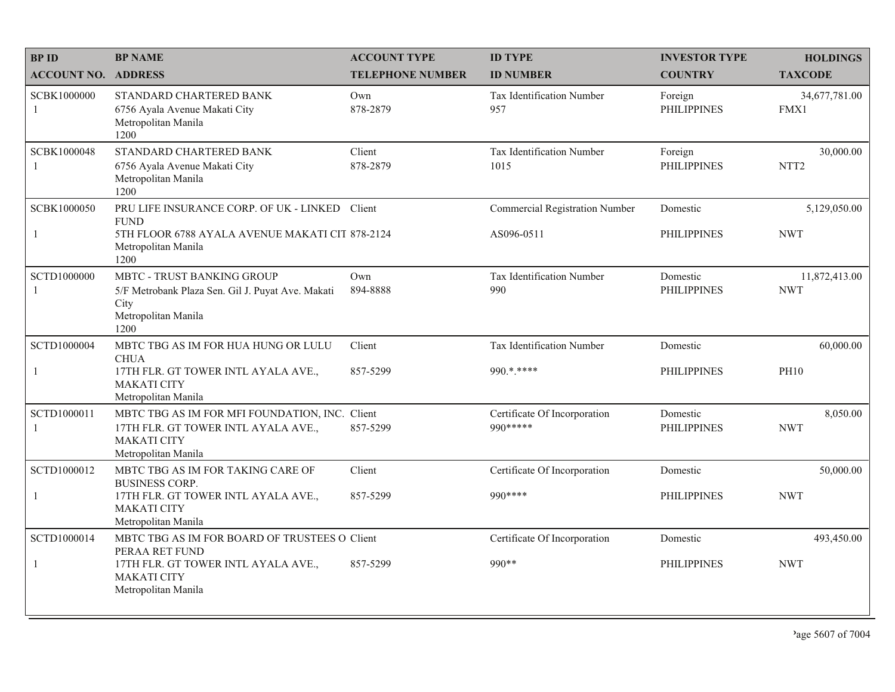| BP ID<br>ACCOUNT NO. | BP NAME<br>ADDRESS | ACCOUNT TYPE<br>TELEPHONE NUMBER | ID TYPE<br>ID NUMBER | INVESTOR TYPE<br>COUNTRY | HOLDINGS<br>TAXCODE |
|---|---|---|---|---|---|
| SCBK1000000<br>1 | STANDARD CHARTERED BANK<br>6756 Ayala Avenue Makati City<br>Metropolitan Manila<br>1200 | Own<br>878-2879 | Tax Identification Number<br>957 | Foreign<br>PHILIPPINES | 34,677,781.00<br>FMX1 |
| SCBK1000048<br>1 | STANDARD CHARTERED BANK<br>6756 Ayala Avenue Makati City<br>Metropolitan Manila<br>1200 | Client<br>878-2879 | Tax Identification Number<br>1015 | Foreign<br>PHILIPPINES | 30,000.00<br>NTT2 |
| SCBK1000050<br>1 | PRU LIFE INSURANCE CORP. OF UK - LINKED FUND<br>5TH FLOOR 6788 AYALA AVENUE MAKATI CIT<br>Metropolitan Manila<br>1200 | Client<br>878-2124 | Commercial Registration Number<br>AS096-0511 | Domestic<br>PHILIPPINES | 5,129,050.00<br>NWT |
| SCTD1000000<br>1 | MBTC - TRUST BANKING GROUP<br>5/F Metrobank Plaza Sen. Gil J. Puyat Ave. Makati City<br>Metropolitan Manila<br>1200 | Own<br>894-8888 | Tax Identification Number<br>990 | Domestic<br>PHILIPPINES | 11,872,413.00<br>NWT |
| SCTD1000004<br>1 | MBTC TBG AS IM FOR HUA HUNG OR LULU CHUA<br>17TH FLR. GT TOWER INTL AYALA AVE., MAKATI CITY<br>Metropolitan Manila | Client<br>857-5299 | Tax Identification Number<br>990.*.**** | Domestic<br>PHILIPPINES | 60,000.00<br>PH10 |
| SCTD1000011<br>1 | MBTC TBG AS IM FOR MFI FOUNDATION, INC.<br>17TH FLR. GT TOWER INTL AYALA AVE., MAKATI CITY<br>Metropolitan Manila | Client<br>857-5299 | Certificate Of Incorporation<br>990***** | Domestic<br>PHILIPPINES | 8,050.00<br>NWT |
| SCTD1000012<br>1 | MBTC TBG AS IM FOR TAKING CARE OF BUSINESS CORP.<br>17TH FLR. GT TOWER INTL AYALA AVE., MAKATI CITY<br>Metropolitan Manila | Client<br>857-5299 | Certificate Of Incorporation<br>990**** | Domestic<br>PHILIPPINES | 50,000.00<br>NWT |
| SCTD1000014<br>1 | MBTC TBG AS IM FOR BOARD OF TRUSTEES O PERAA RET FUND<br>17TH FLR. GT TOWER INTL AYALA AVE., MAKATI CITY<br>Metropolitan Manila | Client<br>857-5299 | Certificate Of Incorporation<br>990** | Domestic<br>PHILIPPINES | 493,450.00<br>NWT |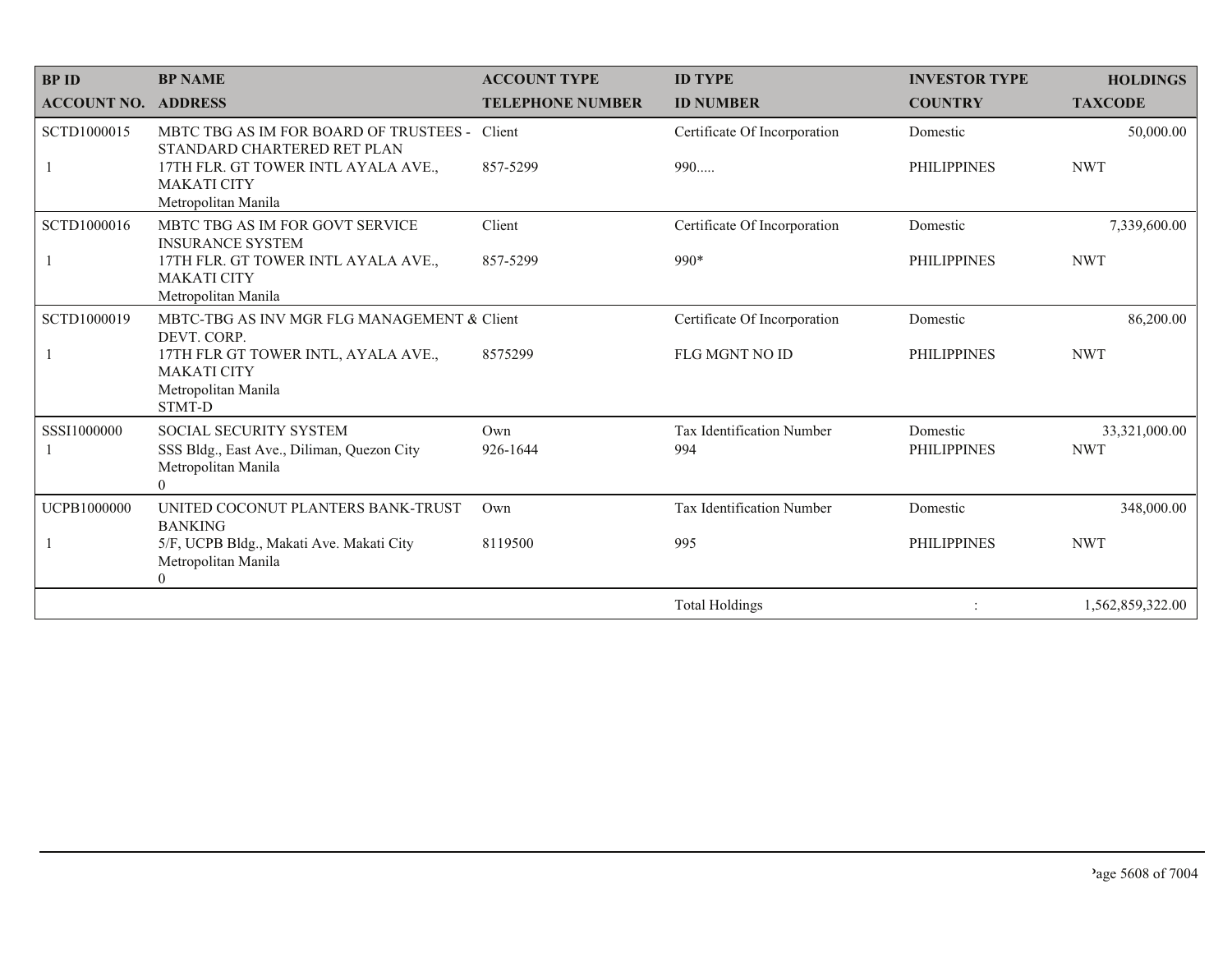| BP ID<br>ACCOUNT NO. | BP NAME<br>ADDRESS | ACCOUNT TYPE<br>TELEPHONE NUMBER | ID TYPE<br>ID NUMBER | INVESTOR TYPE<br>COUNTRY | HOLDINGS<br>TAXCODE |
|---|---|---|---|---|---|
| SCTD1000015<br>1 | MBTC TBG AS IM FOR BOARD OF TRUSTEES - STANDARD CHARTERED RET PLAN<br>17TH FLR. GT TOWER INTL AYALA AVE., MAKATI CITY<br>Metropolitan Manila | Client<br>857-5299 | Certificate Of Incorporation<br>990..... | Domestic<br>PHILIPPINES | 50,000.00<br>NWT |
| SCTD1000016<br>1 | MBTC TBG AS IM FOR GOVT SERVICE INSURANCE SYSTEM<br>17TH FLR. GT TOWER INTL AYALA AVE., MAKATI CITY<br>Metropolitan Manila | Client<br>857-5299 | Certificate Of Incorporation<br>990* | Domestic<br>PHILIPPINES | 7,339,600.00<br>NWT |
| SCTD1000019<br>1 | MBTC-TBG AS INV MGR FLG MANAGEMENT & DEVT. CORP.<br>17TH FLR GT TOWER INTL, AYALA AVE., MAKATI CITY<br>Metropolitan Manila<br>STMT-D | Client<br>8575299 | Certificate Of Incorporation<br>FLG MGNT NO ID | Domestic<br>PHILIPPINES | 86,200.00<br>NWT |
| SSSI1000000<br>1 | SOCIAL SECURITY SYSTEM<br>SSS Bldg., East Ave., Diliman, Quezon City<br>Metropolitan Manila<br>0 | Own<br>926-1644 | Tax Identification Number<br>994 | Domestic<br>PHILIPPINES | 33,321,000.00<br>NWT |
| UCPB1000000<br>1 | UNITED COCONUT PLANTERS BANK-TRUST BANKING<br>5/F, UCPB Bldg., Makati Ave. Makati City<br>Metropolitan Manila<br>0 | Own<br>8119500 | Tax Identification Number<br>995 | Domestic<br>PHILIPPINES | 348,000.00<br>NWT |
| | | | Total Holdings | : | 1,562,859,322.00 |